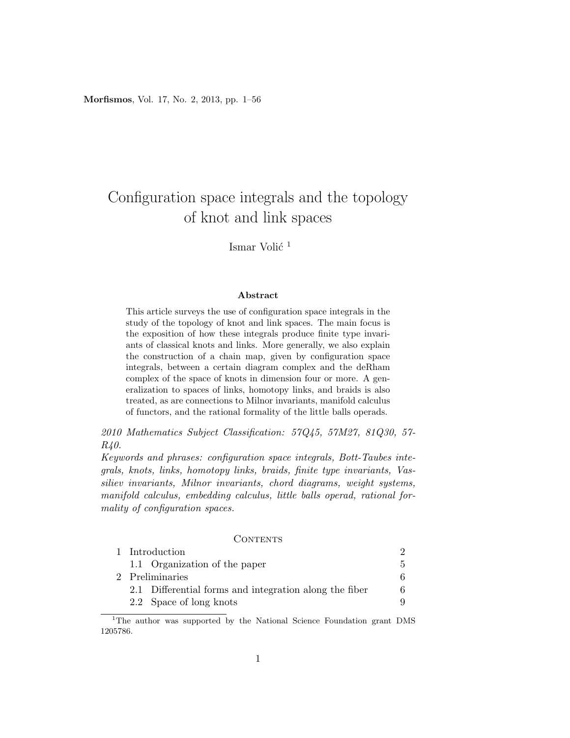# Configuration space integrals and the topology of knot and link spaces

Ismar Volić [1]

**Abstract**

This article surveys the use of configuration space integrals in the study of the topology of knot and link spaces. The main focus is the exposition of how these integrals produce finite type invariants of classical knots and links. More generally, we also explain the construction of a chain map, given by configuration space integrals, between a certain diagram complex and the deRham complex of the space of knots in dimension four or more. A generalization to spaces of links, homotopy links, and braids is also treated, as are connections to Milnor invariants, manifold calculus of functors, and the rational formality of the little balls operads.

*2010 Mathematics Subject Classification: 57Q45, 57M27, 81Q30, 57-R40.*

*Keywords and phrases: configuration space integrals, Bott-Taubes integrals, knots, links, homotopy links, braids, finite type invariants, Vassiliev invariants, Milnor invariants, chord diagrams, weight systems, manifold calculus, embedding calculus, little balls operad, rational formality of configuration spaces.*

## Contents

| | | |
|---|---|---|
| 1 | Introduction | 2 |
| | 1.1 Organization of the paper | 5 |
| 2 | Preliminaries | 6 |
| | 2.1 Differential forms and integration along the fiber | 6 |
| | 2.2 Space of long knots | 9 |

[1] The author was supported by the National Science Foundation grant DMS 1205786.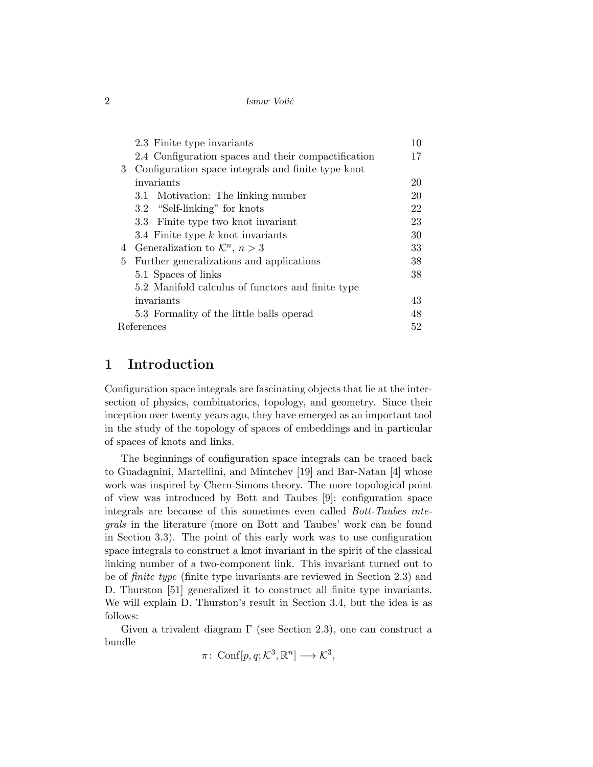| | |
|---|---|
| 2.3 Finite type invariants | 10 |
| 2.4 Configuration spaces and their compactification | 17 |
| 3 Configuration space integrals and finite type knot invariants | 20 |
| 3.1 Motivation: The linking number | 20 |
| 3.2 "Self-linking" for knots | 22 |
| 3.3 Finite type two knot invariant | 23 |
| 3.4 Finite type $k$ knot invariants | 30 |
| 4 Generalization to $\mathcal{K}^n$, $n > 3$ | 33 |
| 5 Further generalizations and applications | 38 |
| 5.1 Spaces of links | 38 |
| 5.2 Manifold calculus of functors and finite type invariants | 43 |
| 5.3 Formality of the little balls operad | 48 |
| References | 52 |

# 1 Introduction

Configuration space integrals are fascinating objects that lie at the intersection of physics, combinatorics, topology, and geometry. Since their inception over twenty years ago, they have emerged as an important tool in the study of the topology of spaces of embeddings and in particular of spaces of knots and links.

The beginnings of configuration space integrals can be traced back to Guadagnini, Martellini, and Mintchev [19] and Bar-Natan [4] whose work was inspired by Chern-Simons theory. The more topological point of view was introduced by Bott and Taubes [9]; configuration space integrals are because of this sometimes even called *Bott-Taubes integrals* in the literature (more on Bott and Taubes' work can be found in Section 3.3). The point of this early work was to use configuration space integrals to construct a knot invariant in the spirit of the classical linking number of a two-component link. This invariant turned out to be of *finite type* (finite type invariants are reviewed in Section 2.3) and D. Thurston [51] generalized it to construct all finite type invariants. We will explain D. Thurston's result in Section 3.4, but the idea is as follows:

Given a trivalent diagram $\Gamma$ (see Section 2.3), one can construct a bundle

$$\pi\colon \operatorname{Conf}[p, q; \mathcal{K}^3, \mathbb{R}^n] \longrightarrow \mathcal{K}^3,$$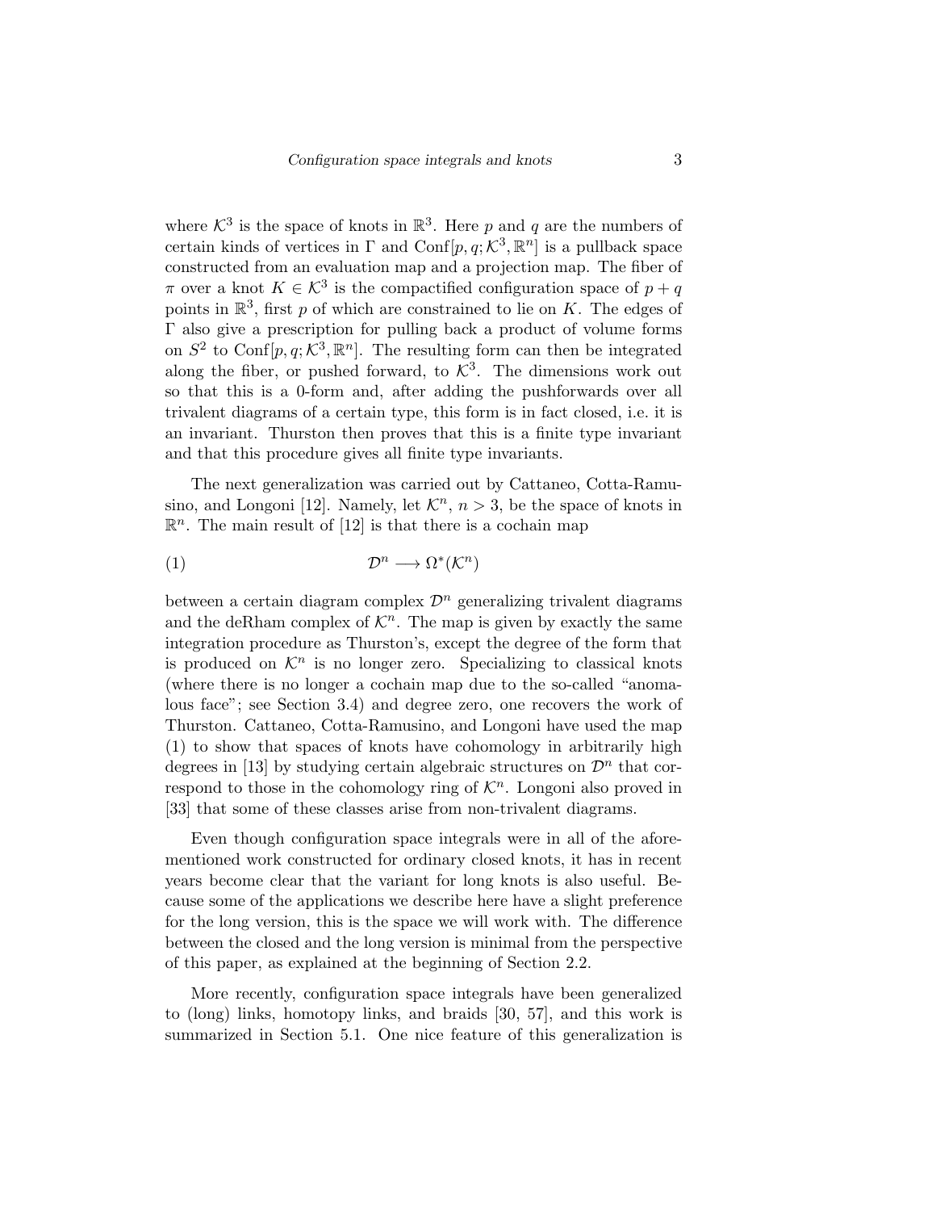where $\mathcal{K}^3$ is the space of knots in $\mathbb{R}^3$. Here $p$ and $q$ are the numbers of certain kinds of vertices in $\Gamma$ and $\mathrm{Conf}[p, q; \mathcal{K}^3, \mathbb{R}^n]$ is a pullback space constructed from an evaluation map and a projection map. The fiber of $\pi$ over a knot $K \in \mathcal{K}^3$ is the compactified configuration space of $p+q$ points in $\mathbb{R}^3$, first $p$ of which are constrained to lie on $K$. The edges of $\Gamma$ also give a prescription for pulling back a product of volume forms on $S^2$ to $\mathrm{Conf}[p, q; \mathcal{K}^3, \mathbb{R}^n]$. The resulting form can then be integrated along the fiber, or pushed forward, to $\mathcal{K}^3$. The dimensions work out so that this is a 0-form and, after adding the pushforwards over all trivalent diagrams of a certain type, this form is in fact closed, i.e. it is an invariant. Thurston then proves that this is a finite type invariant and that this procedure gives all finite type invariants.

The next generalization was carried out by Cattaneo, Cotta-Ramusino, and Longoni [12]. Namely, let $\mathcal{K}^n$, $n > 3$, be the space of knots in $\mathbb{R}^n$. The main result of [12] is that there is a cochain map

$$\mathcal{D}^n \longrightarrow \Omega^*(\mathcal{K}^n) \tag{1}$$

between a certain diagram complex $\mathcal{D}^n$ generalizing trivalent diagrams and the deRham complex of $\mathcal{K}^n$. The map is given by exactly the same integration procedure as Thurston's, except the degree of the form that is produced on $\mathcal{K}^n$ is no longer zero. Specializing to classical knots (where there is no longer a cochain map due to the so-called "anomalous face"; see Section 3.4) and degree zero, one recovers the work of Thurston. Cattaneo, Cotta-Ramusino, and Longoni have used the map (1) to show that spaces of knots have cohomology in arbitrarily high degrees in [13] by studying certain algebraic structures on $\mathcal{D}^n$ that correspond to those in the cohomology ring of $\mathcal{K}^n$. Longoni also proved in [33] that some of these classes arise from non-trivalent diagrams.

Even though configuration space integrals were in all of the aforementioned work constructed for ordinary closed knots, it has in recent years become clear that the variant for long knots is also useful. Because some of the applications we describe here have a slight preference for the long version, this is the space we will work with. The difference between the closed and the long version is minimal from the perspective of this paper, as explained at the beginning of Section 2.2.

More recently, configuration space integrals have been generalized to (long) links, homotopy links, and braids [30, 57], and this work is summarized in Section 5.1. One nice feature of this generalization is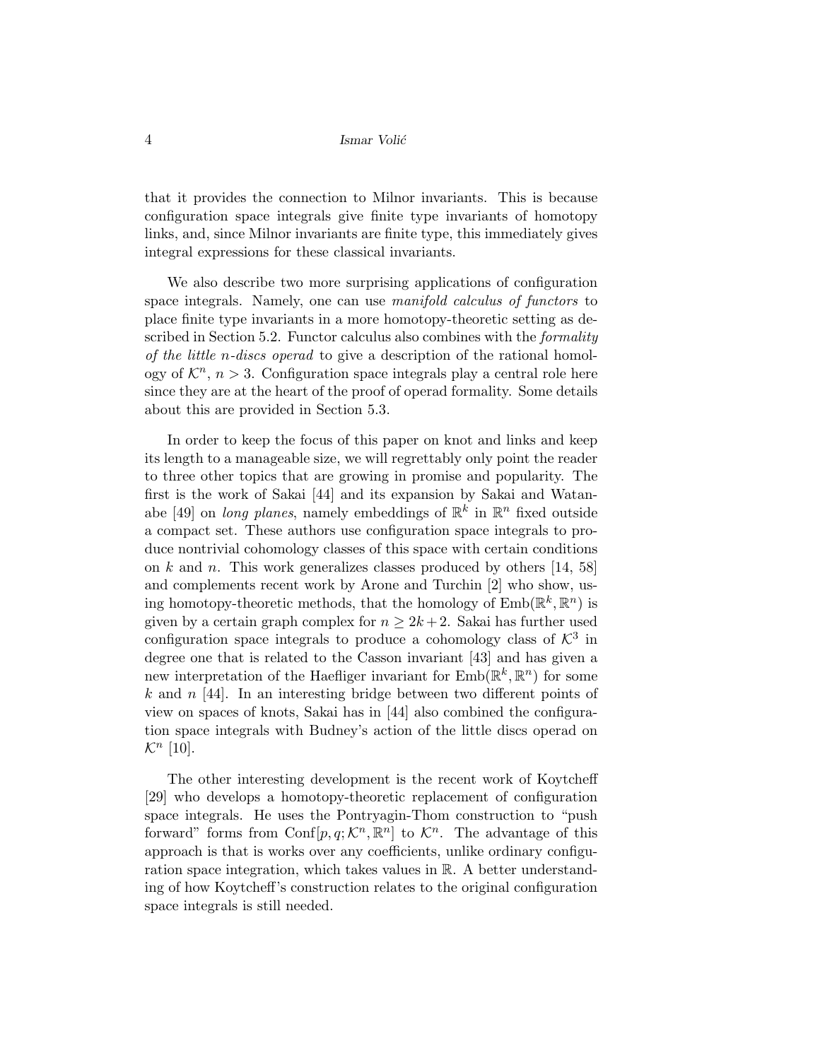that it provides the connection to Milnor invariants. This is because configuration space integrals give finite type invariants of homotopy links, and, since Milnor invariants are finite type, this immediately gives integral expressions for these classical invariants.

We also describe two more surprising applications of configuration space integrals. Namely, one can use *manifold calculus of functors* to place finite type invariants in a more homotopy-theoretic setting as described in Section 5.2. Functor calculus also combines with the *formality of the little n-discs operad* to give a description of the rational homology of $\mathcal{K}^n$, $n > 3$. Configuration space integrals play a central role here since they are at the heart of the proof of operad formality. Some details about this are provided in Section 5.3.

In order to keep the focus of this paper on knot and links and keep its length to a manageable size, we will regrettably only point the reader to three other topics that are growing in promise and popularity. The first is the work of Sakai [44] and its expansion by Sakai and Watanabe [49] on *long planes*, namely embeddings of $\mathbb{R}^k$ in $\mathbb{R}^n$ fixed outside a compact set. These authors use configuration space integrals to produce nontrivial cohomology classes of this space with certain conditions on $k$ and $n$. This work generalizes classes produced by others [14, 58] and complements recent work by Arone and Turchin [2] who show, using homotopy-theoretic methods, that the homology of $\mathrm{Emb}(\mathbb{R}^k, \mathbb{R}^n)$ is given by a certain graph complex for $n \geq 2k+2$. Sakai has further used configuration space integrals to produce a cohomology class of $\mathcal{K}^3$ in degree one that is related to the Casson invariant [43] and has given a new interpretation of the Haefliger invariant for $\mathrm{Emb}(\mathbb{R}^k, \mathbb{R}^n)$ for some $k$ and $n$ [44]. In an interesting bridge between two different points of view on spaces of knots, Sakai has in [44] also combined the configuration space integrals with Budney's action of the little discs operad on $\mathcal{K}^n$ [10].

The other interesting development is the recent work of Koytcheff [29] who develops a homotopy-theoretic replacement of configuration space integrals. He uses the Pontryagin-Thom construction to "push forward" forms from $\mathrm{Conf}[p, q; \mathcal{K}^n, \mathbb{R}^n]$ to $\mathcal{K}^n$. The advantage of this approach is that is works over any coefficients, unlike ordinary configuration space integration, which takes values in $\mathbb{R}$. A better understanding of how Koytcheff's construction relates to the original configuration space integrals is still needed.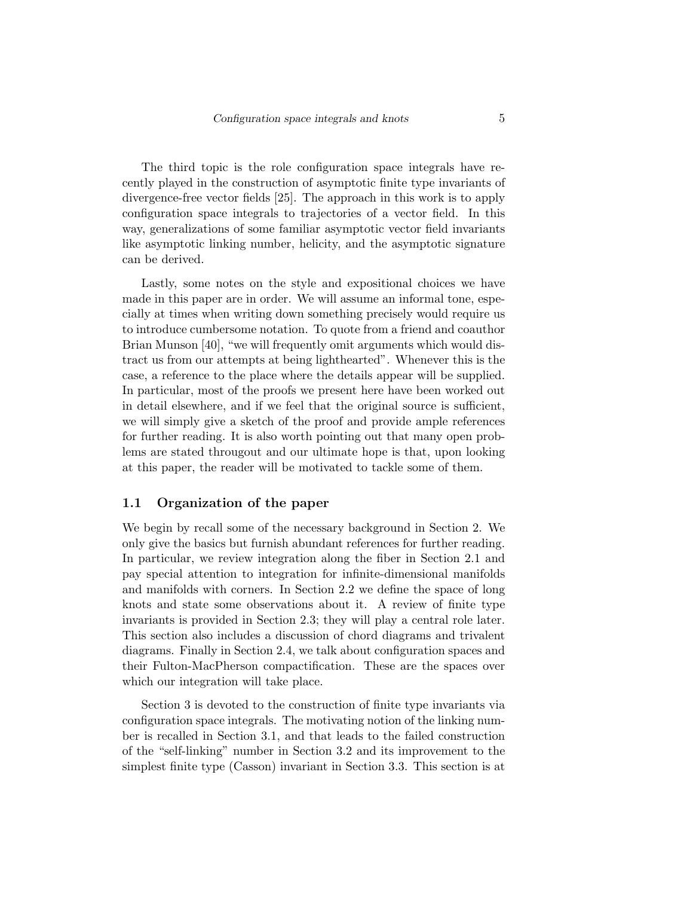The third topic is the role configuration space integrals have recently played in the construction of asymptotic finite type invariants of divergence-free vector fields [25]. The approach in this work is to apply configuration space integrals to trajectories of a vector field. In this way, generalizations of some familiar asymptotic vector field invariants like asymptotic linking number, helicity, and the asymptotic signature can be derived.

Lastly, some notes on the style and expositional choices we have made in this paper are in order. We will assume an informal tone, especially at times when writing down something precisely would require us to introduce cumbersome notation. To quote from a friend and coauthor Brian Munson [40], "we will frequently omit arguments which would distract us from our attempts at being lighthearted". Whenever this is the case, a reference to the place where the details appear will be supplied. In particular, most of the proofs we present here have been worked out in detail elsewhere, and if we feel that the original source is sufficient, we will simply give a sketch of the proof and provide ample references for further reading. It is also worth pointing out that many open problems are stated througout and our ultimate hope is that, upon looking at this paper, the reader will be motivated to tackle some of them.

## 1.1 Organization of the paper

We begin by recall some of the necessary background in Section 2. We only give the basics but furnish abundant references for further reading. In particular, we review integration along the fiber in Section 2.1 and pay special attention to integration for infinite-dimensional manifolds and manifolds with corners. In Section 2.2 we define the space of long knots and state some observations about it. A review of finite type invariants is provided in Section 2.3; they will play a central role later. This section also includes a discussion of chord diagrams and trivalent diagrams. Finally in Section 2.4, we talk about configuration spaces and their Fulton-MacPherson compactification. These are the spaces over which our integration will take place.

Section 3 is devoted to the construction of finite type invariants via configuration space integrals. The motivating notion of the linking number is recalled in Section 3.1, and that leads to the failed construction of the "self-linking" number in Section 3.2 and its improvement to the simplest finite type (Casson) invariant in Section 3.3. This section is at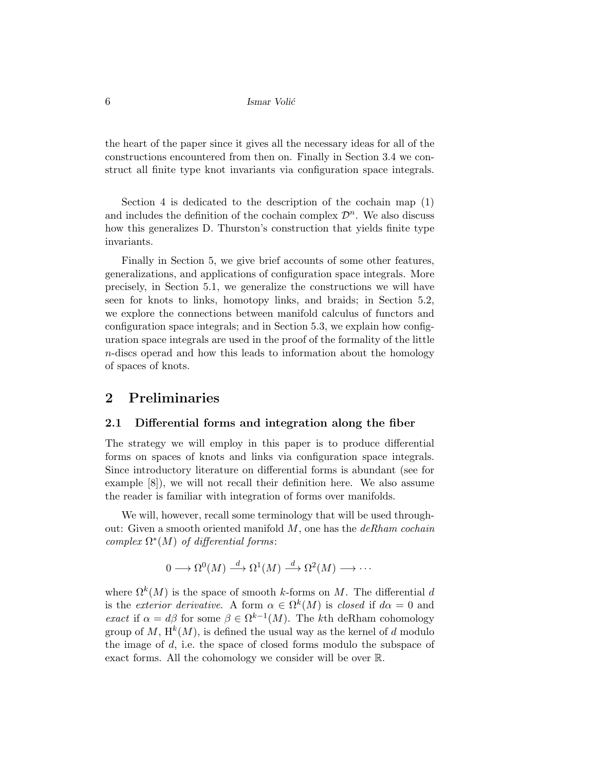the heart of the paper since it gives all the necessary ideas for all of the constructions encountered from then on. Finally in Section 3.4 we construct all finite type knot invariants via configuration space integrals.

Section 4 is dedicated to the description of the cochain map (1) and includes the definition of the cochain complex $\mathcal{D}^n$. We also discuss how this generalizes D. Thurston's construction that yields finite type invariants.

Finally in Section 5, we give brief accounts of some other features, generalizations, and applications of configuration space integrals. More precisely, in Section 5.1, we generalize the constructions we will have seen for knots to links, homotopy links, and braids; in Section 5.2, we explore the connections between manifold calculus of functors and configuration space integrals; and in Section 5.3, we explain how configuration space integrals are used in the proof of the formality of the little $n$-discs operad and how this leads to information about the homology of spaces of knots.

## 2 Preliminaries

### 2.1 Differential forms and integration along the fiber

The strategy we will employ in this paper is to produce differential forms on spaces of knots and links via configuration space integrals. Since introductory literature on differential forms is abundant (see for example [8]), we will not recall their definition here. We also assume the reader is familiar with integration of forms over manifolds.

We will, however, recall some terminology that will be used throughout: Given a smooth oriented manifold $M$, one has the *deRham cochain complex* $\Omega^*(M)$ *of differential forms*:

$$0 \longrightarrow \Omega^0(M) \xrightarrow{d} \Omega^1(M) \xrightarrow{d} \Omega^2(M) \longrightarrow \cdots$$

where $\Omega^k(M)$ is the space of smooth $k$-forms on $M$. The differential $d$ is the *exterior derivative*. A form $\alpha \in \Omega^k(M)$ is *closed* if $d\alpha = 0$ and *exact* if $\alpha = d\beta$ for some $\beta \in \Omega^{k-1}(M)$. The $k$th deRham cohomology group of $M$, $\mathrm{H}^k(M)$, is defined the usual way as the kernel of $d$ modulo the image of $d$, i.e. the space of closed forms modulo the subspace of exact forms. All the cohomology we consider will be over $\mathbb{R}$.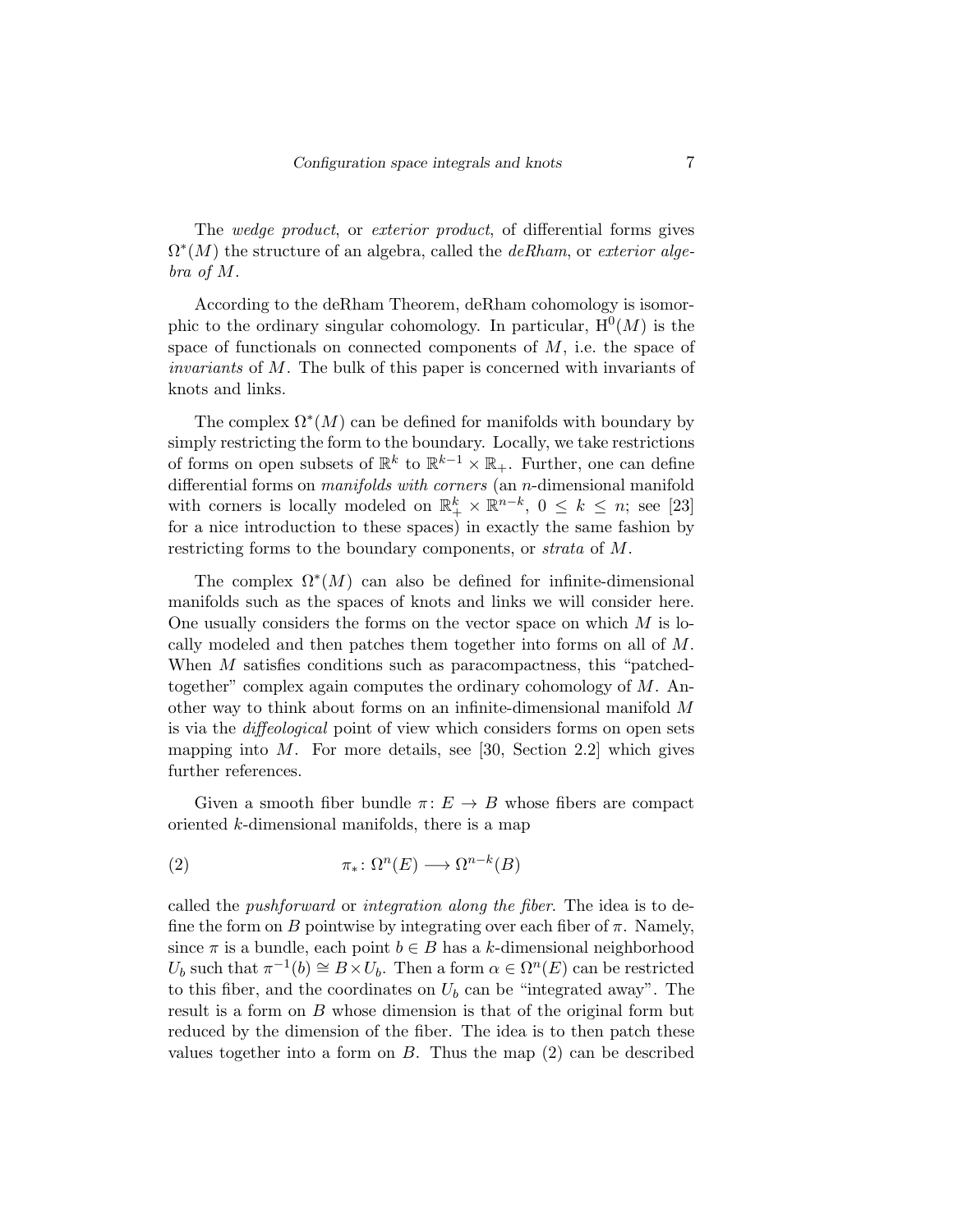The *wedge product*, or *exterior product*, of differential forms gives $\Omega^*(M)$ the structure of an algebra, called the *deRham*, or *exterior algebra of M*.

According to the deRham Theorem, deRham cohomology is isomorphic to the ordinary singular cohomology. In particular, $\mathrm{H}^0(M)$ is the space of functionals on connected components of $M$, i.e. the space of *invariants* of $M$. The bulk of this paper is concerned with invariants of knots and links.

The complex $\Omega^*(M)$ can be defined for manifolds with boundary by simply restricting the form to the boundary. Locally, we take restrictions of forms on open subsets of $\mathbb{R}^k$ to $\mathbb{R}^{k-1} \times \mathbb{R}_+$. Further, one can define differential forms on *manifolds with corners* (an $n$-dimensional manifold with corners is locally modeled on $\mathbb{R}^k_+ \times \mathbb{R}^{n-k}$, $0 \leq k \leq n$; see [23] for a nice introduction to these spaces) in exactly the same fashion by restricting forms to the boundary components, or *strata* of $M$.

The complex $\Omega^*(M)$ can also be defined for infinite-dimensional manifolds such as the spaces of knots and links we will consider here. One usually considers the forms on the vector space on which $M$ is locally modeled and then patches them together into forms on all of $M$. When $M$ satisfies conditions such as paracompactness, this "patched-together" complex again computes the ordinary cohomology of $M$. Another way to think about forms on an infinite-dimensional manifold $M$ is via the *diffeological* point of view which considers forms on open sets mapping into $M$. For more details, see [30, Section 2.2] which gives further references.

Given a smooth fiber bundle $\pi\colon E \to B$ whose fibers are compact oriented $k$-dimensional manifolds, there is a map

$$\pi_*\colon \Omega^n(E) \longrightarrow \Omega^{n-k}(B) \tag{2}$$

called the *pushforward* or *integration along the fiber*. The idea is to define the form on $B$ pointwise by integrating over each fiber of $\pi$. Namely, since $\pi$ is a bundle, each point $b \in B$ has a $k$-dimensional neighborhood $U_b$ such that $\pi^{-1}(b) \cong B \times U_b$. Then a form $\alpha \in \Omega^n(E)$ can be restricted to this fiber, and the coordinates on $U_b$ can be "integrated away". The result is a form on $B$ whose dimension is that of the original form but reduced by the dimension of the fiber. The idea is to then patch these values together into a form on $B$. Thus the map (2) can be described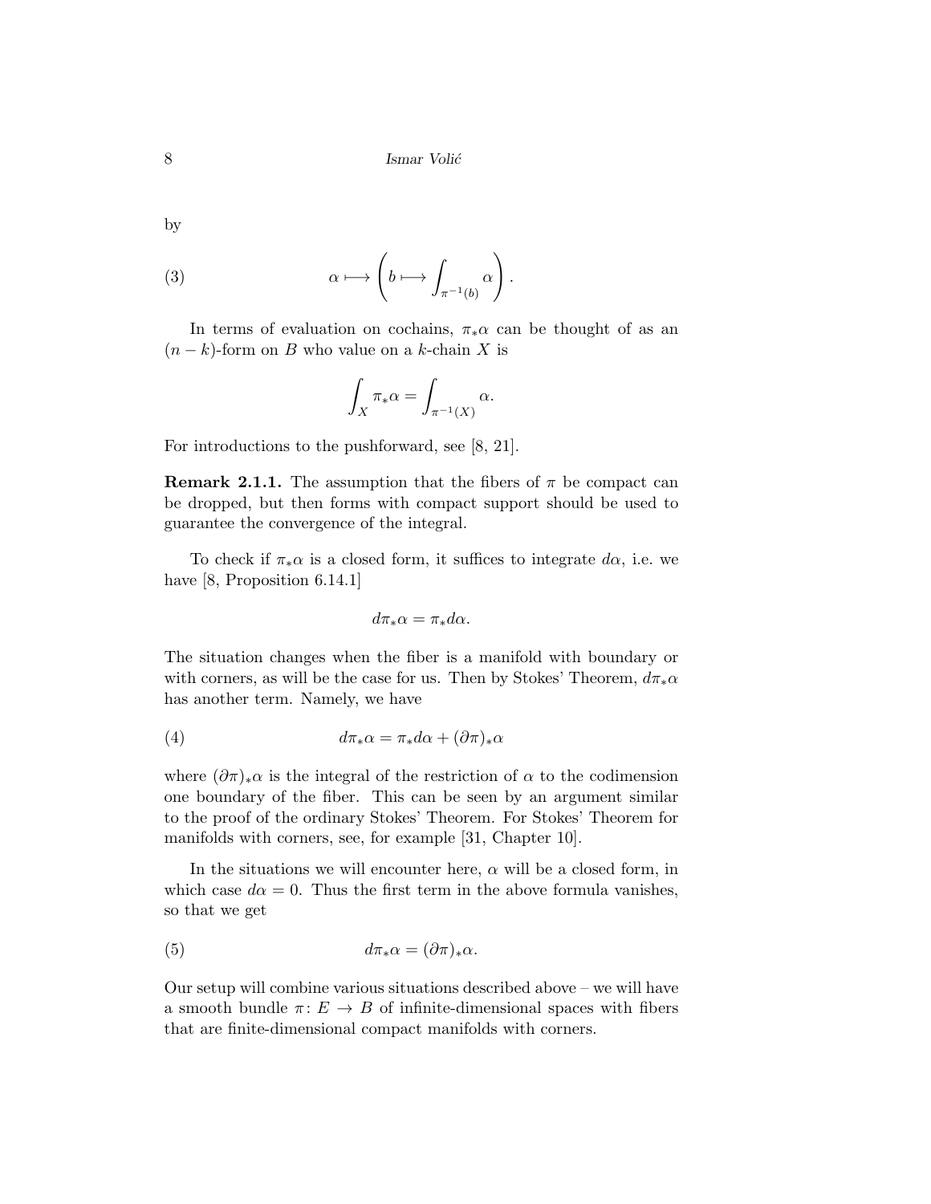by

$$\alpha \longmapsto \left( b \longmapsto \int_{\pi^{-1}(b)} \alpha \right). \tag{3}$$

In terms of evaluation on cochains, $\pi_*\alpha$ can be thought of as an $(n-k)$-form on $B$ who value on a $k$-chain $X$ is

$$\int_X \pi_*\alpha = \int_{\pi^{-1}(X)} \alpha.$$

For introductions to the pushforward, see [8, 21].

**Remark 2.1.1.** The assumption that the fibers of $\pi$ be compact can be dropped, but then forms with compact support should be used to guarantee the convergence of the integral.

To check if $\pi_*\alpha$ is a closed form, it suffices to integrate $d\alpha$, i.e. we have [8, Proposition 6.14.1]

$$d\pi_*\alpha = \pi_* d\alpha.$$

The situation changes when the fiber is a manifold with boundary or with corners, as will be the case for us. Then by Stokes' Theorem, $d\pi_*\alpha$ has another term. Namely, we have

$$d\pi_*\alpha = \pi_* d\alpha + (\partial\pi)_*\alpha \tag{4}$$

where $(\partial\pi)_*\alpha$ is the integral of the restriction of $\alpha$ to the codimension one boundary of the fiber. This can be seen by an argument similar to the proof of the ordinary Stokes' Theorem. For Stokes' Theorem for manifolds with corners, see, for example [31, Chapter 10].

In the situations we will encounter here, $\alpha$ will be a closed form, in which case $d\alpha = 0$. Thus the first term in the above formula vanishes, so that we get

$$d\pi_*\alpha = (\partial\pi)_*\alpha. \tag{5}$$

Our setup will combine various situations described above – we will have a smooth bundle $\pi\colon E \to B$ of infinite-dimensional spaces with fibers that are finite-dimensional compact manifolds with corners.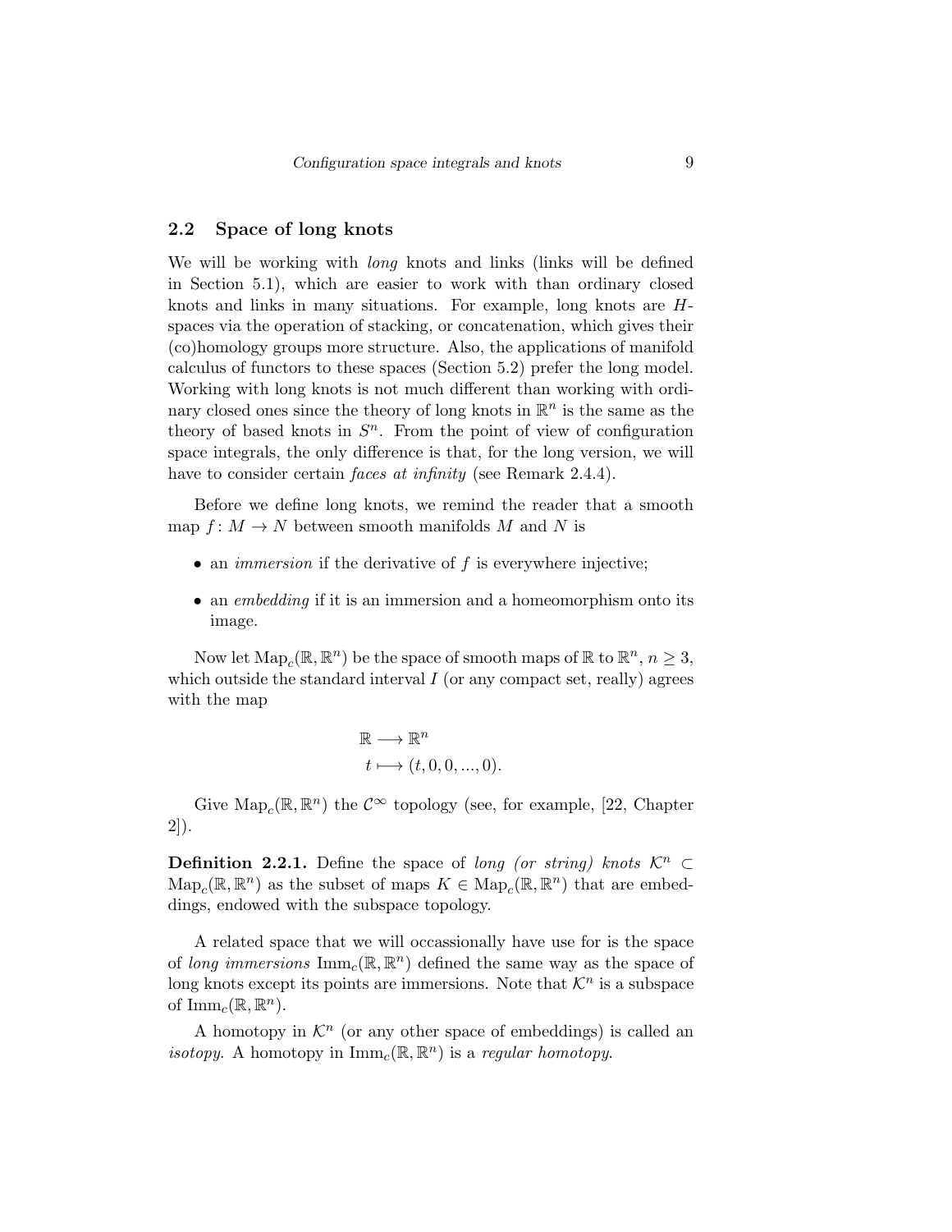### 2.2 Space of long knots

We will be working with *long* knots and links (links will be defined in Section 5.1), which are easier to work with than ordinary closed knots and links in many situations. For example, long knots are $H$-spaces via the operation of stacking, or concatenation, which gives their (co)homology groups more structure. Also, the applications of manifold calculus of functors to these spaces (Section 5.2) prefer the long model. Working with long knots is not much different than working with ordinary closed ones since the theory of long knots in $\mathbb{R}^n$ is the same as the theory of based knots in $S^n$. From the point of view of configuration space integrals, the only difference is that, for the long version, we will have to consider certain *faces at infinity* (see Remark 2.4.4).

Before we define long knots, we remind the reader that a smooth map $f\colon M \to N$ between smooth manifolds $M$ and $N$ is

- an *immersion* if the derivative of $f$ is everywhere injective;
- an *embedding* if it is an immersion and a homeomorphism onto its image.

Now let $\mathrm{Map}_c(\mathbb{R}, \mathbb{R}^n)$ be the space of smooth maps of $\mathbb{R}$ to $\mathbb{R}^n$, $n \geq 3$, which outside the standard interval $I$ (or any compact set, really) agrees with the map

$$
\begin{aligned}
\mathbb{R} &\longrightarrow \mathbb{R}^n \\
t &\longmapsto (t, 0, 0, ..., 0).
\end{aligned}
$$

Give $\mathrm{Map}_c(\mathbb{R}, \mathbb{R}^n)$ the $\mathcal{C}^\infty$ topology (see, for example, [22, Chapter 2]).

**Definition 2.2.1.** Define the space of *long (or string) knots* $\mathcal{K}^n \subset \mathrm{Map}_c(\mathbb{R}, \mathbb{R}^n)$ as the subset of maps $K \in \mathrm{Map}_c(\mathbb{R}, \mathbb{R}^n)$ that are embeddings, endowed with the subspace topology.

A related space that we will occassionally have use for is the space of *long immersions* $\mathrm{Imm}_c(\mathbb{R}, \mathbb{R}^n)$ defined the same way as the space of long knots except its points are immersions. Note that $\mathcal{K}^n$ is a subspace of $\mathrm{Imm}_c(\mathbb{R}, \mathbb{R}^n)$.

A homotopy in $\mathcal{K}^n$ (or any other space of embeddings) is called an *isotopy*. A homotopy in $\mathrm{Imm}_c(\mathbb{R}, \mathbb{R}^n)$ is a *regular homotopy*.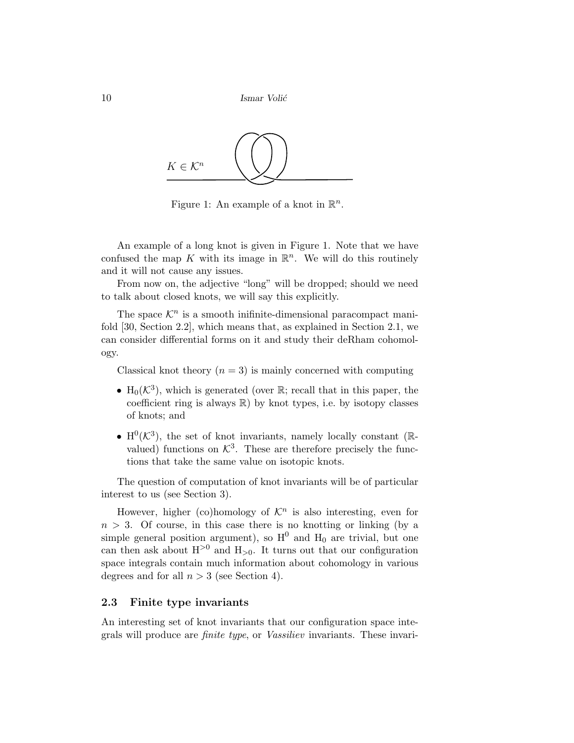$K \in \mathcal{K}^n$

Figure 1: An example of a knot in $\mathbb{R}^n$.

An example of a long knot is given in Figure 1. Note that we have confused the map $K$ with its image in $\mathbb{R}^n$. We will do this routinely and it will not cause any issues.

From now on, the adjective "long" will be dropped; should we need to talk about closed knots, we will say this explicitly.

The space $\mathcal{K}^n$ is a smooth inifinite-dimensional paracompact manifold [30, Section 2.2], which means that, as explained in Section 2.1, we can consider differential forms on it and study their deRham cohomology.

Classical knot theory ($n = 3$) is mainly concerned with computing

- $\mathrm{H}_0(\mathcal{K}^3)$, which is generated (over $\mathbb{R}$; recall that in this paper, the coefficient ring is always $\mathbb{R}$) by knot types, i.e. by isotopy classes of knots; and
- $\mathrm{H}^0(\mathcal{K}^3)$, the set of knot invariants, namely locally constant ($\mathbb{R}$-valued) functions on $\mathcal{K}^3$. These are therefore precisely the functions that take the same value on isotopic knots.

The question of computation of knot invariants will be of particular interest to us (see Section 3).

However, higher (co)homology of $\mathcal{K}^n$ is also interesting, even for $n > 3$. Of course, in this case there is no knotting or linking (by a simple general position argument), so $\mathrm{H}^0$ and $\mathrm{H}_0$ are trivial, but one can then ask about $\mathrm{H}^{>0}$ and $\mathrm{H}_{>0}$. It turns out that our configuration space integrals contain much information about cohomology in various degrees and for all $n > 3$ (see Section 4).

### 2.3 Finite type invariants

An interesting set of knot invariants that our configuration space integrals will produce are *finite type*, or *Vassiliev* invariants. These invari-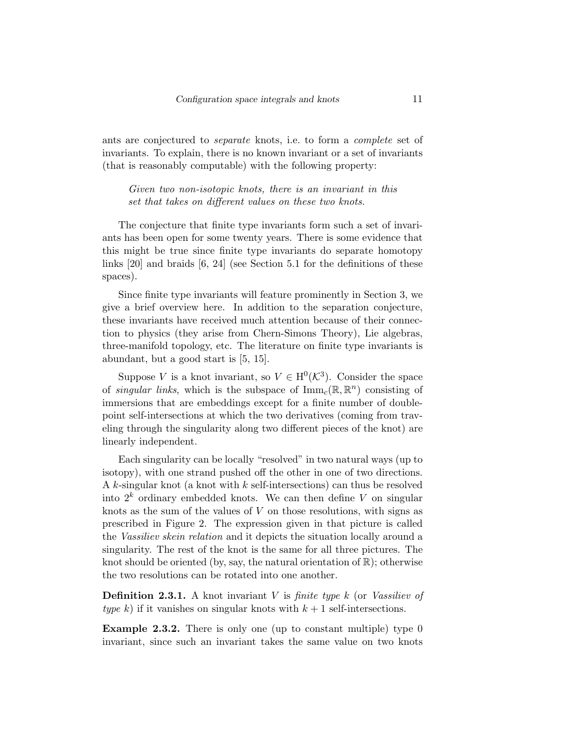ants are conjectured to *separate* knots, i.e. to form a *complete* set of invariants. To explain, there is no known invariant or a set of invariants (that is reasonably computable) with the following property:

> *Given two non-isotopic knots, there is an invariant in this set that takes on different values on these two knots.*

The conjecture that finite type invariants form such a set of invariants has been open for some twenty years. There is some evidence that this might be true since finite type invariants do separate homotopy links [20] and braids [6, 24] (see Section 5.1 for the definitions of these spaces).

Since finite type invariants will feature prominently in Section 3, we give a brief overview here. In addition to the separation conjecture, these invariants have received much attention because of their connection to physics (they arise from Chern-Simons Theory), Lie algebras, three-manifold topology, etc. The literature on finite type invariants is abundant, but a good start is [5, 15].

Suppose $V$ is a knot invariant, so $V \in \mathrm{H}^0(\mathcal{K}^3)$. Consider the space of *singular links*, which is the subspace of $\mathrm{Imm}_c(\mathbb{R}, \mathbb{R}^n)$ consisting of immersions that are embeddings except for a finite number of double-point self-intersections at which the two derivatives (coming from traveling through the singularity along two different pieces of the knot) are linearly independent.

Each singularity can be locally "resolved" in two natural ways (up to isotopy), with one strand pushed off the other in one of two directions. A $k$-singular knot (a knot with $k$ self-intersections) can thus be resolved into $2^k$ ordinary embedded knots. We can then define $V$ on singular knots as the sum of the values of $V$ on those resolutions, with signs as prescribed in Figure 2. The expression given in that picture is called the *Vassiliev skein relation* and it depicts the situation locally around a singularity. The rest of the knot is the same for all three pictures. The knot should be oriented (by, say, the natural orientation of $\mathbb{R}$); otherwise the two resolutions can be rotated into one another.

**Definition 2.3.1.** A knot invariant $V$ is *finite type $k$* (or *Vassiliev of type $k$*) if it vanishes on singular knots with $k+1$ self-intersections.

**Example 2.3.2.** There is only one (up to constant multiple) type 0 invariant, since such an invariant takes the same value on two knots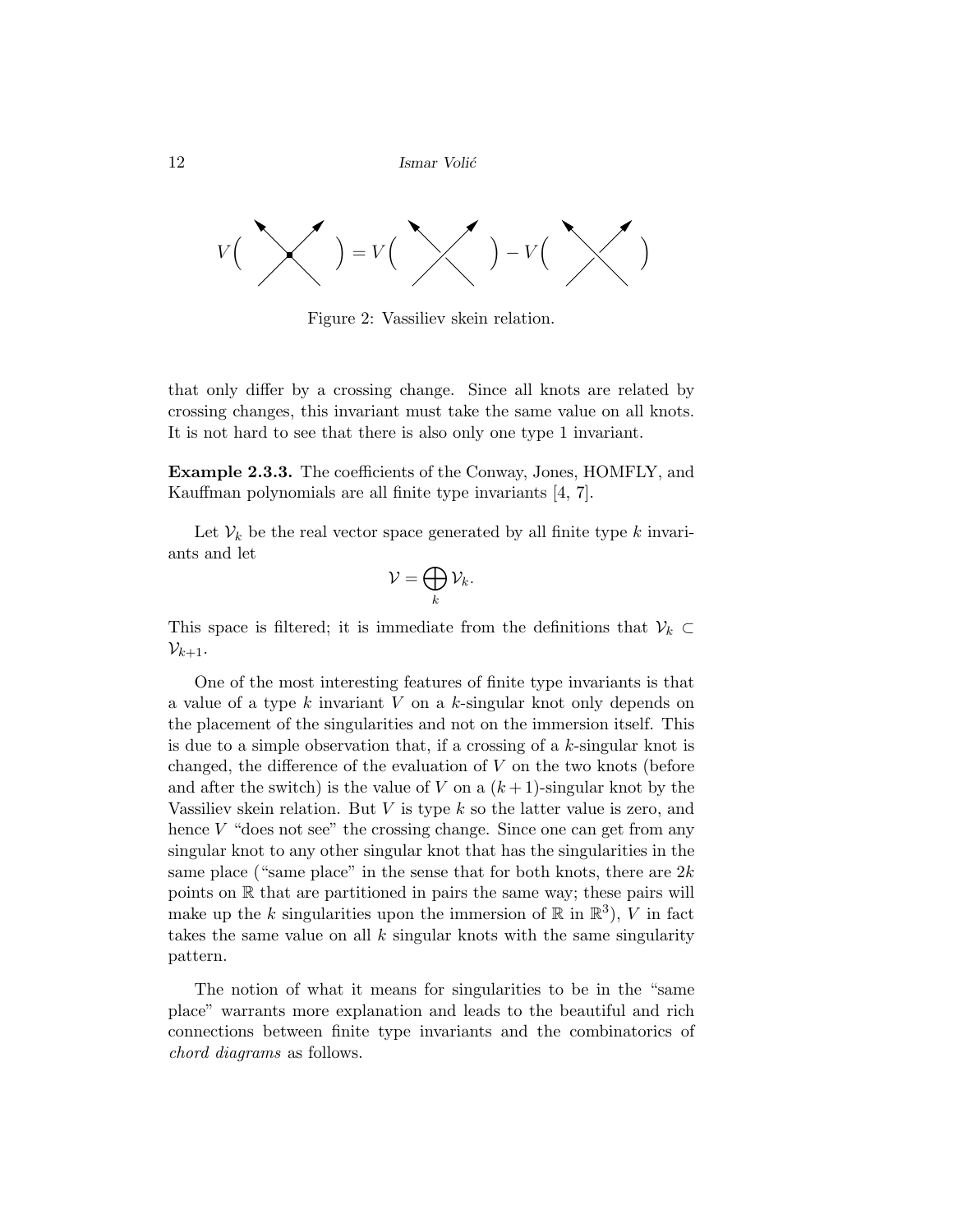Figure 2: Vassiliev skein relation.

that only differ by a crossing change. Since all knots are related by crossing changes, this invariant must take the same value on all knots. It is not hard to see that there is also only one type 1 invariant.

**Example 2.3.3.** The coefficients of the Conway, Jones, HOMFLY, and Kauffman polynomials are all finite type invariants [4, 7].

Let $\mathcal{V}_k$ be the real vector space generated by all finite type $k$ invariants and let

$$\mathcal{V} = \bigoplus_k \mathcal{V}_k.$$

This space is filtered; it is immediate from the definitions that $\mathcal{V}_k \subset \mathcal{V}_{k+1}$.

One of the most interesting features of finite type invariants is that a value of a type $k$ invariant $V$ on a $k$-singular knot only depends on the placement of the singularities and not on the immersion itself. This is due to a simple observation that, if a crossing of a $k$-singular knot is changed, the difference of the evaluation of $V$ on the two knots (before and after the switch) is the value of $V$ on a $(k+1)$-singular knot by the Vassiliev skein relation. But $V$ is type $k$ so the latter value is zero, and hence $V$ "does not see" the crossing change. Since one can get from any singular knot to any other singular knot that has the singularities in the same place ("same place" in the sense that for both knots, there are $2k$ points on $\mathbb{R}$ that are partitioned in pairs the same way; these pairs will make up the $k$ singularities upon the immersion of $\mathbb{R}$ in $\mathbb{R}^3$), $V$ in fact takes the same value on all $k$ singular knots with the same singularity pattern.

The notion of what it means for singularities to be in the "same place" warrants more explanation and leads to the beautiful and rich connections between finite type invariants and the combinatorics of *chord diagrams* as follows.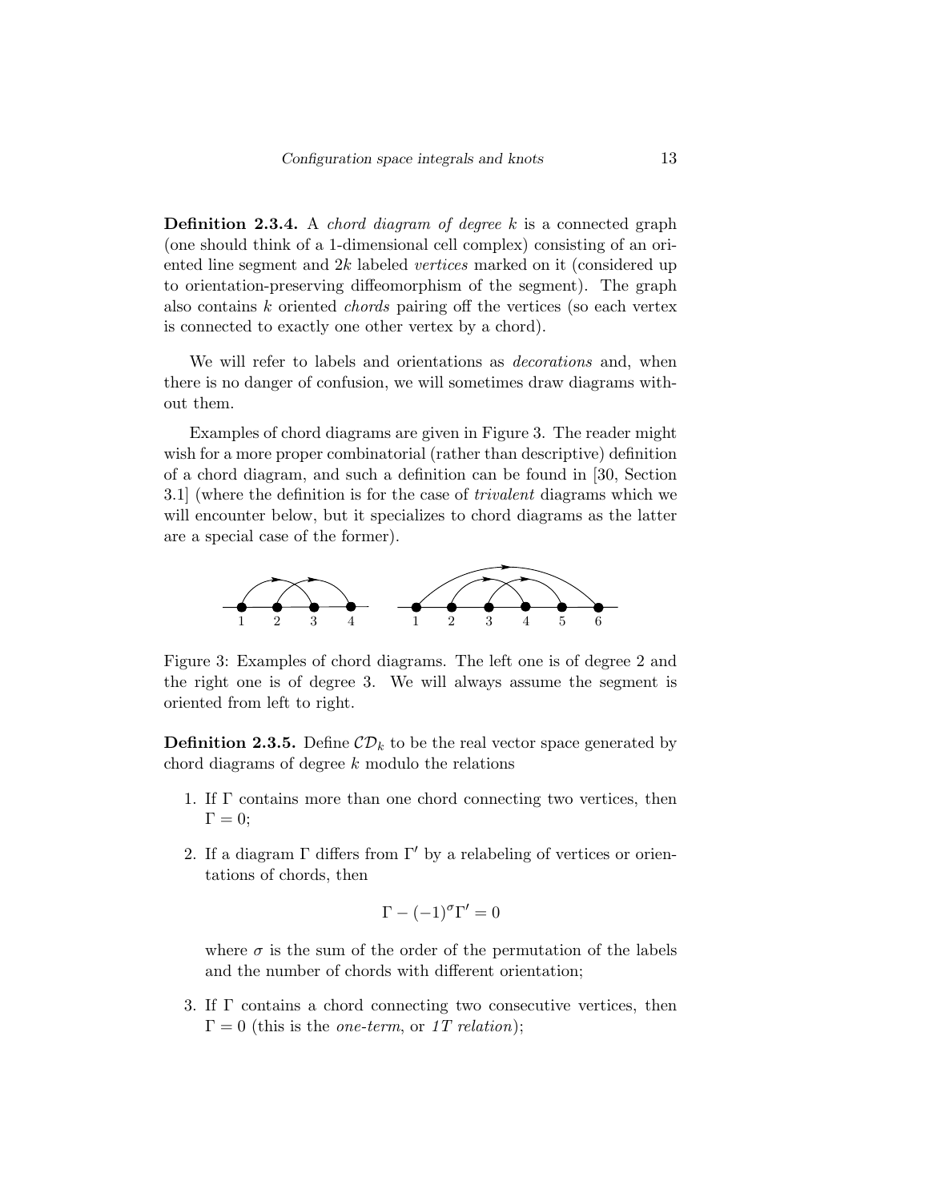**Definition 2.3.4.** A *chord diagram of degree k* is a connected graph (one should think of a 1-dimensional cell complex) consisting of an oriented line segment and $2k$ labeled *vertices* marked on it (considered up to orientation-preserving diffeomorphism of the segment). The graph also contains $k$ oriented *chords* pairing off the vertices (so each vertex is connected to exactly one other vertex by a chord).

We will refer to labels and orientations as *decorations* and, when there is no danger of confusion, we will sometimes draw diagrams without them.

Examples of chord diagrams are given in Figure 3. The reader might wish for a more proper combinatorial (rather than descriptive) definition of a chord diagram, and such a definition can be found in [30, Section 3.1] (where the definition is for the case of *trivalent* diagrams which we will encounter below, but it specializes to chord diagrams as the latter are a special case of the former).

Figure 3: Examples of chord diagrams. The left one is of degree 2 and the right one is of degree 3. We will always assume the segment is oriented from left to right.

**Definition 2.3.5.** Define $\mathcal{CD}_k$ to be the real vector space generated by chord diagrams of degree $k$ modulo the relations

1. If $\Gamma$ contains more than one chord connecting two vertices, then $\Gamma = 0$;

2. If a diagram $\Gamma$ differs from $\Gamma'$ by a relabeling of vertices or orientations of chords, then

$$\Gamma - (-1)^{\sigma}\Gamma' = 0$$

   where $\sigma$ is the sum of the order of the permutation of the labels and the number of chords with different orientation;

3. If $\Gamma$ contains a chord connecting two consecutive vertices, then $\Gamma = 0$ (this is the *one-term*, or *1T relation*);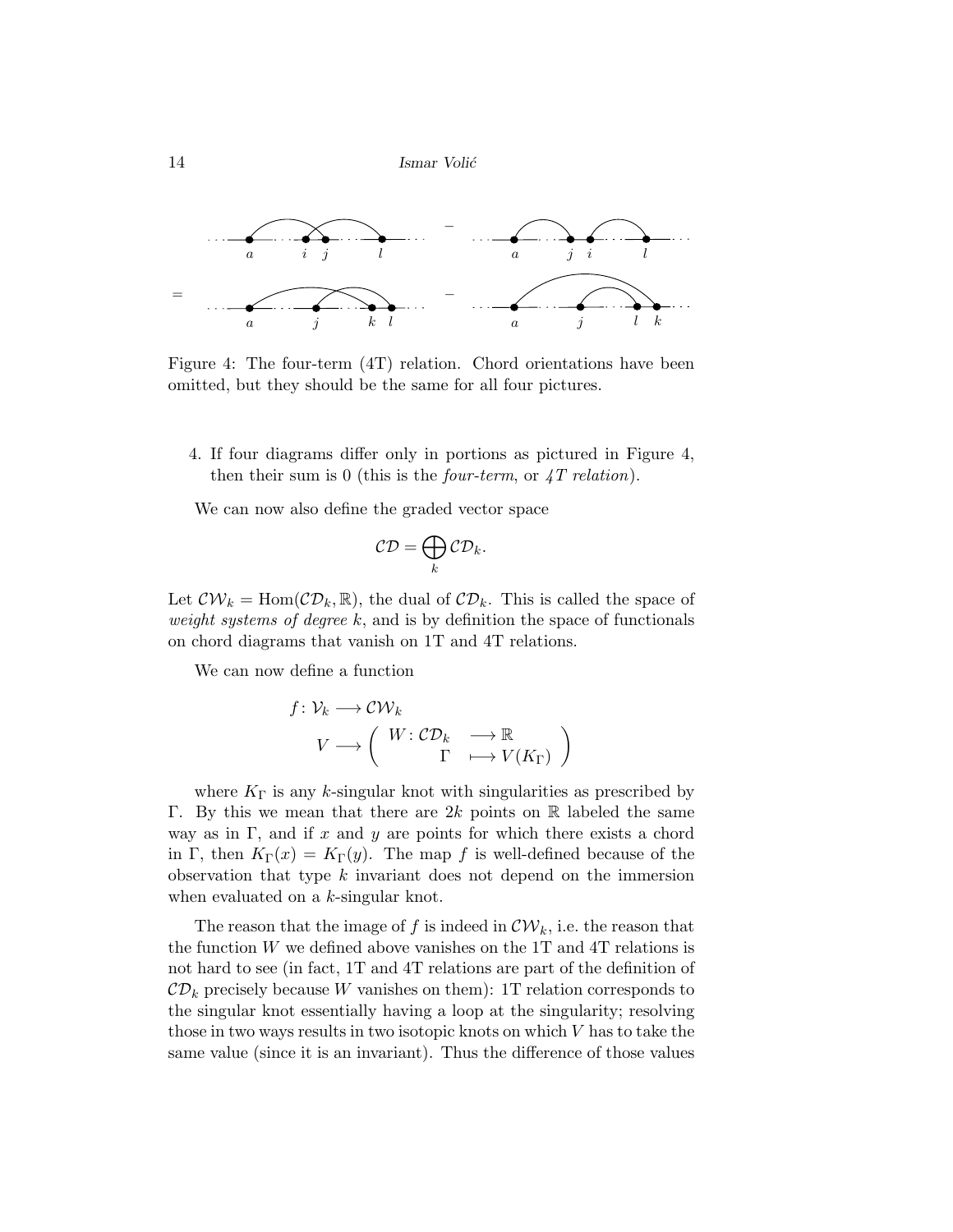Figure 4: The four-term (4T) relation. Chord orientations have been omitted, but they should be the same for all four pictures.

4. If four diagrams differ only in portions as pictured in Figure 4, then their sum is 0 (this is the *four-term*, or *4T relation*).

We can now also define the graded vector space

$$\mathcal{CD} = \bigoplus_k \mathcal{CD}_k.$$

Let $\mathcal{CW}_k = \mathrm{Hom}(\mathcal{CD}_k, \mathbb{R})$, the dual of $\mathcal{CD}_k$. This is called the space of *weight systems of degree* $k$, and is by definition the space of functionals on chord diagrams that vanish on 1T and 4T relations.

We can now define a function

$$\begin{aligned} f \colon \mathcal{V}_k &\longrightarrow \mathcal{CW}_k \\ V &\longrightarrow \left( \begin{array}{rl} W \colon \mathcal{CD}_k & \longrightarrow \mathbb{R} \\ \Gamma & \longmapsto V(K_\Gamma) \end{array} \right) \end{aligned}$$

where $K_\Gamma$ is any $k$-singular knot with singularities as prescribed by $\Gamma$. By this we mean that there are $2k$ points on $\mathbb{R}$ labeled the same way as in $\Gamma$, and if $x$ and $y$ are points for which there exists a chord in $\Gamma$, then $K_\Gamma(x) = K_\Gamma(y)$. The map $f$ is well-defined because of the observation that type $k$ invariant does not depend on the immersion when evaluated on a $k$-singular knot.

The reason that the image of $f$ is indeed in $\mathcal{CW}_k$, i.e. the reason that the function $W$ we defined above vanishes on the 1T and 4T relations is not hard to see (in fact, 1T and 4T relations are part of the definition of $\mathcal{CD}_k$ precisely because $W$ vanishes on them): 1T relation corresponds to the singular knot essentially having a loop at the singularity; resolving those in two ways results in two isotopic knots on which $V$ has to take the same value (since it is an invariant). Thus the difference of those values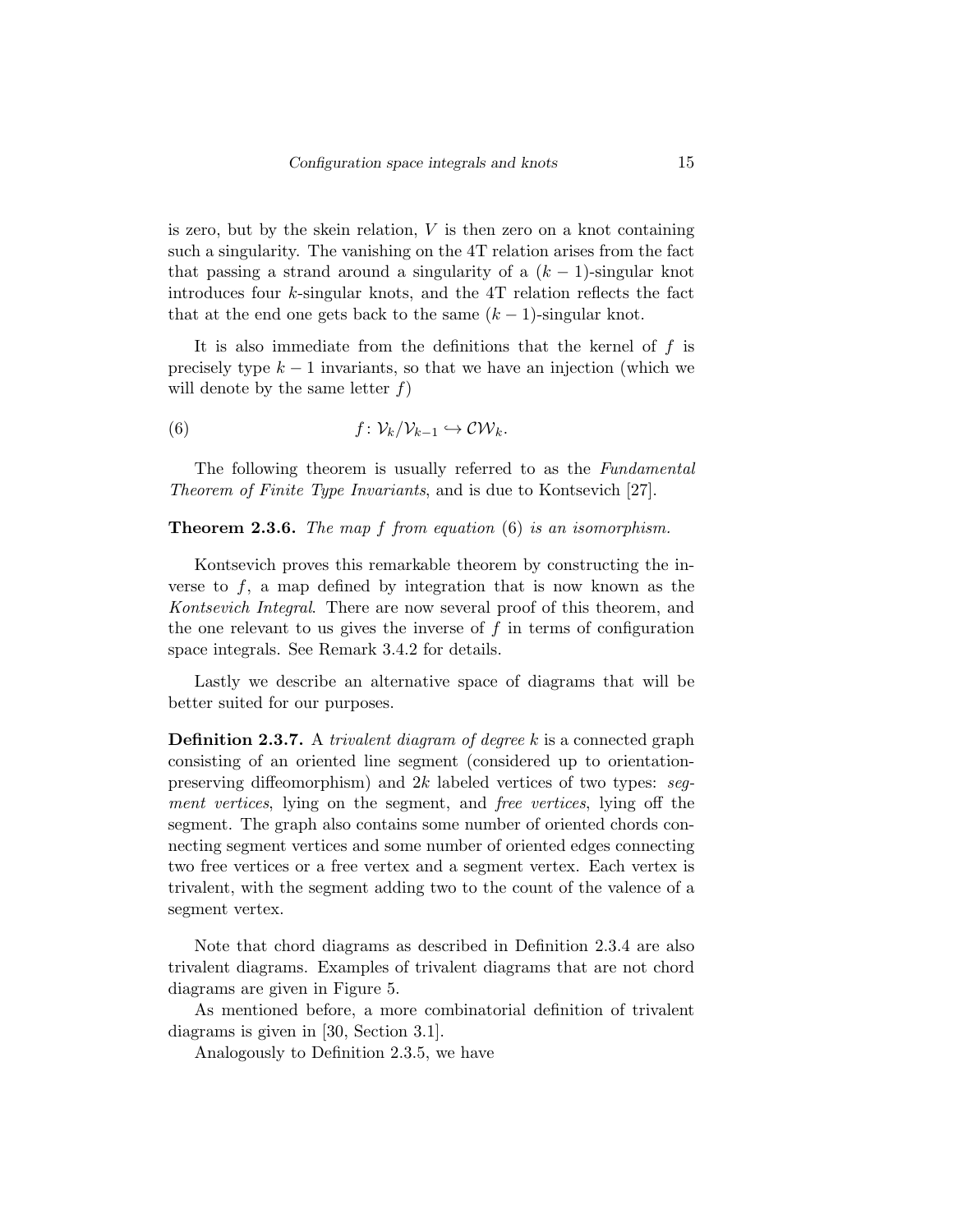is zero, but by the skein relation, $V$ is then zero on a knot containing such a singularity. The vanishing on the 4T relation arises from the fact that passing a strand around a singularity of a $(k-1)$-singular knot introduces four $k$-singular knots, and the 4T relation reflects the fact that at the end one gets back to the same $(k-1)$-singular knot.

It is also immediate from the definitions that the kernel of $f$ is precisely type $k-1$ invariants, so that we have an injection (which we will denote by the same letter $f$)

$$f\colon \mathcal{V}_k/\mathcal{V}_{k-1} \hookrightarrow \mathcal{CW}_k. \tag{6}$$

The following theorem is usually referred to as the *Fundamental Theorem of Finite Type Invariants*, and is due to Kontsevich [27].

**Theorem 2.3.6.** *The map $f$ from equation* (6) *is an isomorphism.*

Kontsevich proves this remarkable theorem by constructing the inverse to $f$, a map defined by integration that is now known as the *Kontsevich Integral*. There are now several proof of this theorem, and the one relevant to us gives the inverse of $f$ in terms of configuration space integrals. See Remark 3.4.2 for details.

Lastly we describe an alternative space of diagrams that will be better suited for our purposes.

**Definition 2.3.7.** A *trivalent diagram of degree $k$* is a connected graph consisting of an oriented line segment (considered up to orientation-preserving diffeomorphism) and $2k$ labeled vertices of two types: *segment vertices*, lying on the segment, and *free vertices*, lying off the segment. The graph also contains some number of oriented chords connecting segment vertices and some number of oriented edges connecting two free vertices or a free vertex and a segment vertex. Each vertex is trivalent, with the segment adding two to the count of the valence of a segment vertex.

Note that chord diagrams as described in Definition 2.3.4 are also trivalent diagrams. Examples of trivalent diagrams that are not chord diagrams are given in Figure 5.

As mentioned before, a more combinatorial definition of trivalent diagrams is given in [30, Section 3.1].

Analogously to Definition 2.3.5, we have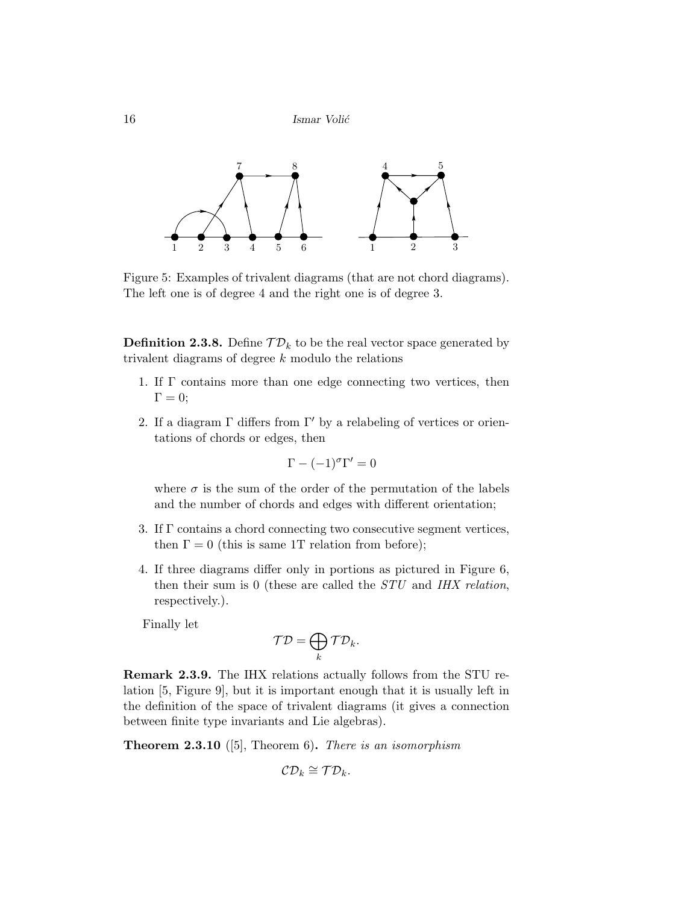Figure 5: Examples of trivalent diagrams (that are not chord diagrams). The left one is of degree 4 and the right one is of degree 3.

**Definition 2.3.8.** Define $\mathcal{TD}_k$ to be the real vector space generated by trivalent diagrams of degree $k$ modulo the relations

1. If $\Gamma$ contains more than one edge connecting two vertices, then $\Gamma = 0$;
2. If a diagram $\Gamma$ differs from $\Gamma'$ by a relabeling of vertices or orientations of chords or edges, then

$$\Gamma - (-1)^{\sigma}\Gamma' = 0$$

   where $\sigma$ is the sum of the order of the permutation of the labels and the number of chords and edges with different orientation;
3. If $\Gamma$ contains a chord connecting two consecutive segment vertices, then $\Gamma = 0$ (this is same 1T relation from before);
4. If three diagrams differ only in portions as pictured in Figure 6, then their sum is 0 (these are called the *STU* and *IHX relation*, respectively.).

Finally let

$$\mathcal{TD} = \bigoplus_k \mathcal{TD}_k.$$

**Remark 2.3.9.** The IHX relations actually follows from the STU relation [5, Figure 9], but it is important enough that it is usually left in the definition of the space of trivalent diagrams (it gives a connection between finite type invariants and Lie algebras).

**Theorem 2.3.10** ([5], Theorem 6)**.** *There is an isomorphism*

$$\mathcal{CD}_k \cong \mathcal{TD}_k.$$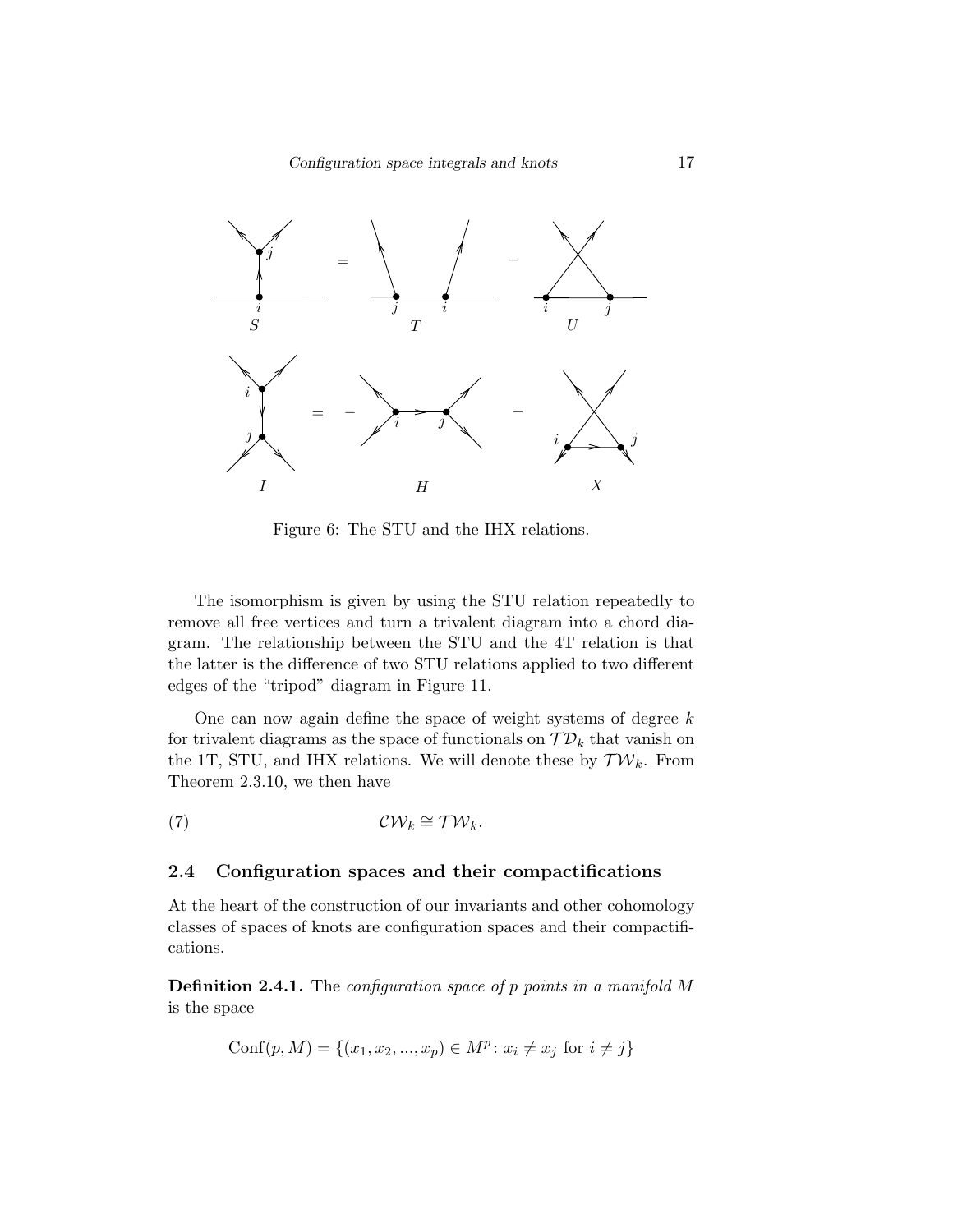Figure 6: The STU and the IHX relations.

The isomorphism is given by using the STU relation repeatedly to remove all free vertices and turn a trivalent diagram into a chord diagram. The relationship between the STU and the 4T relation is that the latter is the difference of two STU relations applied to two different edges of the "tripod" diagram in Figure 11.

One can now again define the space of weight systems of degree $k$ for trivalent diagrams as the space of functionals on $\mathcal{TD}_k$ that vanish on the 1T, STU, and IHX relations. We will denote these by $\mathcal{TW}_k$. From Theorem 2.3.10, we then have

$$\mathcal{CW}_k \cong \mathcal{TW}_k. \tag{7}$$

## 2.4 Configuration spaces and their compactifications

At the heart of the construction of our invariants and other cohomology classes of spaces of knots are configuration spaces and their compactifications.

**Definition 2.4.1.** The *configuration space of $p$ points in a manifold $M$* is the space

$$\mathrm{Conf}(p, M) = \{(x_1, x_2, ..., x_p) \in M^p : x_i \neq x_j \text{ for } i \neq j\}$$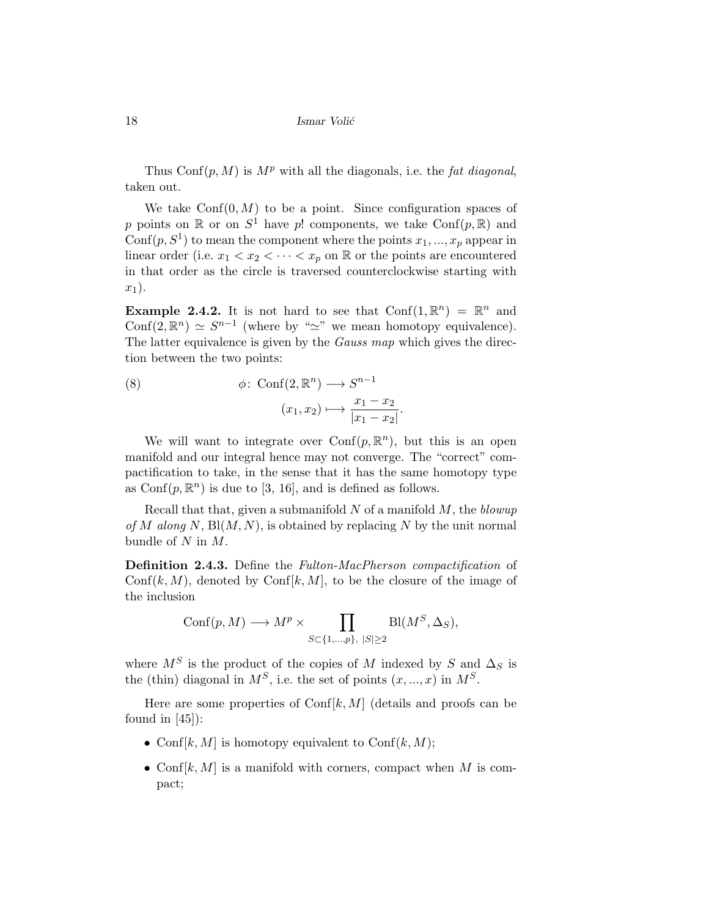Thus $\mathrm{Conf}(p, M)$ is $M^p$ with all the diagonals, i.e. the *fat diagonal*, taken out.

We take $\mathrm{Conf}(0, M)$ to be a point. Since configuration spaces of $p$ points on $\mathbb{R}$ or on $S^1$ have $p!$ components, we take $\mathrm{Conf}(p, \mathbb{R})$ and $\mathrm{Conf}(p, S^1)$ to mean the component where the points $x_1, ..., x_p$ appear in linear order (i.e. $x_1 < x_2 < \cdots < x_p$ on $\mathbb{R}$ or the points are encountered in that order as the circle is traversed counterclockwise starting with $x_1$).

**Example 2.4.2.** It is not hard to see that $\mathrm{Conf}(1, \mathbb{R}^n) = \mathbb{R}^n$ and $\mathrm{Conf}(2, \mathbb{R}^n) \simeq S^{n-1}$ (where by "$\simeq$" we mean homotopy equivalence). The latter equivalence is given by the *Gauss map* which gives the direction between the two points:

$$
\begin{aligned}
\phi\colon \mathrm{Conf}(2, \mathbb{R}^n) &\longrightarrow S^{n-1} \\
(x_1, x_2) &\longmapsto \frac{x_1 - x_2}{|x_1 - x_2|}.
\end{aligned}
\tag{8}
$$

We will want to integrate over $\mathrm{Conf}(p, \mathbb{R}^n)$, but this is an open manifold and our integral hence may not converge. The "correct" compactification to take, in the sense that it has the same homotopy type as $\mathrm{Conf}(p, \mathbb{R}^n)$ is due to [3, 16], and is defined as follows.

Recall that that, given a submanifold $N$ of a manifold $M$, the *blowup of $M$ along $N$*, $\mathrm{Bl}(M, N)$, is obtained by replacing $N$ by the unit normal bundle of $N$ in $M$.

**Definition 2.4.3.** Define the *Fulton-MacPherson compactification* of $\mathrm{Conf}(k, M)$, denoted by $\mathrm{Conf}[k, M]$, to be the closure of the image of the inclusion

$$
\mathrm{Conf}(p, M) \longrightarrow M^p \times \prod_{S \subset \{1, ..., p\},\ |S| \geq 2} \mathrm{Bl}(M^S, \Delta_S),
$$

where $M^S$ is the product of the copies of $M$ indexed by $S$ and $\Delta_S$ is the (thin) diagonal in $M^S$, i.e. the set of points $(x, ..., x)$ in $M^S$.

Here are some properties of $\mathrm{Conf}[k, M]$ (details and proofs can be found in [45]):

- $\mathrm{Conf}[k, M]$ is homotopy equivalent to $\mathrm{Conf}(k, M)$;
- $\mathrm{Conf}[k, M]$ is a manifold with corners, compact when $M$ is compact;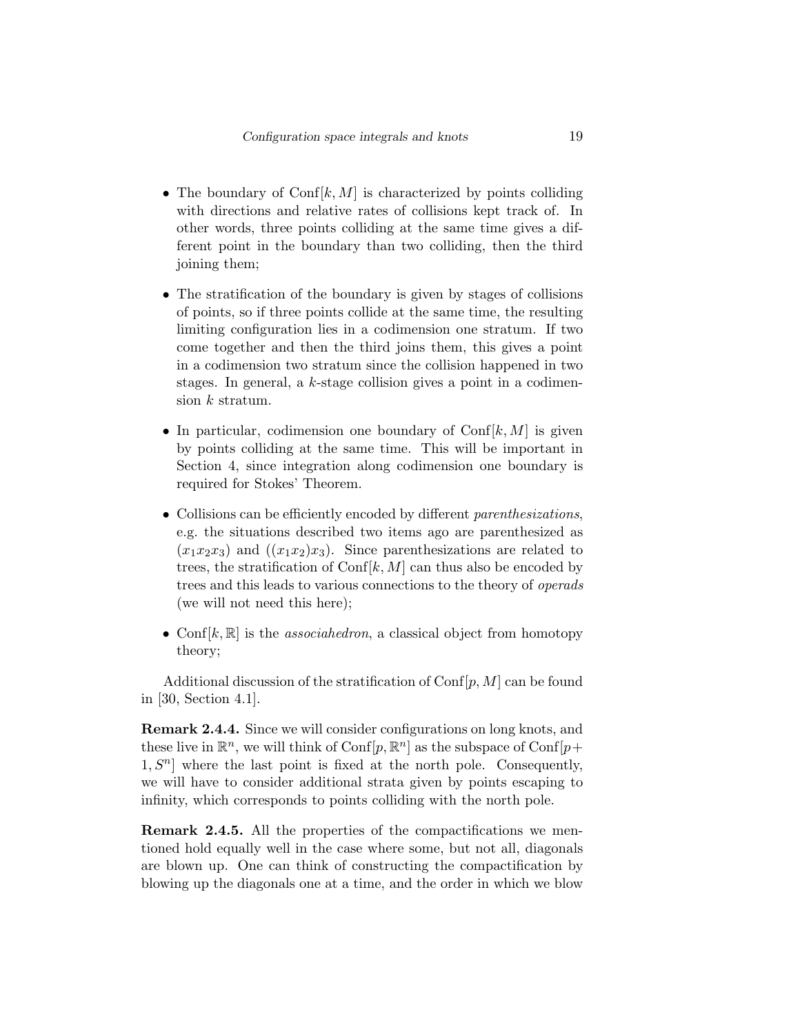- The boundary of $\text{Conf}[k, M]$ is characterized by points colliding with directions and relative rates of collisions kept track of. In other words, three points colliding at the same time gives a different point in the boundary than two colliding, then the third joining them;

- The stratification of the boundary is given by stages of collisions of points, so if three points collide at the same time, the resulting limiting configuration lies in a codimension one stratum. If two come together and then the third joins them, this gives a point in a codimension two stratum since the collision happened in two stages. In general, a $k$-stage collision gives a point in a codimension $k$ stratum.

- In particular, codimension one boundary of $\text{Conf}[k, M]$ is given by points colliding at the same time. This will be important in Section 4, since integration along codimension one boundary is required for Stokes' Theorem.

- Collisions can be efficiently encoded by different *parenthesizations*, e.g. the situations described two items ago are parenthesized as $(x_1x_2x_3)$ and $((x_1x_2)x_3)$. Since parenthesizations are related to trees, the stratification of $\text{Conf}[k, M]$ can thus also be encoded by trees and this leads to various connections to the theory of *operads* (we will not need this here);

- $\text{Conf}[k, \mathbb{R}]$ is the *associahedron*, a classical object from homotopy theory;

Additional discussion of the stratification of $\text{Conf}[p, M]$ can be found in [30, Section 4.1].

**Remark 2.4.4.** Since we will consider configurations on long knots, and these live in $\mathbb{R}^n$, we will think of $\text{Conf}[p, \mathbb{R}^n]$ as the subspace of $\text{Conf}[p+1, S^n]$ where the last point is fixed at the north pole. Consequently, we will have to consider additional strata given by points escaping to infinity, which corresponds to points colliding with the north pole.

**Remark 2.4.5.** All the properties of the compactifications we mentioned hold equally well in the case where some, but not all, diagonals are blown up. One can think of constructing the compactification by blowing up the diagonals one at a time, and the order in which we blow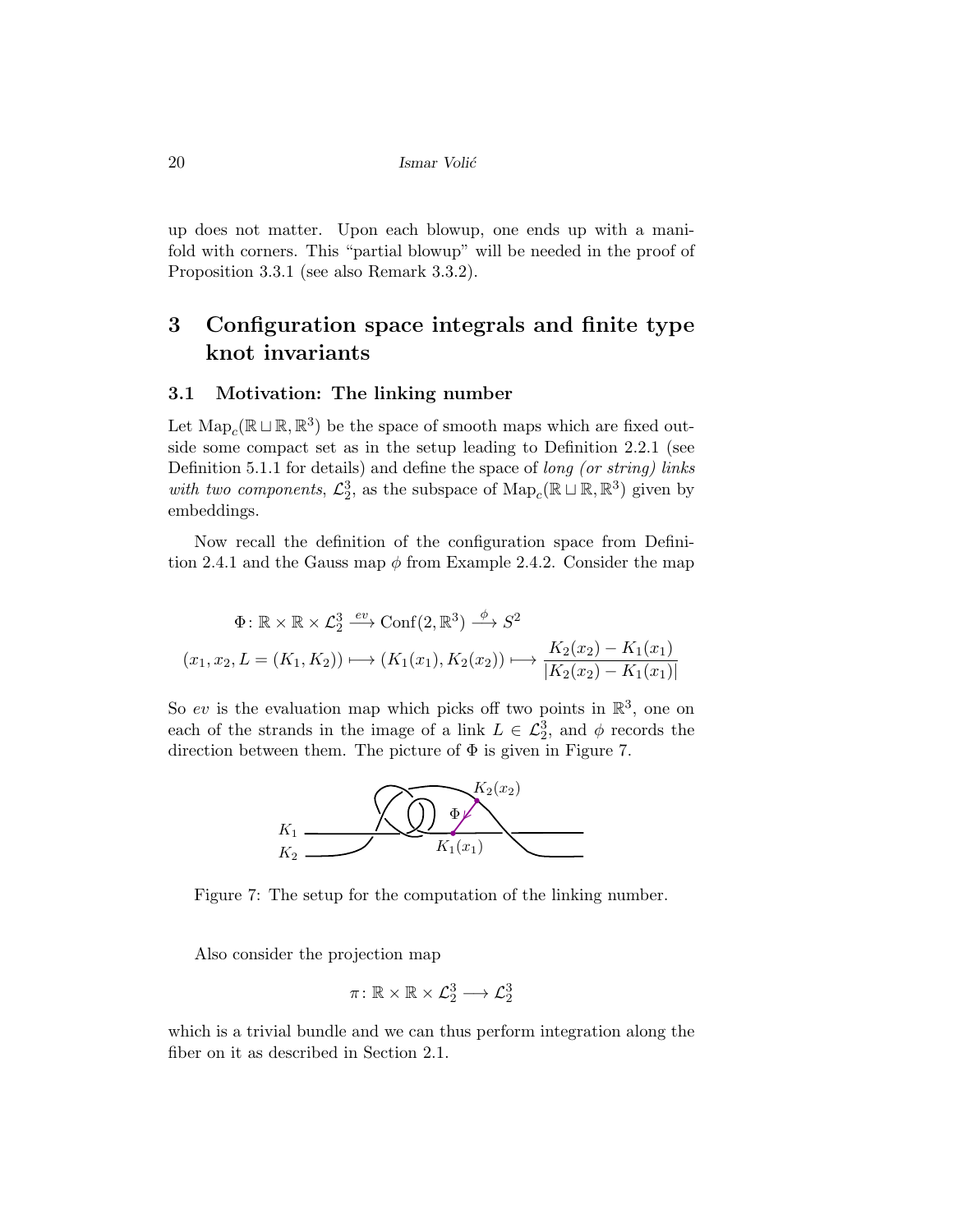up does not matter. Upon each blowup, one ends up with a manifold with corners. This "partial blowup" will be needed in the proof of Proposition 3.3.1 (see also Remark 3.3.2).

# 3 Configuration space integrals and finite type knot invariants

## 3.1 Motivation: The linking number

Let $\mathrm{Map}_c(\mathbb{R} \sqcup \mathbb{R}, \mathbb{R}^3)$ be the space of smooth maps which are fixed outside some compact set as in the setup leading to Definition 2.2.1 (see Definition 5.1.1 for details) and define the space of *long (or string) links with two components*, $\mathcal{L}_2^3$, as the subspace of $\mathrm{Map}_c(\mathbb{R} \sqcup \mathbb{R}, \mathbb{R}^3)$ given by embeddings.

Now recall the definition of the configuration space from Definition 2.4.1 and the Gauss map $\phi$ from Example 2.4.2. Consider the map

$$\Phi\colon \mathbb{R} \times \mathbb{R} \times \mathcal{L}_2^3 \xrightarrow{ev} \mathrm{Conf}(2, \mathbb{R}^3) \xrightarrow{\phi} S^2$$

$$(x_1, x_2, L = (K_1, K_2)) \longmapsto (K_1(x_1), K_2(x_2)) \longmapsto \frac{K_2(x_2) - K_1(x_1)}{|K_2(x_2) - K_1(x_1)|}$$

So $ev$ is the evaluation map which picks off two points in $\mathbb{R}^3$, one on each of the strands in the image of a link $L \in \mathcal{L}_2^3$, and $\phi$ records the direction between them. The picture of $\Phi$ is given in Figure 7.

Figure 7: The setup for the computation of the linking number.

Also consider the projection map

$$\pi\colon \mathbb{R} \times \mathbb{R} \times \mathcal{L}_2^3 \longrightarrow \mathcal{L}_2^3$$

which is a trivial bundle and we can thus perform integration along the fiber on it as described in Section 2.1.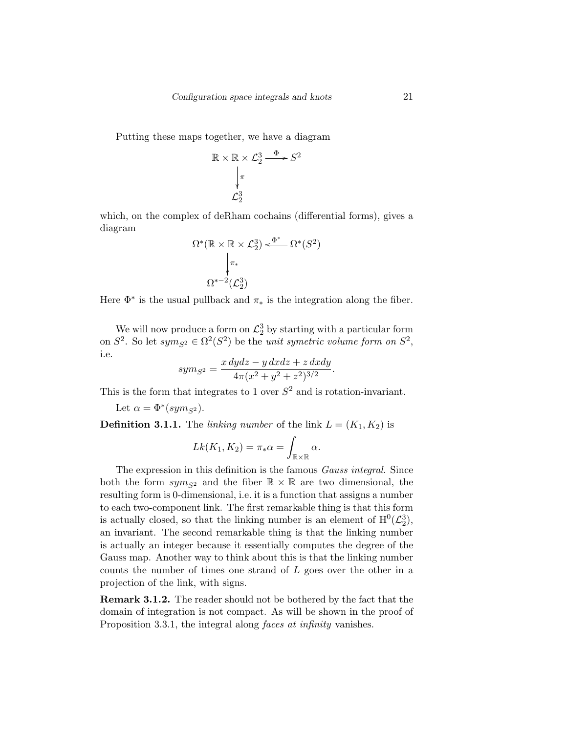Putting these maps together, we have a diagram

$$\begin{array}{ccc} \mathbb{R} \times \mathbb{R} \times \mathcal{L}_2^3 & \xrightarrow{\Phi} & S^2 \\ \downarrow{\scriptstyle \pi} & & \\ \mathcal{L}_2^3 & & \end{array}$$

which, on the complex of deRham cochains (differential forms), gives a diagram

$$\begin{array}{ccc} \Omega^*(\mathbb{R} \times \mathbb{R} \times \mathcal{L}_2^3) & \xleftarrow{\Phi^*} & \Omega^*(S^2) \\ \downarrow{\scriptstyle \pi_*} & & \\ \Omega^{*-2}(\mathcal{L}_2^3) & & \end{array}$$

Here $\Phi^*$ is the usual pullback and $\pi_*$ is the integration along the fiber.

We will now produce a form on $\mathcal{L}_2^3$ by starting with a particular form on $S^2$. So let $sym_{S^2} \in \Omega^2(S^2)$ be the *unit symetric volume form on* $S^2$, i.e.

$$sym_{S^2} = \frac{x\,dydz - y\,dxdz + z\,dxdy}{4\pi(x^2+y^2+z^2)^{3/2}}.$$

This is the form that integrates to 1 over $S^2$ and is rotation-invariant.

Let $\alpha = \Phi^*(sym_{S^2})$.

**Definition 3.1.1.** The *linking number* of the link $L = (K_1, K_2)$ is

$$Lk(K_1, K_2) = \pi_* \alpha = \int_{\mathbb{R}\times\mathbb{R}} \alpha.$$

The expression in this definition is the famous *Gauss integral*. Since both the form $sym_{S^2}$ and the fiber $\mathbb{R} \times \mathbb{R}$ are two dimensional, the resulting form is 0-dimensional, i.e. it is a function that assigns a number to each two-component link. The first remarkable thing is that this form is actually closed, so that the linking number is an element of $\mathrm{H}^0(\mathcal{L}_2^3)$, an invariant. The second remarkable thing is that the linking number is actually an integer because it essentially computes the degree of the Gauss map. Another way to think about this is that the linking number counts the number of times one strand of $L$ goes over the other in a projection of the link, with signs.

**Remark 3.1.2.** The reader should not be bothered by the fact that the domain of integration is not compact. As will be shown in the proof of Proposition 3.3.1, the integral along *faces at infinity* vanishes.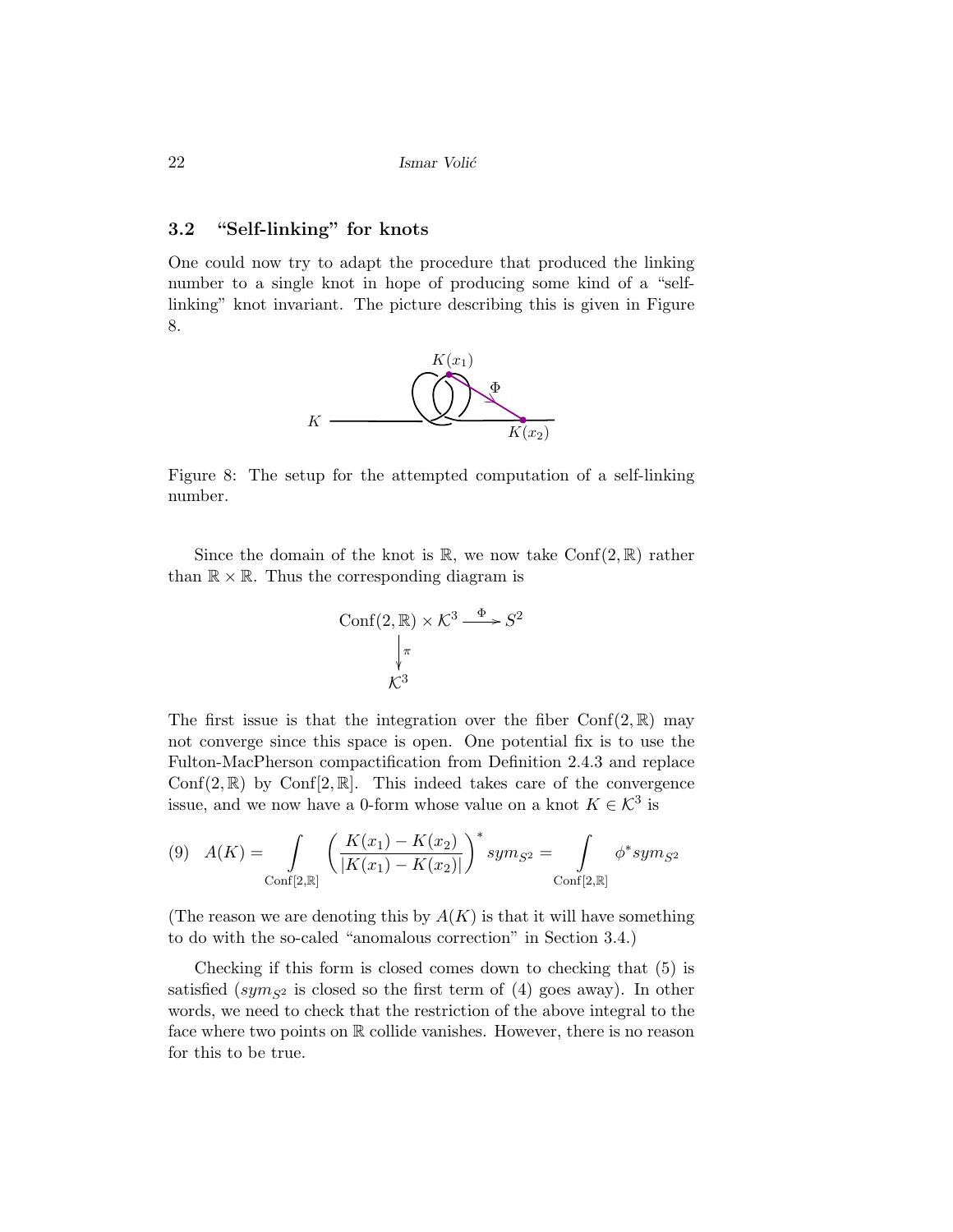### 3.2 "Self-linking" for knots

One could now try to adapt the procedure that produced the linking number to a single knot in hope of producing some kind of a "self-linking" knot invariant. The picture describing this is given in Figure 8.

Figure 8: The setup for the attempted computation of a self-linking number.

Since the domain of the knot is $\mathbb{R}$, we now take $\mathrm{Conf}(2, \mathbb{R})$ rather than $\mathbb{R} \times \mathbb{R}$. Thus the corresponding diagram is

$$
\begin{array}{ccc}
\mathrm{Conf}(2, \mathbb{R}) \times \mathcal{K}^3 & \xrightarrow{\Phi} & S^2 \\
\Big\downarrow \pi & & \\
\mathcal{K}^3 & &
\end{array}
$$

The first issue is that the integration over the fiber $\mathrm{Conf}(2, \mathbb{R})$ may not converge since this space is open. One potential fix is to use the Fulton-MacPherson compactification from Definition 2.4.3 and replace $\mathrm{Conf}(2, \mathbb{R})$ by $\mathrm{Conf}[2, \mathbb{R}]$. This indeed takes care of the convergence issue, and we now have a 0-form whose value on a knot $K \in \mathcal{K}^3$ is

$$
(9) \quad A(K) = \int\limits_{\mathrm{Conf}[2,\mathbb{R}]} \left( \frac{K(x_1) - K(x_2)}{|K(x_1) - K(x_2)|} \right)^* sym_{S^2} = \int\limits_{\mathrm{Conf}[2,\mathbb{R}]} \phi^* sym_{S^2}
$$

(The reason we are denoting this by $A(K)$ is that it will have something to do with the so-caled "anomalous correction" in Section 3.4.)

Checking if this form is closed comes down to checking that (5) is satisfied ($sym_{S^2}$ is closed so the first term of (4) goes away). In other words, we need to check that the restriction of the above integral to the face where two points on $\mathbb{R}$ collide vanishes. However, there is no reason for this to be true.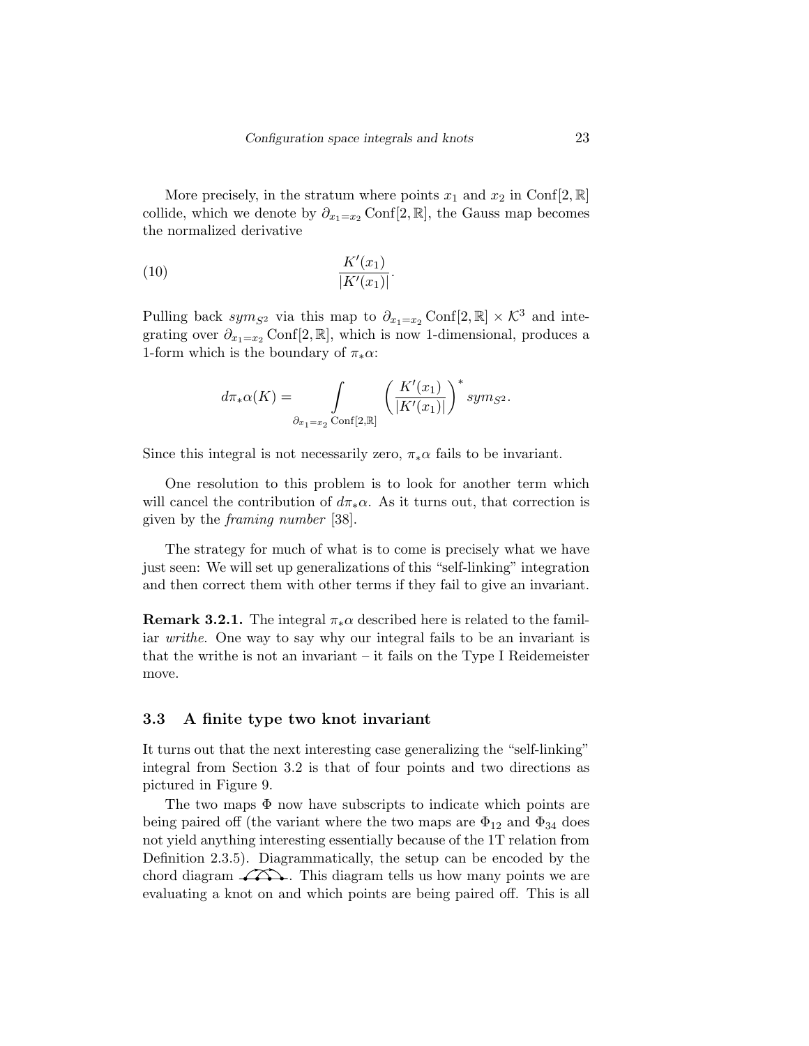More precisely, in the stratum where points $x_1$ and $x_2$ in $\mathrm{Conf}[2, \mathbb{R}]$ collide, which we denote by $\partial_{x_1=x_2} \mathrm{Conf}[2, \mathbb{R}]$, the Gauss map becomes the normalized derivative

$$\frac{K'(x_1)}{|K'(x_1)|}. \tag{10}$$

Pulling back $sym_{S^2}$ via this map to $\partial_{x_1=x_2} \mathrm{Conf}[2, \mathbb{R}] \times \mathcal{K}^3$ and integrating over $\partial_{x_1=x_2} \mathrm{Conf}[2, \mathbb{R}]$, which is now 1-dimensional, produces a 1-form which is the boundary of $\pi_* \alpha$:

$$d\pi_*\alpha(K) = \int\limits_{\partial_{x_1=x_2} \mathrm{Conf}[2,\mathbb{R}]} \left( \frac{K'(x_1)}{|K'(x_1)|} \right)^* sym_{S^2}.$$

Since this integral is not necessarily zero, $\pi_*\alpha$ fails to be invariant.

One resolution to this problem is to look for another term which will cancel the contribution of $d\pi_*\alpha$. As it turns out, that correction is given by the *framing number* [38].

The strategy for much of what is to come is precisely what we have just seen: We will set up generalizations of this "self-linking" integration and then correct them with other terms if they fail to give an invariant.

**Remark 3.2.1.** The integral $\pi_*\alpha$ described here is related to the familiar *writhe*. One way to say why our integral fails to be an invariant is that the writhe is not an invariant – it fails on the Type I Reidemeister move.

## 3.3 A finite type two knot invariant

It turns out that the next interesting case generalizing the "self-linking" integral from Section 3.2 is that of four points and two directions as pictured in Figure 9.

The two maps $\Phi$ now have subscripts to indicate which points are being paired off (the variant where the two maps are $\Phi_{12}$ and $\Phi_{34}$ does not yield anything interesting essentially because of the 1T relation from Definition 2.3.5). Diagrammatically, the setup can be encoded by the chord diagram . This diagram tells us how many points we are evaluating a knot on and which points are being paired off. This is all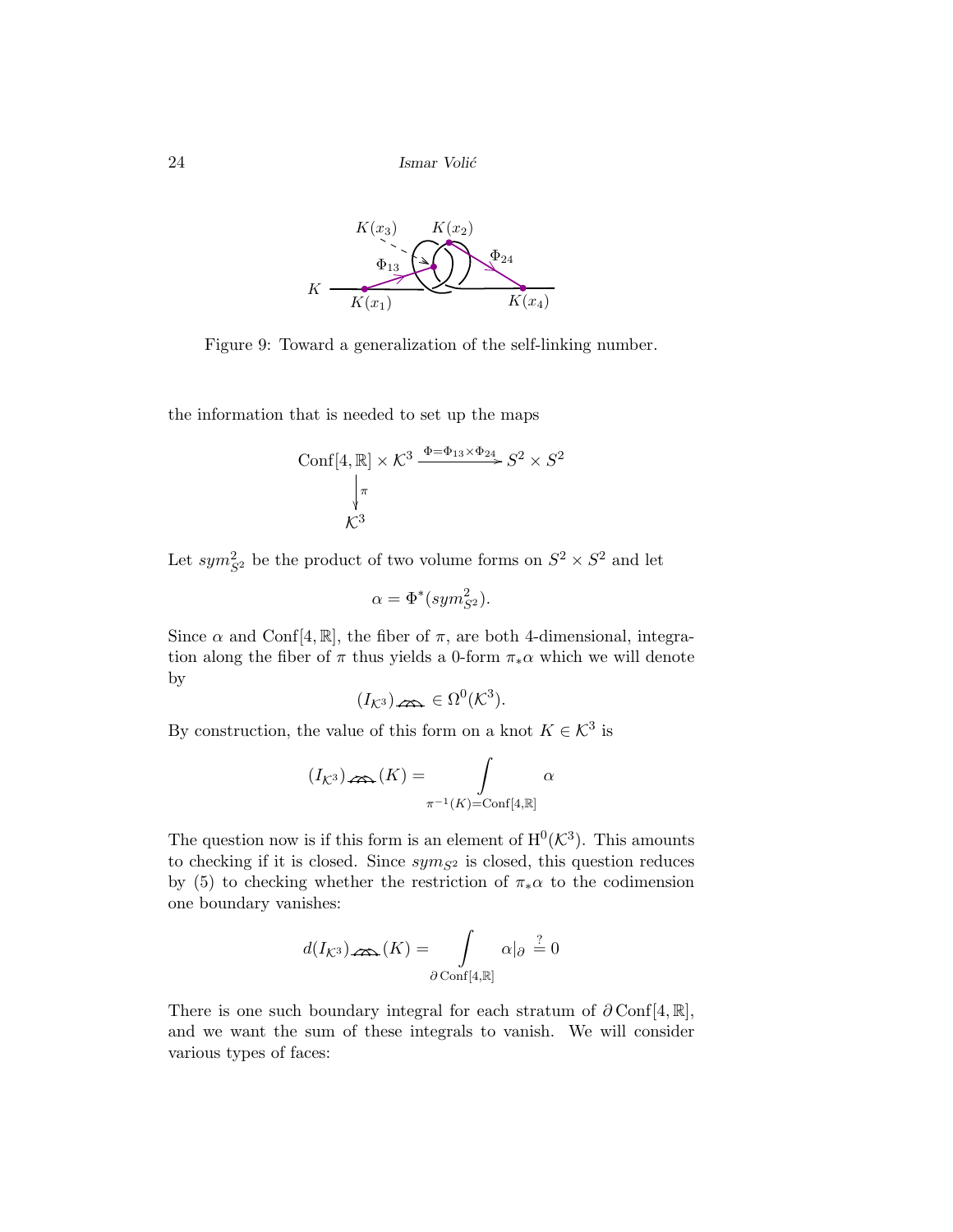Figure 9: Toward a generalization of the self-linking number.

the information that is needed to set up the maps

$$
\begin{array}{ccc}
\mathrm{Conf}[4,\mathbb{R}] \times \mathcal{K}^3 & \xrightarrow{\Phi=\Phi_{13}\times\Phi_{24}} & S^2 \times S^2 \\
\downarrow \pi & & \\
\mathcal{K}^3 & &
\end{array}
$$

Let $sym^2_{S^2}$ be the product of two volume forms on $S^2 \times S^2$ and let

$$
\alpha = \Phi^*(sym^2_{S^2}).
$$

Since $\alpha$ and $\mathrm{Conf}[4,\mathbb{R}]$, the fiber of $\pi$, are both 4-dimensional, integration along the fiber of $\pi$ thus yields a 0-form $\pi_*\alpha$ which we will denote by

$$
(I_{\mathcal{K}^3})_{\text{⌓⌓}} \in \Omega^0(\mathcal{K}^3).
$$

By construction, the value of this form on a knot $K \in \mathcal{K}^3$ is

$$
(I_{\mathcal{K}^3})_{\text{⌓⌓}}(K) = \int\limits_{\pi^{-1}(K)=\mathrm{Conf}[4,\mathbb{R}]} \alpha
$$

The question now is if this form is an element of $\mathrm{H}^0(\mathcal{K}^3)$. This amounts to checking if it is closed. Since $sym_{S^2}$ is closed, this question reduces by (5) to checking whether the restriction of $\pi_*\alpha$ to the codimension one boundary vanishes:

$$
d(I_{\mathcal{K}^3})_{\text{⌓⌓}}(K) = \int\limits_{\partial\,\mathrm{Conf}[4,\mathbb{R}]} \alpha|_{\partial} \stackrel{?}{=} 0
$$

There is one such boundary integral for each stratum of $\partial\,\mathrm{Conf}[4,\mathbb{R}]$, and we want the sum of these integrals to vanish. We will consider various types of faces: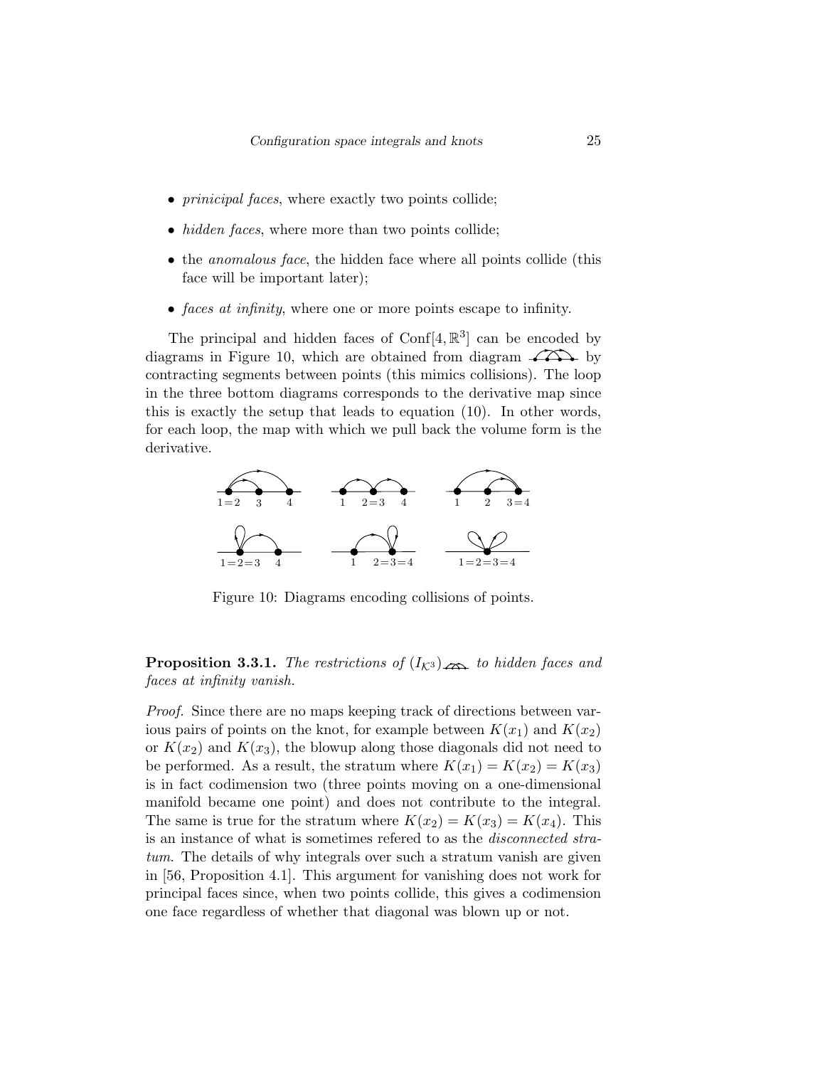- *prinicipal faces*, where exactly two points collide;
- *hidden faces*, where more than two points collide;
- the *anomalous face*, the hidden face where all points collide (this face will be important later);
- *faces at infinity*, where one or more points escape to infinity.

The principal and hidden faces of $\mathrm{Conf}[4, \mathbb{R}^3]$ can be encoded by diagrams in Figure 10, which are obtained from diagram [diagram] by contracting segments between points (this mimics collisions). The loop in the three bottom diagrams corresponds to the derivative map since this is exactly the setup that leads to equation (10). In other words, for each loop, the map with which we pull back the volume form is the derivative.

Figure 10: Diagrams encoding collisions of points.

**Proposition 3.3.1.** *The restrictions of* $(I_{\mathcal{K}^3})_{[\text{diagram}]}$ *to hidden faces and faces at infinity vanish.*

*Proof.* Since there are no maps keeping track of directions between various pairs of points on the knot, for example between $K(x_1)$ and $K(x_2)$ or $K(x_2)$ and $K(x_3)$, the blowup along those diagonals did not need to be performed. As a result, the stratum where $K(x_1) = K(x_2) = K(x_3)$ is in fact codimension two (three points moving on a one-dimensional manifold became one point) and does not contribute to the integral. The same is true for the stratum where $K(x_2) = K(x_3) = K(x_4)$. This is an instance of what is sometimes refered to as the *disconnected stratum*. The details of why integrals over such a stratum vanish are given in [56, Proposition 4.1]. This argument for vanishing does not work for principal faces since, when two points collide, this gives a codimension one face regardless of whether that diagonal was blown up or not.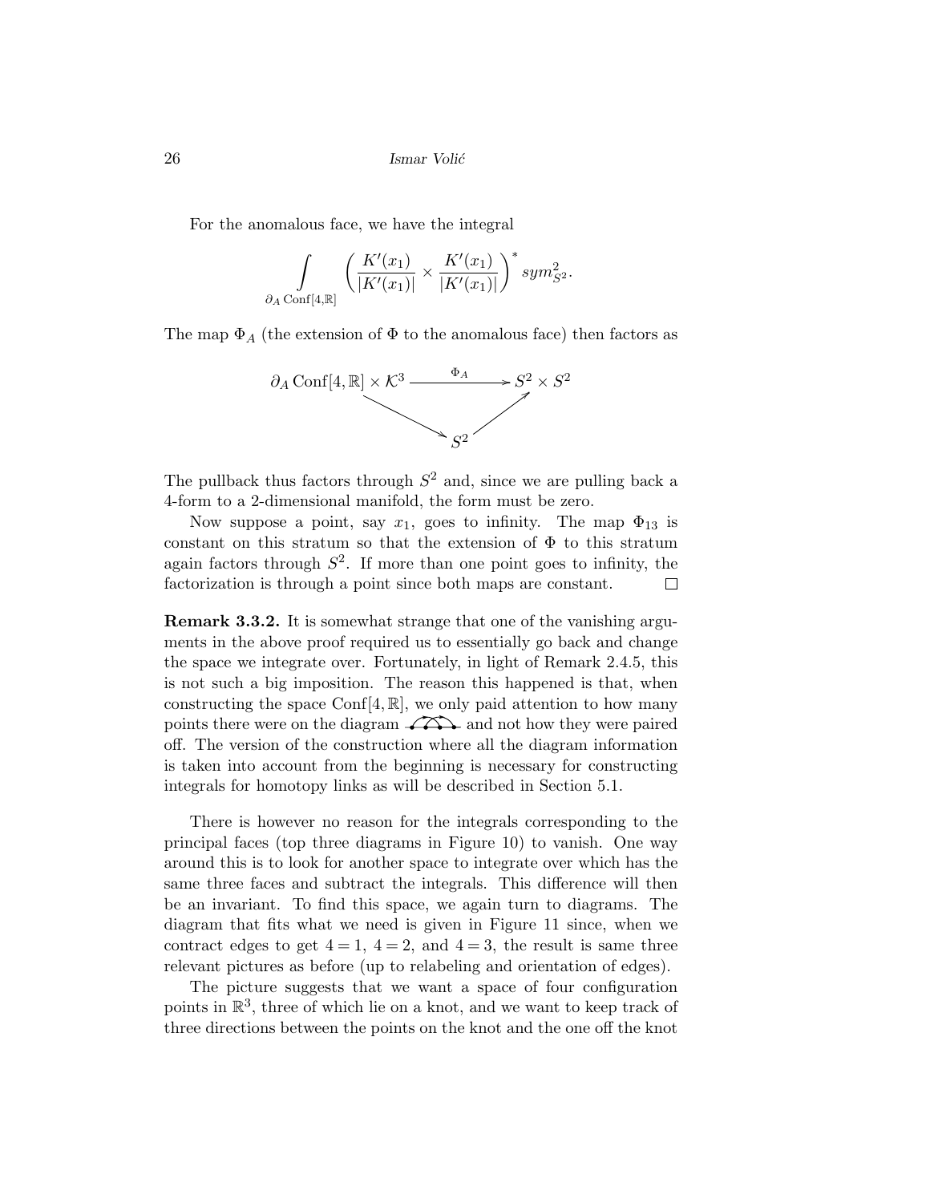For the anomalous face, we have the integral

$$\int_{\partial_A \operatorname{Conf}[4,\mathbb{R}]} \left( \frac{K'(x_1)}{|K'(x_1)|} \times \frac{K'(x_1)}{|K'(x_1)|} \right)^* sym^2_{S^2}.$$

The map $\Phi_A$ (the extension of $\Phi$ to the anomalous face) then factors as

$$\begin{array}{ccc} \partial_A \operatorname{Conf}[4,\mathbb{R}] \times \mathcal{K}^3 & \xrightarrow{\Phi_A} & S^2 \times S^2 \\ & \searrow \quad S^2 \quad \nearrow & \end{array}$$

The pullback thus factors through $S^2$ and, since we are pulling back a 4-form to a 2-dimensional manifold, the form must be zero.

Now suppose a point, say $x_1$, goes to infinity. The map $\Phi_{13}$ is constant on this stratum so that the extension of $\Phi$ to this stratum again factors through $S^2$. If more than one point goes to infinity, the factorization is through a point since both maps are constant. □

**Remark 3.3.2.** It is somewhat strange that one of the vanishing arguments in the above proof required us to essentially go back and change the space we integrate over. Fortunately, in light of Remark 2.4.5, this is not such a big imposition. The reason this happened is that, when constructing the space $\operatorname{Conf}[4,\mathbb{R}]$, we only paid attention to how many points there were on the diagram and not how they were paired off. The version of the construction where all the diagram information is taken into account from the beginning is necessary for constructing integrals for homotopy links as will be described in Section 5.1.

There is however no reason for the integrals corresponding to the principal faces (top three diagrams in Figure 10) to vanish. One way around this is to look for another space to integrate over which has the same three faces and subtract the integrals. This difference will then be an invariant. To find this space, we again turn to diagrams. The diagram that fits what we need is given in Figure 11 since, when we contract edges to get $4 = 1$, $4 = 2$, and $4 = 3$, the result is same three relevant pictures as before (up to relabeling and orientation of edges).

The picture suggests that we want a space of four configuration points in $\mathbb{R}^3$, three of which lie on a knot, and we want to keep track of three directions between the points on the knot and the one off the knot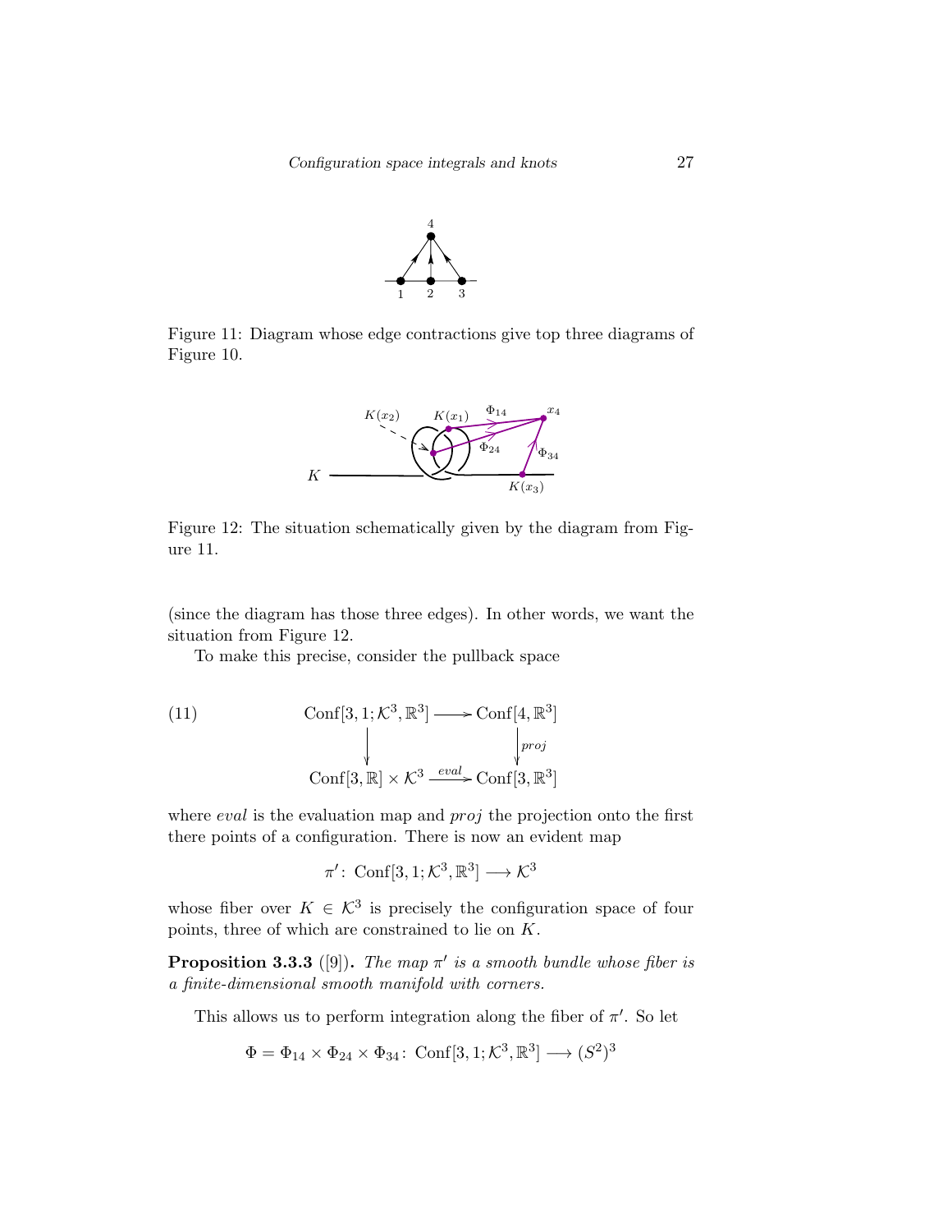Figure 11: Diagram whose edge contractions give top three diagrams of Figure 10.

Figure 12: The situation schematically given by the diagram from Figure 11.

(since the diagram has those three edges). In other words, we want the situation from Figure 12.

To make this precise, consider the pullback space

$$
\begin{array}{ccc}
\mathrm{Conf}[3,1;\mathcal{K}^3,\mathbb{R}^3] & \longrightarrow & \mathrm{Conf}[4,\mathbb{R}^3] \\
\downarrow & & \downarrow {\scriptstyle proj} \\
\mathrm{Conf}[3,\mathbb{R}]\times\mathcal{K}^3 & \xrightarrow{eval} & \mathrm{Conf}[3,\mathbb{R}^3]
\end{array}
\tag{11}
$$

where *eval* is the evaluation map and *proj* the projection onto the first there points of a configuration. There is now an evident map

$$\pi'\colon \mathrm{Conf}[3,1;\mathcal{K}^3,\mathbb{R}^3] \longrightarrow \mathcal{K}^3$$

whose fiber over $K \in \mathcal{K}^3$ is precisely the configuration space of four points, three of which are constrained to lie on $K$.

**Proposition 3.3.3** ([9]). *The map $\pi'$ is a smooth bundle whose fiber is a finite-dimensional smooth manifold with corners.*

This allows us to perform integration along the fiber of $\pi'$. So let

$$\Phi = \Phi_{14} \times \Phi_{24} \times \Phi_{34}\colon \mathrm{Conf}[3,1;\mathcal{K}^3,\mathbb{R}^3] \longrightarrow (S^2)^3$$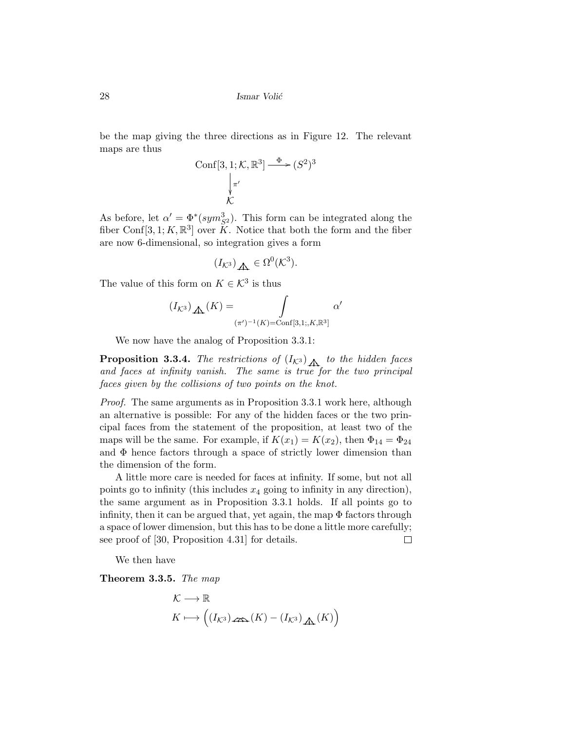be the map giving the three directions as in Figure 12. The relevant maps are thus

$$\begin{array}{ccc} \mathrm{Conf}[3,1;\mathcal{K},\mathbb{R}^3] & \xrightarrow{\Phi} & (S^2)^3 \\ \Big\downarrow{\scriptstyle \pi'} & & \\ \mathcal{K} & & \end{array}$$

As before, let $\alpha' = \Phi^*(sym^3_{S^2})$. This form can be integrated along the fiber $\mathrm{Conf}[3,1;K,\mathbb{R}^3]$ over $K$. Notice that both the form and the fiber are now 6-dimensional, so integration gives a form

$$(I_{\mathcal{K}^3})_{\text{tripod}} \in \Omega^0(\mathcal{K}^3).$$

The value of this form on $K \in \mathcal{K}^3$ is thus

$$(I_{\mathcal{K}^3})_{\text{tripod}}(K) = \int_{(\pi')^{-1}(K)=\mathrm{Conf}[3,1;,K,\mathbb{R}^3]} \alpha'$$

We now have the analog of Proposition 3.3.1:

**Proposition 3.3.4.** *The restrictions of $(I_{\mathcal{K}^3})_{\text{tripod}}$ to the hidden faces and faces at infinity vanish. The same is true for the two principal faces given by the collisions of two points on the knot.*

*Proof.* The same arguments as in Proposition 3.3.1 work here, although an alternative is possible: For any of the hidden faces or the two principal faces from the statement of the proposition, at least two of the maps will be the same. For example, if $K(x_1) = K(x_2)$, then $\Phi_{14} = \Phi_{24}$ and $\Phi$ hence factors through a space of strictly lower dimension than the dimension of the form.

A little more care is needed for faces at infinity. If some, but not all points go to infinity (this includes $x_4$ going to infinity in any direction), the same argument as in Proposition 3.3.1 holds. If all points go to infinity, then it can be argued that, yet again, the map $\Phi$ factors through a space of lower dimension, but this has to be done a little more carefully; see proof of [30, Proposition 4.31] for details. $\square$

We then have

**Theorem 3.3.5.** *The map*

$$\begin{aligned} \mathcal{K} &\longrightarrow \mathbb{R} \\ K &\longmapsto \Big((I_{\mathcal{K}^3})_{\text{chords}}(K) - (I_{\mathcal{K}^3})_{\text{tripod}}(K)\Big) \end{aligned}$$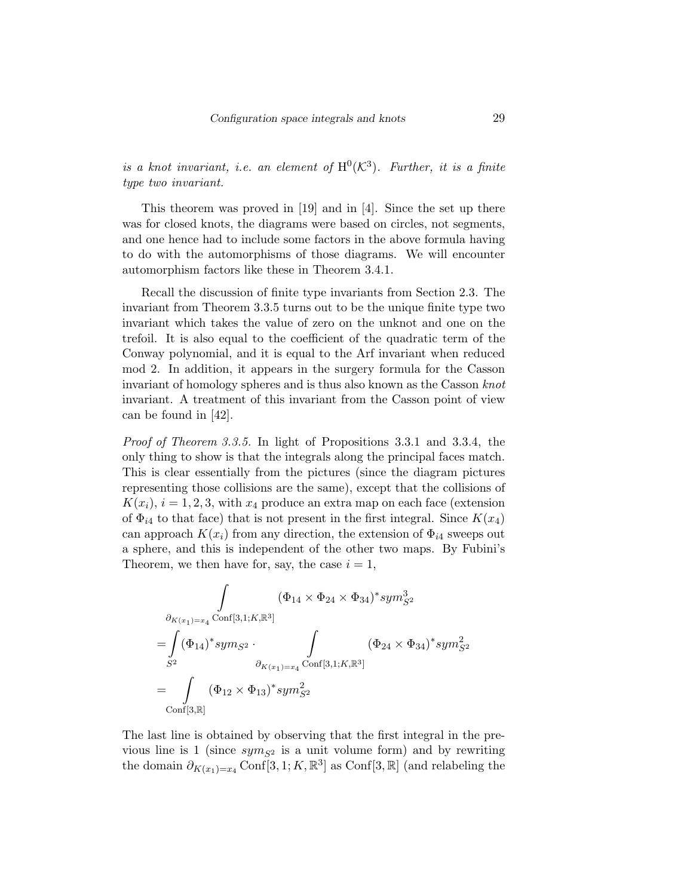*is a knot invariant, i.e. an element of* $\mathrm{H}^0(\mathcal{K}^3)$*. Further, it is a finite type two invariant.*

This theorem was proved in [19] and in [4]. Since the set up there was for closed knots, the diagrams were based on circles, not segments, and one hence had to include some factors in the above formula having to do with the automorphisms of those diagrams. We will encounter automorphism factors like these in Theorem 3.4.1.

Recall the discussion of finite type invariants from Section 2.3. The invariant from Theorem 3.3.5 turns out to be the unique finite type two invariant which takes the value of zero on the unknot and one on the trefoil. It is also equal to the coefficient of the quadratic term of the Conway polynomial, and it is equal to the Arf invariant when reduced mod 2. In addition, it appears in the surgery formula for the Casson invariant of homology spheres and is thus also known as the Casson *knot* invariant. A treatment of this invariant from the Casson point of view can be found in [42].

*Proof of Theorem 3.3.5.* In light of Propositions 3.3.1 and 3.3.4, the only thing to show is that the integrals along the principal faces match. This is clear essentially from the pictures (since the diagram pictures representing those collisions are the same), except that the collisions of $K(x_i)$, $i = 1, 2, 3$, with $x_4$ produce an extra map on each face (extension of $\Phi_{i4}$ to that face) that is not present in the first integral. Since $K(x_4)$ can approach $K(x_i)$ from any direction, the extension of $\Phi_{i4}$ sweeps out a sphere, and this is independent of the other two maps. By Fubini's Theorem, we then have for, say, the case $i = 1$,

$$
\begin{aligned}
&\int\limits_{\partial_{K(x_1)=x_4} \mathrm{Conf}[3,1;K,\mathbb{R}^3]} (\Phi_{14} \times \Phi_{24} \times \Phi_{34})^* sym^3_{S^2} \\
&= \int\limits_{S^2} (\Phi_{14})^* sym_{S^2} \cdot \int\limits_{\partial_{K(x_1)=x_4} \mathrm{Conf}[3,1;K,\mathbb{R}^3]} (\Phi_{24} \times \Phi_{34})^* sym^2_{S^2} \\
&= \int\limits_{\mathrm{Conf}[3,\mathbb{R}]} (\Phi_{12} \times \Phi_{13})^* sym^2_{S^2}
\end{aligned}
$$

The last line is obtained by observing that the first integral in the previous line is 1 (since $sym_{S^2}$ is a unit volume form) and by rewriting the domain $\partial_{K(x_1)=x_4} \mathrm{Conf}[3, 1; K, \mathbb{R}^3]$ as $\mathrm{Conf}[3, \mathbb{R}]$ (and relabeling the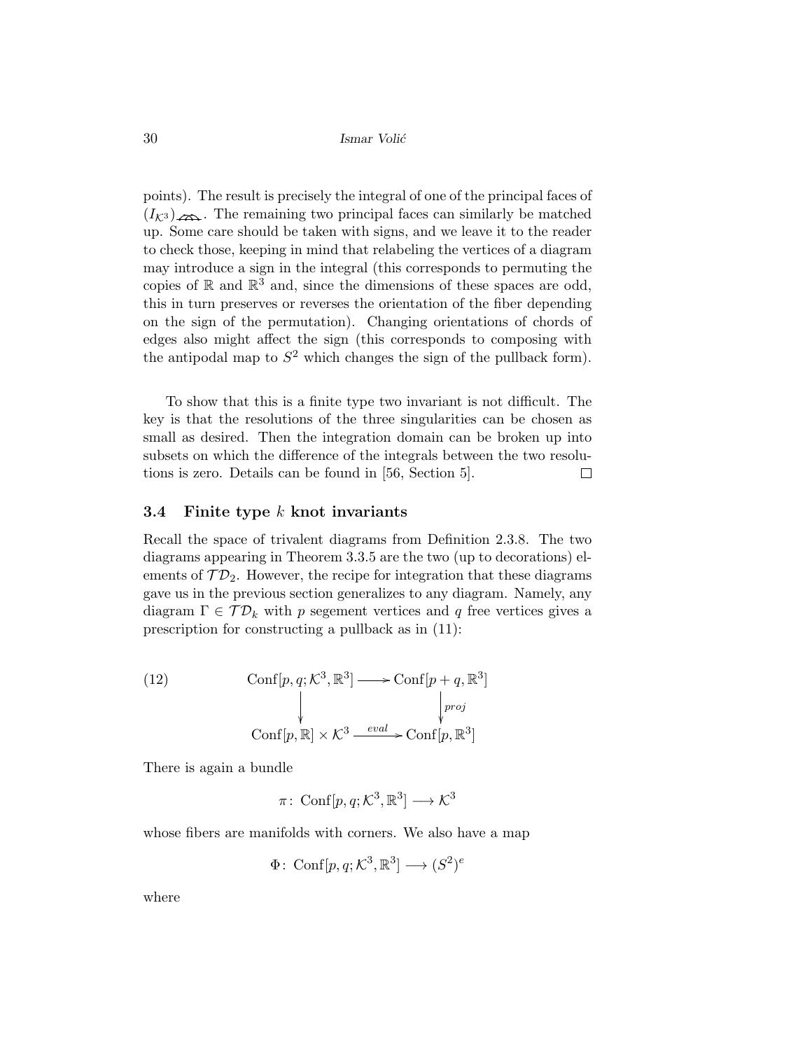points). The result is precisely the integral of one of the principal faces of $(I_{\mathcal{K}^3})_{\triangle}$. The remaining two principal faces can similarly be matched up. Some care should be taken with signs, and we leave it to the reader to check those, keeping in mind that relabeling the vertices of a diagram may introduce a sign in the integral (this corresponds to permuting the copies of $\mathbb{R}$ and $\mathbb{R}^3$ and, since the dimensions of these spaces are odd, this in turn preserves or reverses the orientation of the fiber depending on the sign of the permutation). Changing orientations of chords of edges also might affect the sign (this corresponds to composing with the antipodal map to $S^2$ which changes the sign of the pullback form).

To show that this is a finite type two invariant is not difficult. The key is that the resolutions of the three singularities can be chosen as small as desired. Then the integration domain can be broken up into subsets on which the difference of the integrals between the two resolutions is zero. Details can be found in [56, Section 5]. □

### 3.4 Finite type $k$ knot invariants

Recall the space of trivalent diagrams from Definition 2.3.8. The two diagrams appearing in Theorem 3.3.5 are the two (up to decorations) elements of $\mathcal{TD}_2$. However, the recipe for integration that these diagrams gave us in the previous section generalizes to any diagram. Namely, any diagram $\Gamma \in \mathcal{TD}_k$ with $p$ segement vertices and $q$ free vertices gives a prescription for constructing a pullback as in (11):

$$
\begin{array}{ccc}
\mathrm{Conf}[p,q;\mathcal{K}^3,\mathbb{R}^3] & \longrightarrow & \mathrm{Conf}[p+q,\mathbb{R}^3] \\
\big\downarrow & & \big\downarrow{\scriptstyle proj} \\
\mathrm{Conf}[p,\mathbb{R}]\times\mathcal{K}^3 & \xrightarrow{\ eval\ } & \mathrm{Conf}[p,\mathbb{R}^3]
\end{array}
\tag{12}
$$

There is again a bundle

$$\pi\colon \mathrm{Conf}[p,q;\mathcal{K}^3,\mathbb{R}^3] \longrightarrow \mathcal{K}^3$$

whose fibers are manifolds with corners. We also have a map

$$\Phi\colon \mathrm{Conf}[p,q;\mathcal{K}^3,\mathbb{R}^3] \longrightarrow (S^2)^e$$

where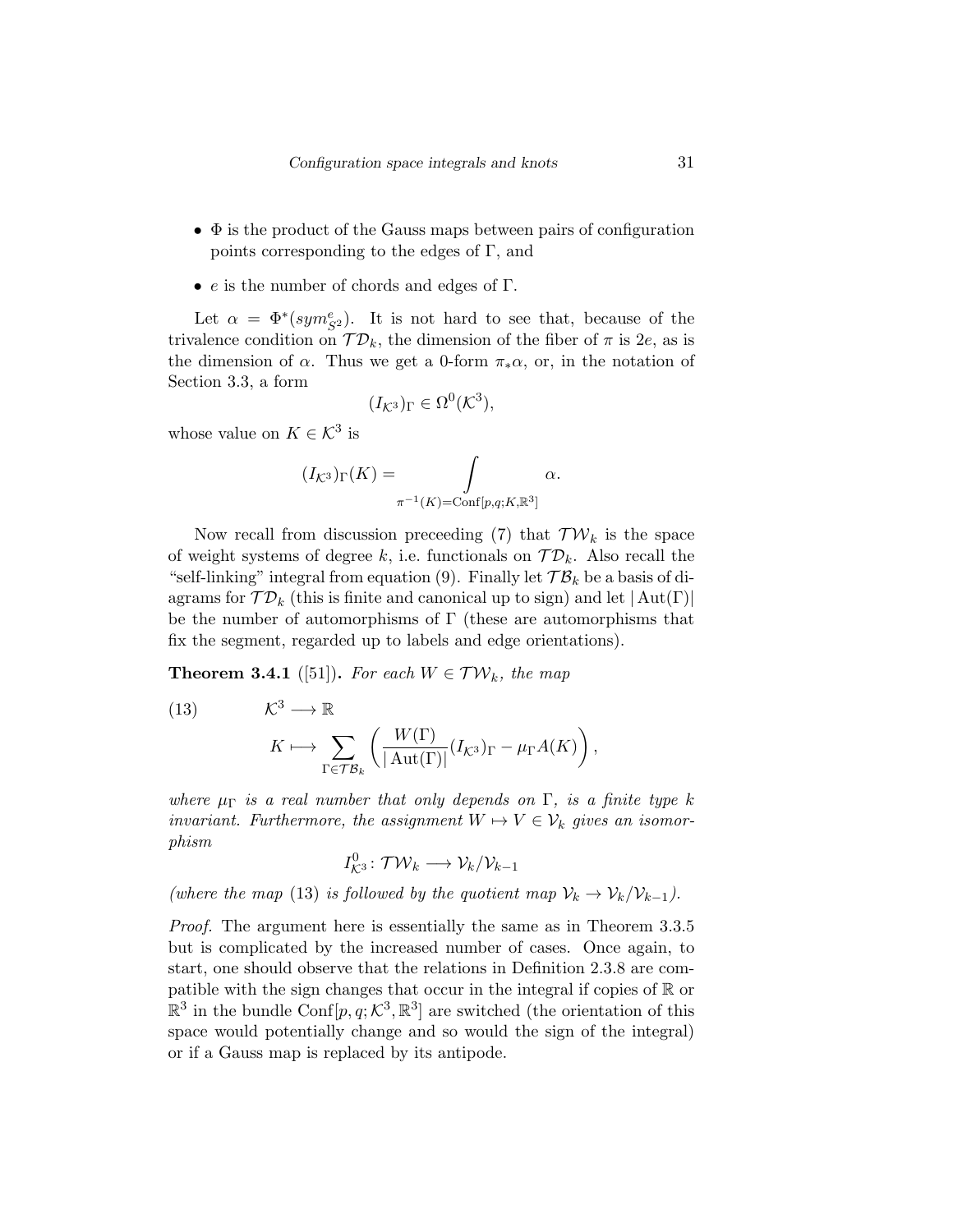- $\Phi$ is the product of the Gauss maps between pairs of configuration points corresponding to the edges of $\Gamma$, and
- $e$ is the number of chords and edges of $\Gamma$.

Let $\alpha = \Phi^*(sym^e_{S^2})$. It is not hard to see that, because of the trivalence condition on $\mathcal{TD}_k$, the dimension of the fiber of $\pi$ is $2e$, as is the dimension of $\alpha$. Thus we get a 0-form $\pi_*\alpha$, or, in the notation of Section 3.3, a form

$$(I_{\mathcal{K}^3})_\Gamma \in \Omega^0(\mathcal{K}^3),$$

whose value on $K \in \mathcal{K}^3$ is

$$(I_{\mathcal{K}^3})_\Gamma(K) = \int\limits_{\pi^{-1}(K)=\mathrm{Conf}[p,q;K,\mathbb{R}^3]} \alpha.$$

Now recall from discussion preceeding (7) that $\mathcal{TW}_k$ is the space of weight systems of degree $k$, i.e. functionals on $\mathcal{TD}_k$. Also recall the "self-linking" integral from equation (9). Finally let $\mathcal{TB}_k$ be a basis of diagrams for $\mathcal{TD}_k$ (this is finite and canonical up to sign) and let $|\operatorname{Aut}(\Gamma)|$ be the number of automorphisms of $\Gamma$ (these are automorphisms that fix the segment, regarded up to labels and edge orientations).

**Theorem 3.4.1** ([51])**.** *For each $W \in \mathcal{TW}_k$, the map*

$$\begin{aligned}(13)\qquad & \mathcal{K}^3 \longrightarrow \mathbb{R}\\ & K \longmapsto \sum_{\Gamma\in\mathcal{TB}_k}\left(\frac{W(\Gamma)}{|\operatorname{Aut}(\Gamma)|}(I_{\mathcal{K}^3})_\Gamma - \mu_\Gamma A(K)\right),\end{aligned}$$

*where $\mu_\Gamma$ is a real number that only depends on $\Gamma$, is a finite type $k$ invariant. Furthermore, the assignment $W \mapsto V \in \mathcal{V}_k$ gives an isomorphism*

$$I^0_{\mathcal{K}^3}\colon \mathcal{TW}_k \longrightarrow \mathcal{V}_k/\mathcal{V}_{k-1}$$

*(where the map* (13) *is followed by the quotient map $\mathcal{V}_k \to \mathcal{V}_k/\mathcal{V}_{k-1}$).*

*Proof.* The argument here is essentially the same as in Theorem 3.3.5 but is complicated by the increased number of cases. Once again, to start, one should observe that the relations in Definition 2.3.8 are compatible with the sign changes that occur in the integral if copies of $\mathbb{R}$ or $\mathbb{R}^3$ in the bundle $\mathrm{Conf}[p,q;\mathcal{K}^3,\mathbb{R}^3]$ are switched (the orientation of this space would potentially change and so would the sign of the integral) or if a Gauss map is replaced by its antipode.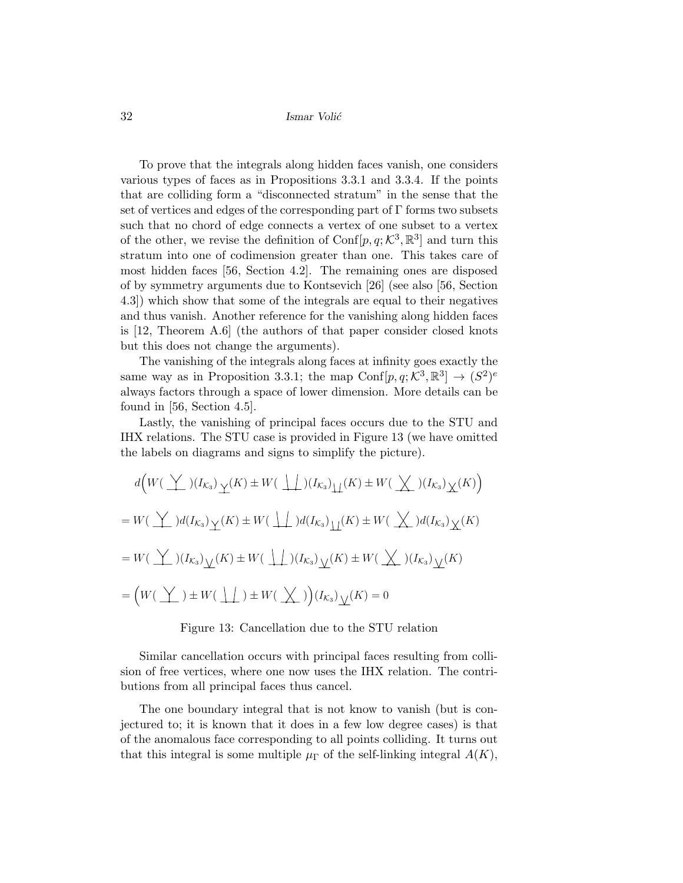To prove that the integrals along hidden faces vanish, one considers various types of faces as in Propositions 3.3.1 and 3.3.4. If the points that are colliding form a "disconnected stratum" in the sense that the set of vertices and edges of the corresponding part of Γ forms two subsets such that no chord of edge connects a vertex of one subset to a vertex of the other, we revise the definition of $\mathrm{Conf}[p,q;\mathcal{K}^3,\mathbb{R}^3]$ and turn this stratum into one of codimension greater than one. This takes care of most hidden faces [56, Section 4.2]. The remaining ones are disposed of by symmetry arguments due to Kontsevich [26] (see also [56, Section 4.3]) which show that some of the integrals are equal to their negatives and thus vanish. Another reference for the vanishing along hidden faces is [12, Theorem A.6] (the authors of that paper consider closed knots but this does not change the arguments).

The vanishing of the integrals along faces at infinity goes exactly the same way as in Proposition 3.3.1; the map $\mathrm{Conf}[p,q;\mathcal{K}^3,\mathbb{R}^3] \to (S^2)^e$ always factors through a space of lower dimension. More details can be found in [56, Section 4.5].

Lastly, the vanishing of principal faces occurs due to the STU and IHX relations. The STU case is provided in Figure 13 (we have omitted the labels on diagrams and signs to simplify the picture).

$$d\Big(W(\,\text{Y}\,)(I_{\mathcal{K}_3})_{\text{Y}}(K) \pm W(\,\text{||}\,)(I_{\mathcal{K}_3})_{\text{||}}(K) \pm W(\,\text{X}\,)(I_{\mathcal{K}_3})_{\text{X}}(K)\Big)$$

$$= W(\,\text{Y}\,)d(I_{\mathcal{K}_3})_{\text{Y}}(K) \pm W(\,\text{||}\,)d(I_{\mathcal{K}_3})_{\text{||}}(K) \pm W(\,\text{X}\,)d(I_{\mathcal{K}_3})_{\text{X}}(K)$$

$$= W(\,\text{Y}\,)(I_{\mathcal{K}_3})_{\text{V}}(K) \pm W(\,\text{||}\,)(I_{\mathcal{K}_3})_{\text{V}}(K) \pm W(\,\text{X}\,)(I_{\mathcal{K}_3})_{\text{V}}(K)$$

$$= \Big(W(\,\text{Y}\,) \pm W(\,\text{||}\,) \pm W(\,\text{X}\,)\Big)(I_{\mathcal{K}_3})_{\text{V}}(K) = 0$$

Figure 13: Cancellation due to the STU relation

Similar cancellation occurs with principal faces resulting from collision of free vertices, where one now uses the IHX relation. The contributions from all principal faces thus cancel.

The one boundary integral that is not know to vanish (but is conjectured to; it is known that it does in a few low degree cases) is that of the anomalous face corresponding to all points colliding. It turns out that this integral is some multiple $\mu_\Gamma$ of the self-linking integral $A(K)$,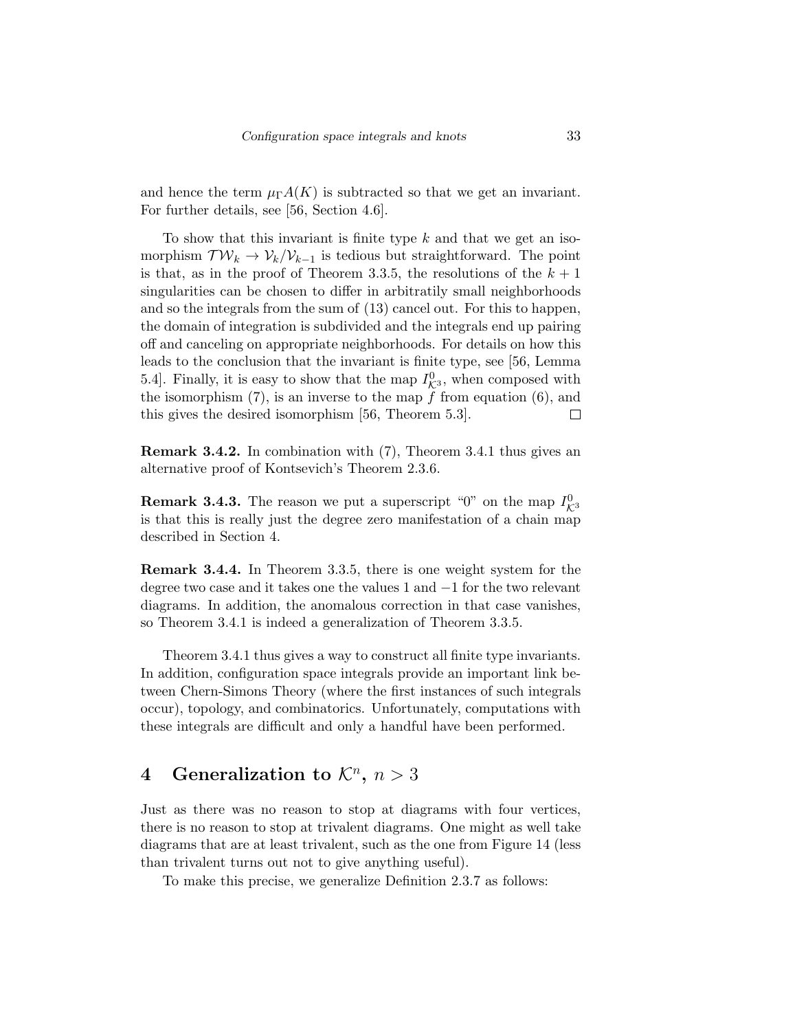and hence the term $\mu_\Gamma A(K)$ is subtracted so that we get an invariant. For further details, see [56, Section 4.6].

To show that this invariant is finite type $k$ and that we get an isomorphism $\mathcal{TW}_k \to \mathcal{V}_k/\mathcal{V}_{k-1}$ is tedious but straightforward. The point is that, as in the proof of Theorem 3.3.5, the resolutions of the $k+1$ singularities can be chosen to differ in arbitratily small neighborhoods and so the integrals from the sum of (13) cancel out. For this to happen, the domain of integration is subdivided and the integrals end up pairing off and canceling on appropriate neighborhoods. For details on how this leads to the conclusion that the invariant is finite type, see [56, Lemma 5.4]. Finally, it is easy to show that the map $I^0_{\mathcal{K}^3}$, when composed with the isomorphism (7), is an inverse to the map $f$ from equation (6), and this gives the desired isomorphism [56, Theorem 5.3]. □

**Remark 3.4.2.** In combination with (7), Theorem 3.4.1 thus gives an alternative proof of Kontsevich's Theorem 2.3.6.

**Remark 3.4.3.** The reason we put a superscript "0" on the map $I^0_{\mathcal{K}^3}$ is that this is really just the degree zero manifestation of a chain map described in Section 4.

**Remark 3.4.4.** In Theorem 3.3.5, there is one weight system for the degree two case and it takes one the values 1 and $-1$ for the two relevant diagrams. In addition, the anomalous correction in that case vanishes, so Theorem 3.4.1 is indeed a generalization of Theorem 3.3.5.

Theorem 3.4.1 thus gives a way to construct all finite type invariants. In addition, configuration space integrals provide an important link between Chern-Simons Theory (where the first instances of such integrals occur), topology, and combinatorics. Unfortunately, computations with these integrals are difficult and only a handful have been performed.

# 4 Generalization to $\mathcal{K}^n$, $n > 3$

Just as there was no reason to stop at diagrams with four vertices, there is no reason to stop at trivalent diagrams. One might as well take diagrams that are at least trivalent, such as the one from Figure 14 (less than trivalent turns out not to give anything useful).

To make this precise, we generalize Definition 2.3.7 as follows: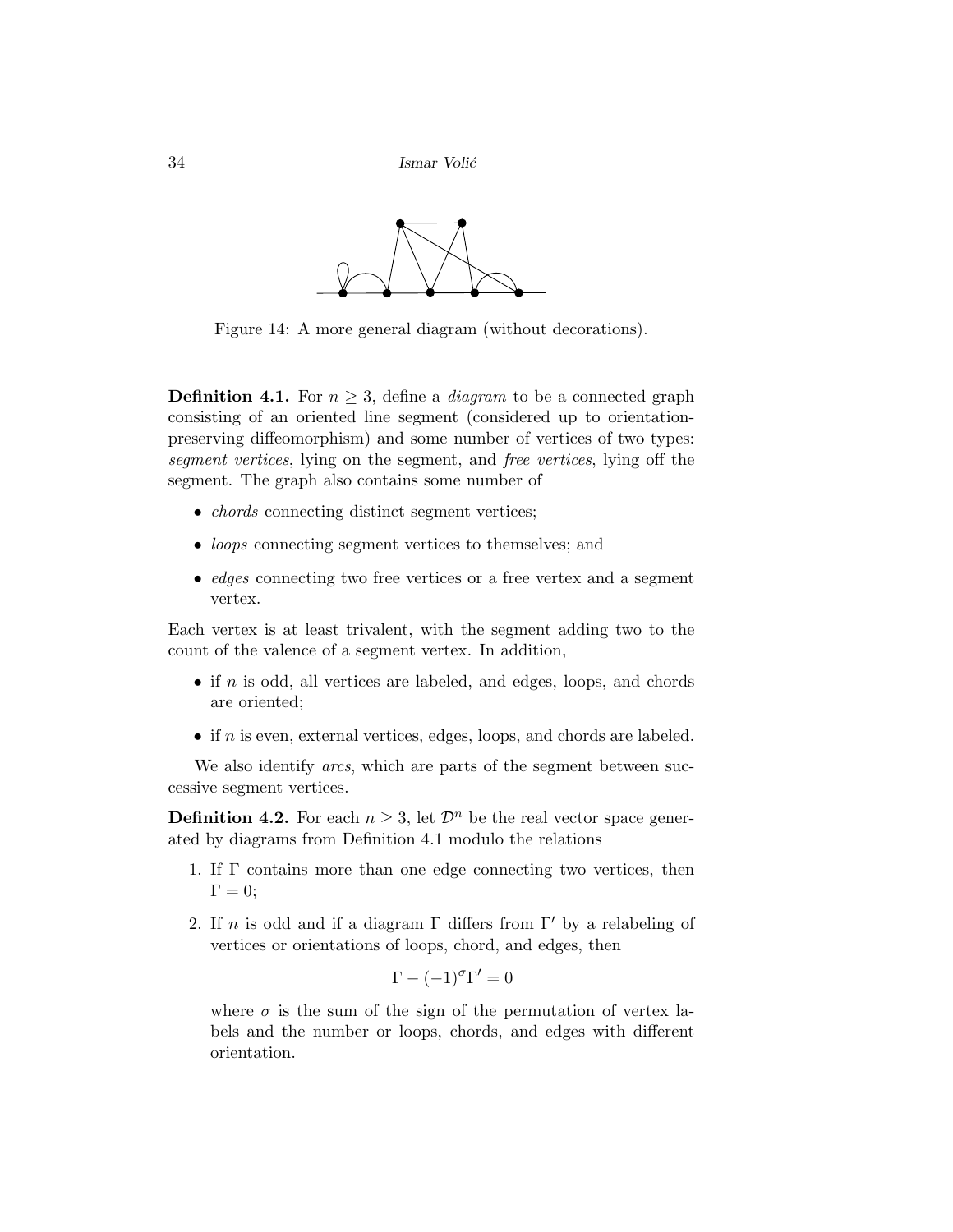Figure 14: A more general diagram (without decorations).

**Definition 4.1.** For $n \geq 3$, define a *diagram* to be a connected graph consisting of an oriented line segment (considered up to orientation-preserving diffeomorphism) and some number of vertices of two types: *segment vertices*, lying on the segment, and *free vertices*, lying off the segment. The graph also contains some number of

- *chords* connecting distinct segment vertices;
- *loops* connecting segment vertices to themselves; and
- *edges* connecting two free vertices or a free vertex and a segment vertex.

Each vertex is at least trivalent, with the segment adding two to the count of the valence of a segment vertex. In addition,

- if $n$ is odd, all vertices are labeled, and edges, loops, and chords are oriented;
- if $n$ is even, external vertices, edges, loops, and chords are labeled.

We also identify *arcs*, which are parts of the segment between successive segment vertices.

**Definition 4.2.** For each $n \geq 3$, let $\mathcal{D}^n$ be the real vector space generated by diagrams from Definition 4.1 modulo the relations

1. If $\Gamma$ contains more than one edge connecting two vertices, then $\Gamma = 0$;
2. If $n$ is odd and if a diagram $\Gamma$ differs from $\Gamma'$ by a relabeling of vertices or orientations of loops, chord, and edges, then

$$\Gamma - (-1)^{\sigma}\Gamma' = 0$$

where $\sigma$ is the sum of the sign of the permutation of vertex labels and the number or loops, chords, and edges with different orientation.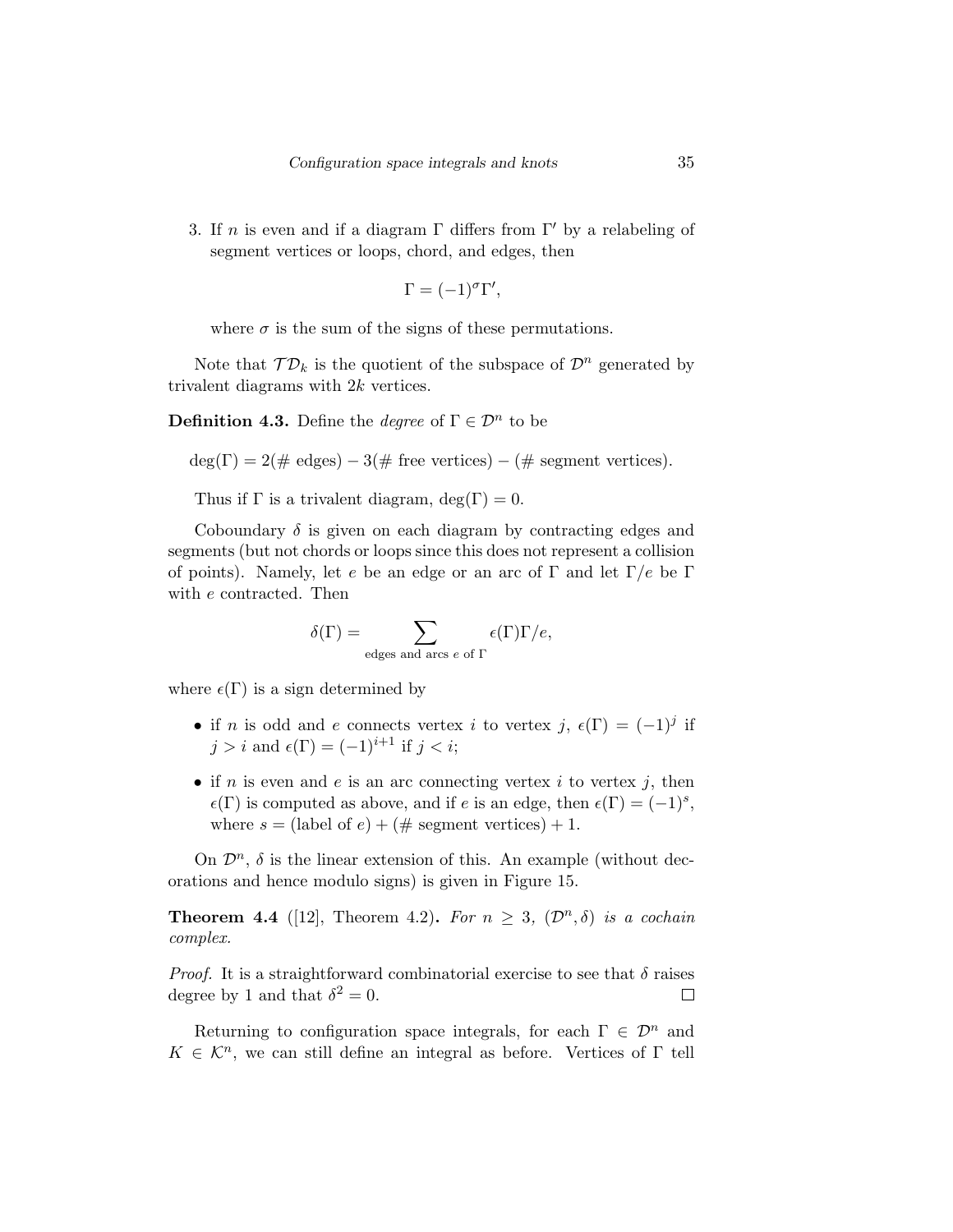3. If $n$ is even and if a diagram $\Gamma$ differs from $\Gamma'$ by a relabeling of segment vertices or loops, chord, and edges, then

$$\Gamma = (-1)^{\sigma}\Gamma',$$

where $\sigma$ is the sum of the signs of these permutations.

Note that $\mathcal{TD}_k$ is the quotient of the subspace of $\mathcal{D}^n$ generated by trivalent diagrams with $2k$ vertices.

**Definition 4.3.** Define the *degree* of $\Gamma \in \mathcal{D}^n$ to be

$$\deg(\Gamma) = 2(\#\text{ edges}) - 3(\#\text{ free vertices}) - (\#\text{ segment vertices}).$$

Thus if $\Gamma$ is a trivalent diagram, $\deg(\Gamma) = 0$.

Coboundary $\delta$ is given on each diagram by contracting edges and segments (but not chords or loops since this does not represent a collision of points). Namely, let $e$ be an edge or an arc of $\Gamma$ and let $\Gamma/e$ be $\Gamma$ with $e$ contracted. Then

$$\delta(\Gamma) = \sum_{\text{edges and arcs } e \text{ of } \Gamma} \epsilon(\Gamma)\Gamma/e,$$

where $\epsilon(\Gamma)$ is a sign determined by

- if $n$ is odd and $e$ connects vertex $i$ to vertex $j$, $\epsilon(\Gamma) = (-1)^j$ if $j > i$ and $\epsilon(\Gamma) = (-1)^{i+1}$ if $j < i$;
- if $n$ is even and $e$ is an arc connecting vertex $i$ to vertex $j$, then $\epsilon(\Gamma)$ is computed as above, and if $e$ is an edge, then $\epsilon(\Gamma) = (-1)^s$, where $s = (\text{label of } e) + (\#\text{ segment vertices}) + 1$.

On $\mathcal{D}^n$, $\delta$ is the linear extension of this. An example (without decorations and hence modulo signs) is given in Figure 15.

**Theorem 4.4** ([12], Theorem 4.2)**.** *For $n \geq 3$, $(\mathcal{D}^n, \delta)$ is a cochain complex.*

*Proof.* It is a straightforward combinatorial exercise to see that $\delta$ raises degree by 1 and that $\delta^2 = 0$. $\square$

Returning to configuration space integrals, for each $\Gamma \in \mathcal{D}^n$ and $K \in \mathcal{K}^n$, we can still define an integral as before. Vertices of $\Gamma$ tell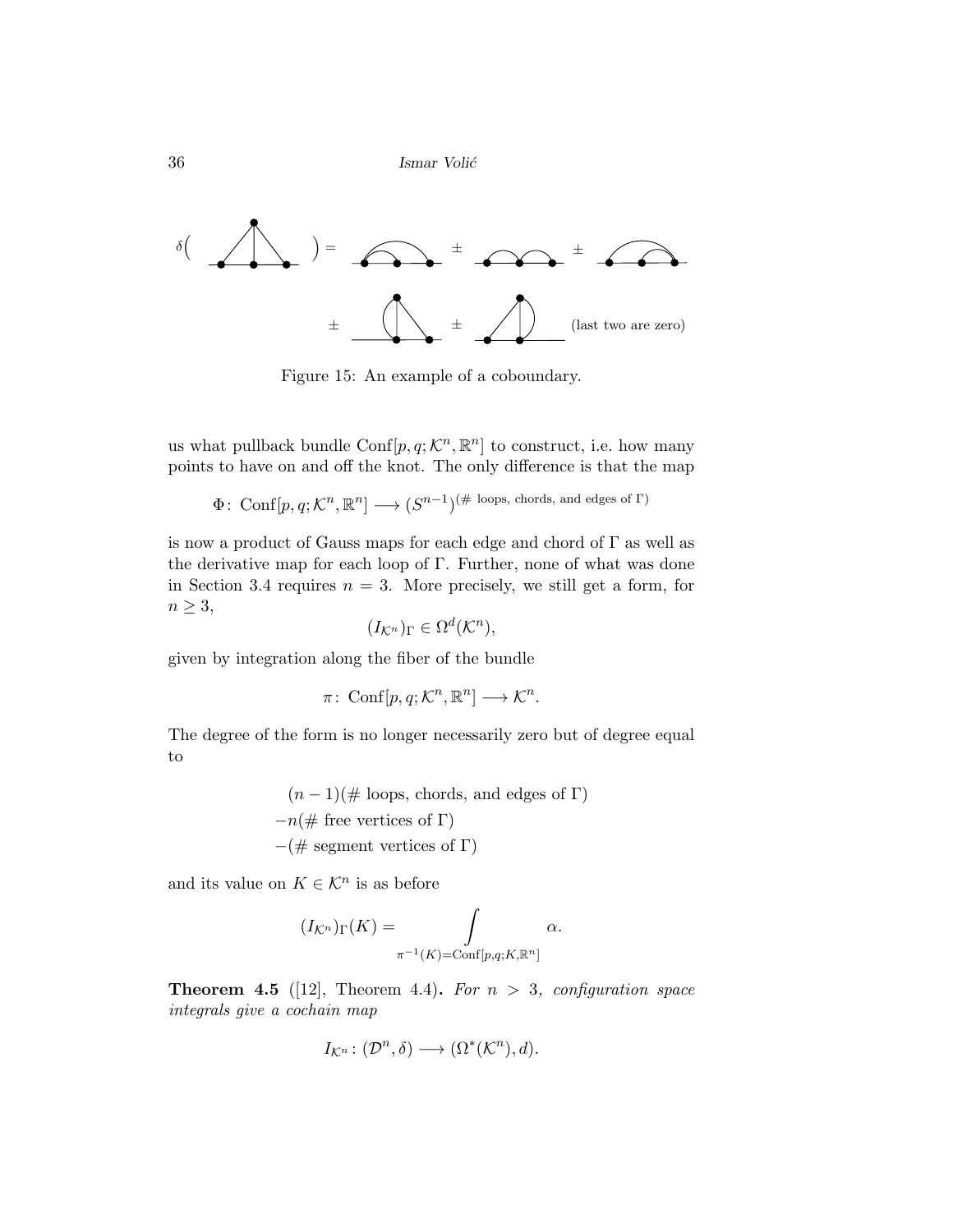Figure 15: An example of a coboundary.

us what pullback bundle $\mathrm{Conf}[p, q; \mathcal{K}^n, \mathbb{R}^n]$ to construct, i.e. how many points to have on and off the knot. The only difference is that the map

$$\Phi\colon \mathrm{Conf}[p, q; \mathcal{K}^n, \mathbb{R}^n] \longrightarrow (S^{n-1})^{(\#\text{ loops, chords, and edges of }\Gamma)}$$

is now a product of Gauss maps for each edge and chord of $\Gamma$ as well as the derivative map for each loop of $\Gamma$. Further, none of what was done in Section 3.4 requires $n = 3$. More precisely, we still get a form, for $n \geq 3$,

$$(I_{\mathcal{K}^n})_\Gamma \in \Omega^d(\mathcal{K}^n),$$

given by integration along the fiber of the bundle

$$\pi\colon \mathrm{Conf}[p, q; \mathcal{K}^n, \mathbb{R}^n] \longrightarrow \mathcal{K}^n.$$

The degree of the form is no longer necessarily zero but of degree equal to

$$\begin{gathered}(n-1)(\#\text{ loops, chords, and edges of }\Gamma)\\ -n(\#\text{ free vertices of }\Gamma)\\ -(\#\text{ segment vertices of }\Gamma)\end{gathered}$$

and its value on $K \in \mathcal{K}^n$ is as before

$$(I_{\mathcal{K}^n})_\Gamma(K) = \int\limits_{\pi^{-1}(K)=\mathrm{Conf}[p,q;K,\mathbb{R}^n]} \alpha.$$

**Theorem 4.5** ([12], Theorem 4.4)**.** *For $n > 3$, configuration space integrals give a cochain map*

$$I_{\mathcal{K}^n}\colon (\mathcal{D}^n, \delta) \longrightarrow (\Omega^*(\mathcal{K}^n), d).$$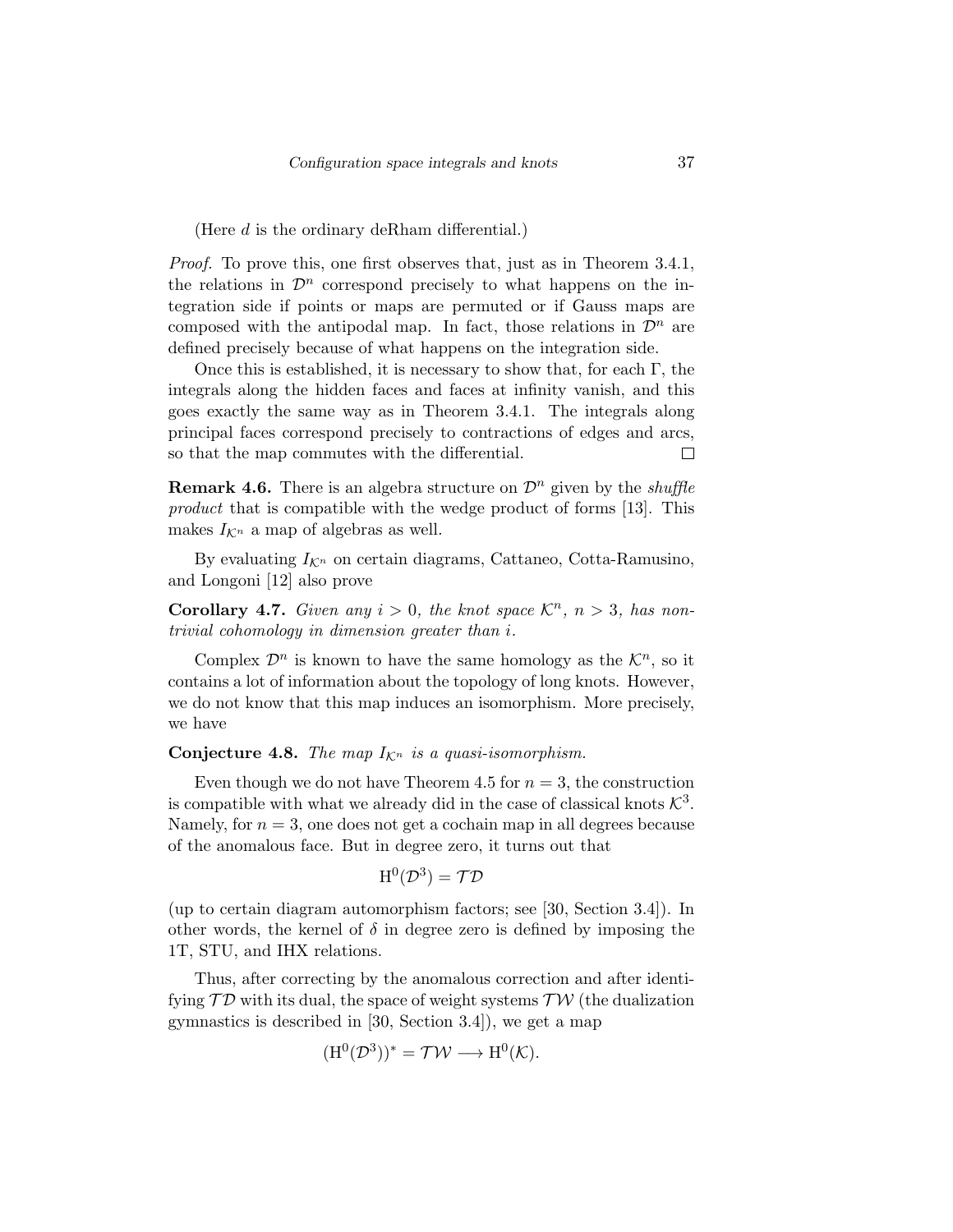(Here $d$ is the ordinary deRham differential.)

*Proof.* To prove this, one first observes that, just as in Theorem 3.4.1, the relations in $\mathcal{D}^n$ correspond precisely to what happens on the integration side if points or maps are permuted or if Gauss maps are composed with the antipodal map. In fact, those relations in $\mathcal{D}^n$ are defined precisely because of what happens on the integration side.

Once this is established, it is necessary to show that, for each $\Gamma$, the integrals along the hidden faces and faces at infinity vanish, and this goes exactly the same way as in Theorem 3.4.1. The integrals along principal faces correspond precisely to contractions of edges and arcs, so that the map commutes with the differential. $\square$

**Remark 4.6.** There is an algebra structure on $\mathcal{D}^n$ given by the *shuffle product* that is compatible with the wedge product of forms [13]. This makes $I_{\mathcal{K}^n}$ a map of algebras as well.

By evaluating $I_{\mathcal{K}^n}$ on certain diagrams, Cattaneo, Cotta-Ramusino, and Longoni [12] also prove

**Corollary 4.7.** *Given any $i > 0$, the knot space $\mathcal{K}^n$, $n > 3$, has nontrivial cohomology in dimension greater than $i$.*

Complex $\mathcal{D}^n$ is known to have the same homology as the $\mathcal{K}^n$, so it contains a lot of information about the topology of long knots. However, we do not know that this map induces an isomorphism. More precisely, we have

**Conjecture 4.8.** *The map $I_{\mathcal{K}^n}$ is a quasi-isomorphism.*

Even though we do not have Theorem 4.5 for $n = 3$, the construction is compatible with what we already did in the case of classical knots $\mathcal{K}^3$. Namely, for $n = 3$, one does not get a cochain map in all degrees because of the anomalous face. But in degree zero, it turns out that

$$\mathrm{H}^0(\mathcal{D}^3) = \mathcal{TD}$$

(up to certain diagram automorphism factors; see [30, Section 3.4]). In other words, the kernel of $\delta$ in degree zero is defined by imposing the 1T, STU, and IHX relations.

Thus, after correcting by the anomalous correction and after identifying $\mathcal{TD}$ with its dual, the space of weight systems $\mathcal{TW}$ (the dualization gymnastics is described in [30, Section 3.4]), we get a map

$$(\mathrm{H}^0(\mathcal{D}^3))^* = \mathcal{TW} \longrightarrow \mathrm{H}^0(\mathcal{K}).$$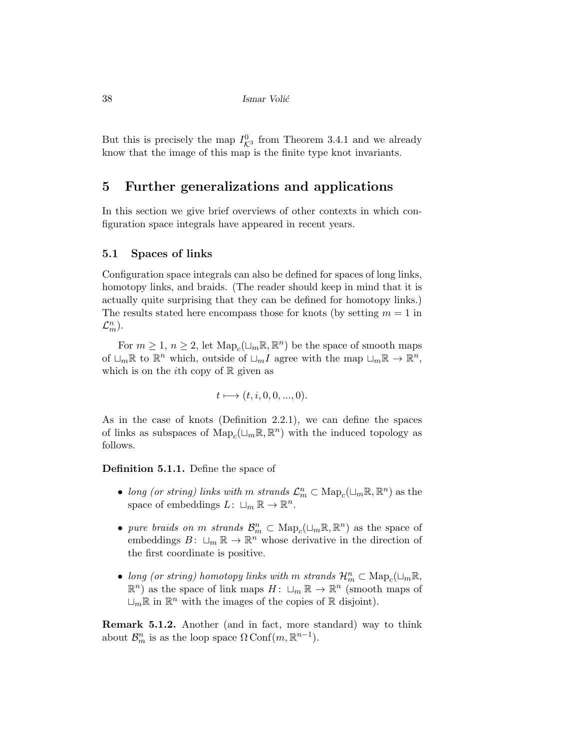But this is precisely the map $I^0_{\mathcal{K}^3}$ from Theorem 3.4.1 and we already know that the image of this map is the finite type knot invariants.

# 5 Further generalizations and applications

In this section we give brief overviews of other contexts in which configuration space integrals have appeared in recent years.

## 5.1 Spaces of links

Configuration space integrals can also be defined for spaces of long links, homotopy links, and braids. (The reader should keep in mind that it is actually quite surprising that they can be defined for homotopy links.) The results stated here encompass those for knots (by setting $m = 1$ in $\mathcal{L}^n_m$).

For $m \geq 1$, $n \geq 2$, let $\mathrm{Map}_c(\sqcup_m \mathbb{R}, \mathbb{R}^n)$ be the space of smooth maps of $\sqcup_m \mathbb{R}$ to $\mathbb{R}^n$ which, outside of $\sqcup_m I$ agree with the map $\sqcup_m \mathbb{R} \to \mathbb{R}^n$, which is on the $i$th copy of $\mathbb{R}$ given as

$$t \longmapsto (t, i, 0, 0, ..., 0).$$

As in the case of knots (Definition 2.2.1), we can define the spaces of links as subspaces of $\mathrm{Map}_c(\sqcup_m \mathbb{R}, \mathbb{R}^n)$ with the induced topology as follows.

**Definition 5.1.1.** Define the space of

- *long (or string) links with $m$ strands* $\mathcal{L}^n_m \subset \mathrm{Map}_c(\sqcup_m \mathbb{R}, \mathbb{R}^n)$ as the space of embeddings $L \colon \sqcup_m \mathbb{R} \to \mathbb{R}^n$.
- *pure braids on $m$ strands* $\mathcal{B}^n_m \subset \mathrm{Map}_c(\sqcup_m \mathbb{R}, \mathbb{R}^n)$ as the space of embeddings $B \colon \sqcup_m \mathbb{R} \to \mathbb{R}^n$ whose derivative in the direction of the first coordinate is positive.
- *long (or string) homotopy links with $m$ strands* $\mathcal{H}^n_m \subset \mathrm{Map}_c(\sqcup_m \mathbb{R}, \mathbb{R}^n)$ as the space of link maps $H \colon \sqcup_m \mathbb{R} \to \mathbb{R}^n$ (smooth maps of $\sqcup_m \mathbb{R}$ in $\mathbb{R}^n$ with the images of the copies of $\mathbb{R}$ disjoint).

**Remark 5.1.2.** Another (and in fact, more standard) way to think about $\mathcal{B}^n_m$ is as the loop space $\Omega\, \mathrm{Conf}(m, \mathbb{R}^{n-1})$.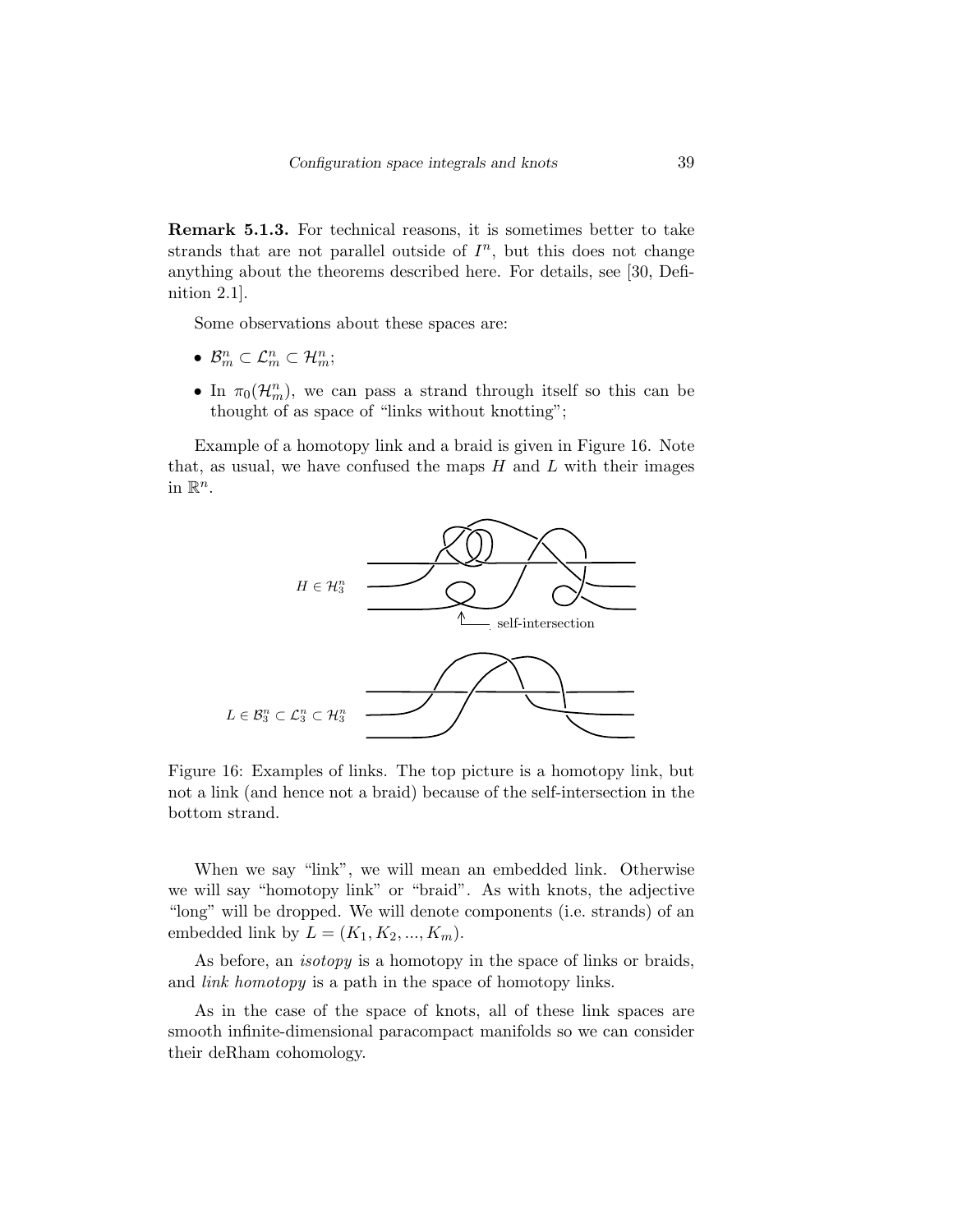**Remark 5.1.3.** For technical reasons, it is sometimes better to take strands that are not parallel outside of $I^n$, but this does not change anything about the theorems described here. For details, see [30, Definition 2.1].

Some observations about these spaces are:

- $\mathcal{B}^n_m \subset \mathcal{L}^n_m \subset \mathcal{H}^n_m$;
- In $\pi_0(\mathcal{H}^n_m)$, we can pass a strand through itself so this can be thought of as space of "links without knotting";

Example of a homotopy link and a braid is given in Figure 16. Note that, as usual, we have confused the maps $H$ and $L$ with their images in $\mathbb{R}^n$.

Figure 16: Examples of links. The top picture is a homotopy link, but not a link (and hence not a braid) because of the self-intersection in the bottom strand.

When we say "link", we will mean an embedded link. Otherwise we will say "homotopy link" or "braid". As with knots, the adjective "long" will be dropped. We will denote components (i.e. strands) of an embedded link by $L = (K_1, K_2, ..., K_m)$.

As before, an *isotopy* is a homotopy in the space of links or braids, and *link homotopy* is a path in the space of homotopy links.

As in the case of the space of knots, all of these link spaces are smooth infinite-dimensional paracompact manifolds so we can consider their deRham cohomology.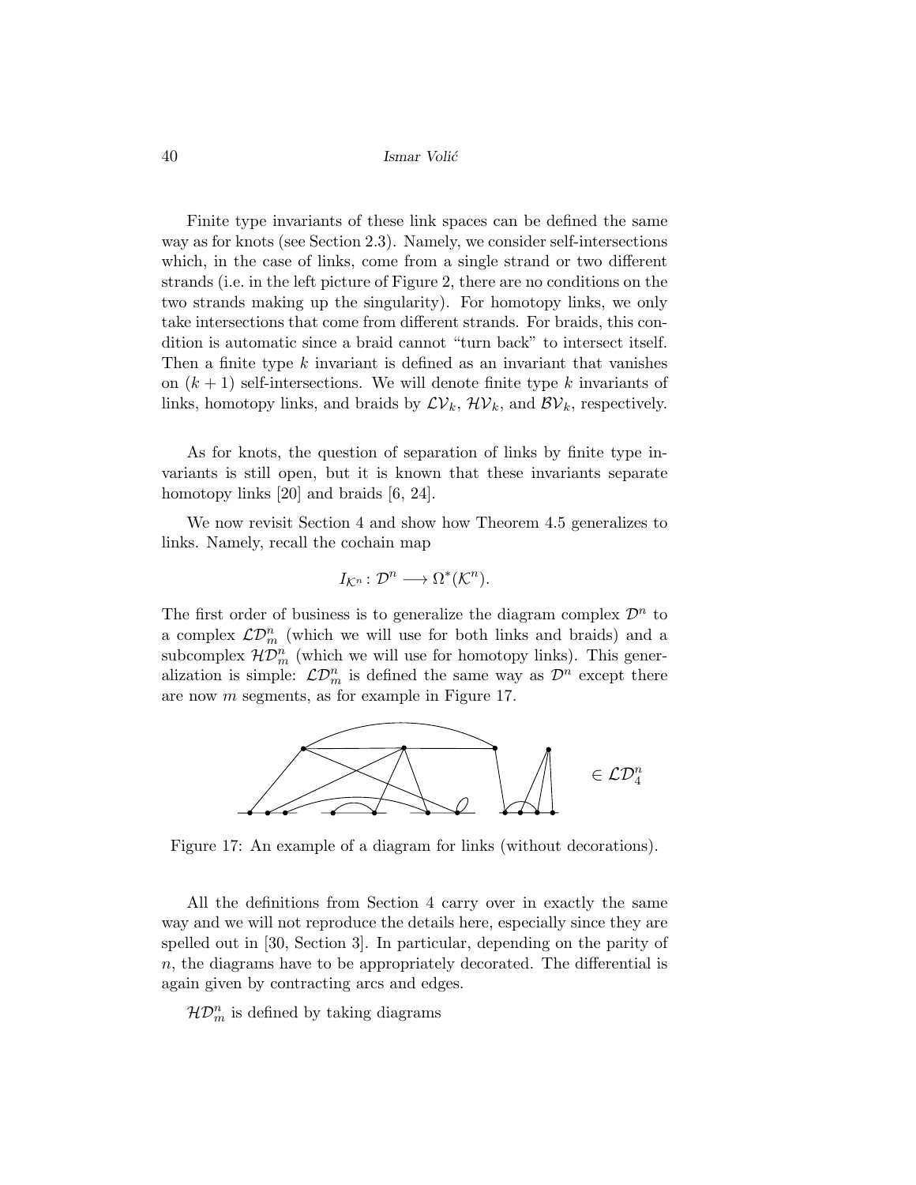Finite type invariants of these link spaces can be defined the same way as for knots (see Section 2.3). Namely, we consider self-intersections which, in the case of links, come from a single strand or two different strands (i.e. in the left picture of Figure 2, there are no conditions on the two strands making up the singularity). For homotopy links, we only take intersections that come from different strands. For braids, this condition is automatic since a braid cannot "turn back" to intersect itself. Then a finite type $k$ invariant is defined as an invariant that vanishes on $(k+1)$ self-intersections. We will denote finite type $k$ invariants of links, homotopy links, and braids by $\mathcal{LV}_k$, $\mathcal{HV}_k$, and $\mathcal{BV}_k$, respectively.

As for knots, the question of separation of links by finite type invariants is still open, but it is known that these invariants separate homotopy links [20] and braids [6, 24].

We now revisit Section 4 and show how Theorem 4.5 generalizes to links. Namely, recall the cochain map

$$I_{\mathcal{K}^n} \colon \mathcal{D}^n \longrightarrow \Omega^*(\mathcal{K}^n).$$

The first order of business is to generalize the diagram complex $\mathcal{D}^n$ to a complex $\mathcal{LD}^n_m$ (which we will use for both links and braids) and a subcomplex $\mathcal{HD}^n_m$ (which we will use for homotopy links). This generalization is simple: $\mathcal{LD}^n_m$ is defined the same way as $\mathcal{D}^n$ except there are now $m$ segments, as for example in Figure 17.

$\in \mathcal{LD}^n_4$

Figure 17: An example of a diagram for links (without decorations).

All the definitions from Section 4 carry over in exactly the same way and we will not reproduce the details here, especially since they are spelled out in [30, Section 3]. In particular, depending on the parity of $n$, the diagrams have to be appropriately decorated. The differential is again given by contracting arcs and edges.

$\mathcal{HD}^n_m$ is defined by taking diagrams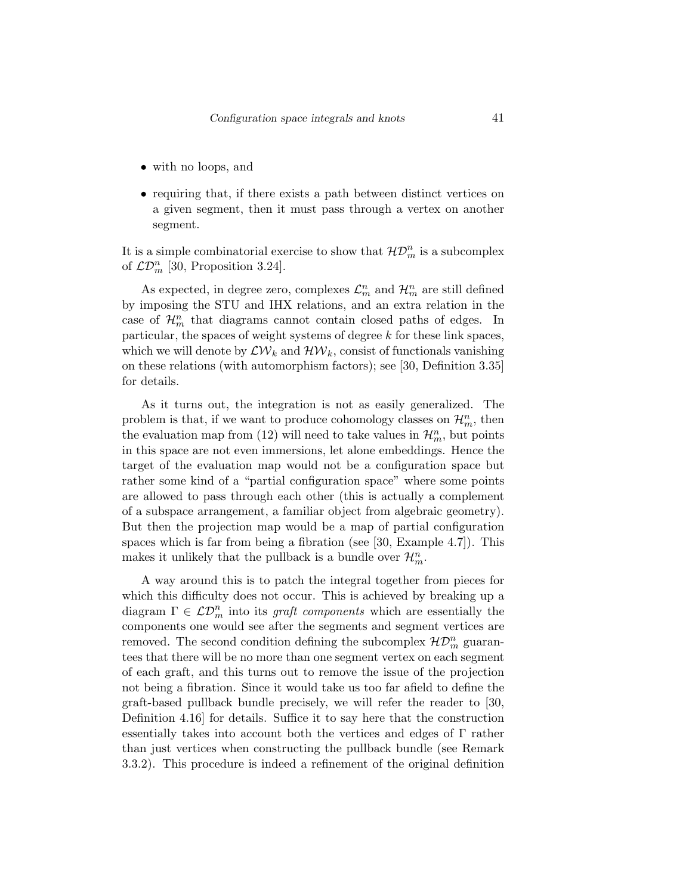- with no loops, and
- requiring that, if there exists a path between distinct vertices on a given segment, then it must pass through a vertex on another segment.

It is a simple combinatorial exercise to show that $\mathcal{HD}_m^n$ is a subcomplex of $\mathcal{LD}_m^n$ [30, Proposition 3.24].

As expected, in degree zero, complexes $\mathcal{L}_m^n$ and $\mathcal{H}_m^n$ are still defined by imposing the STU and IHX relations, and an extra relation in the case of $\mathcal{H}_m^n$ that diagrams cannot contain closed paths of edges. In particular, the spaces of weight systems of degree $k$ for these link spaces, which we will denote by $\mathcal{LW}_k$ and $\mathcal{HW}_k$, consist of functionals vanishing on these relations (with automorphism factors); see [30, Definition 3.35] for details.

As it turns out, the integration is not as easily generalized. The problem is that, if we want to produce cohomology classes on $\mathcal{H}_m^n$, then the evaluation map from (12) will need to take values in $\mathcal{H}_m^n$, but points in this space are not even immersions, let alone embeddings. Hence the target of the evaluation map would not be a configuration space but rather some kind of a "partial configuration space" where some points are allowed to pass through each other (this is actually a complement of a subspace arrangement, a familiar object from algebraic geometry). But then the projection map would be a map of partial configuration spaces which is far from being a fibration (see [30, Example 4.7]). This makes it unlikely that the pullback is a bundle over $\mathcal{H}_m^n$.

A way around this is to patch the integral together from pieces for which this difficulty does not occur. This is achieved by breaking up a diagram $\Gamma \in \mathcal{LD}_m^n$ into its *graft components* which are essentially the components one would see after the segments and segment vertices are removed. The second condition defining the subcomplex $\mathcal{HD}_m^n$ guarantees that there will be no more than one segment vertex on each segment of each graft, and this turns out to remove the issue of the projection not being a fibration. Since it would take us too far afield to define the graft-based pullback bundle precisely, we will refer the reader to [30, Definition 4.16] for details. Suffice it to say here that the construction essentially takes into account both the vertices and edges of $\Gamma$ rather than just vertices when constructing the pullback bundle (see Remark 3.3.2). This procedure is indeed a refinement of the original definition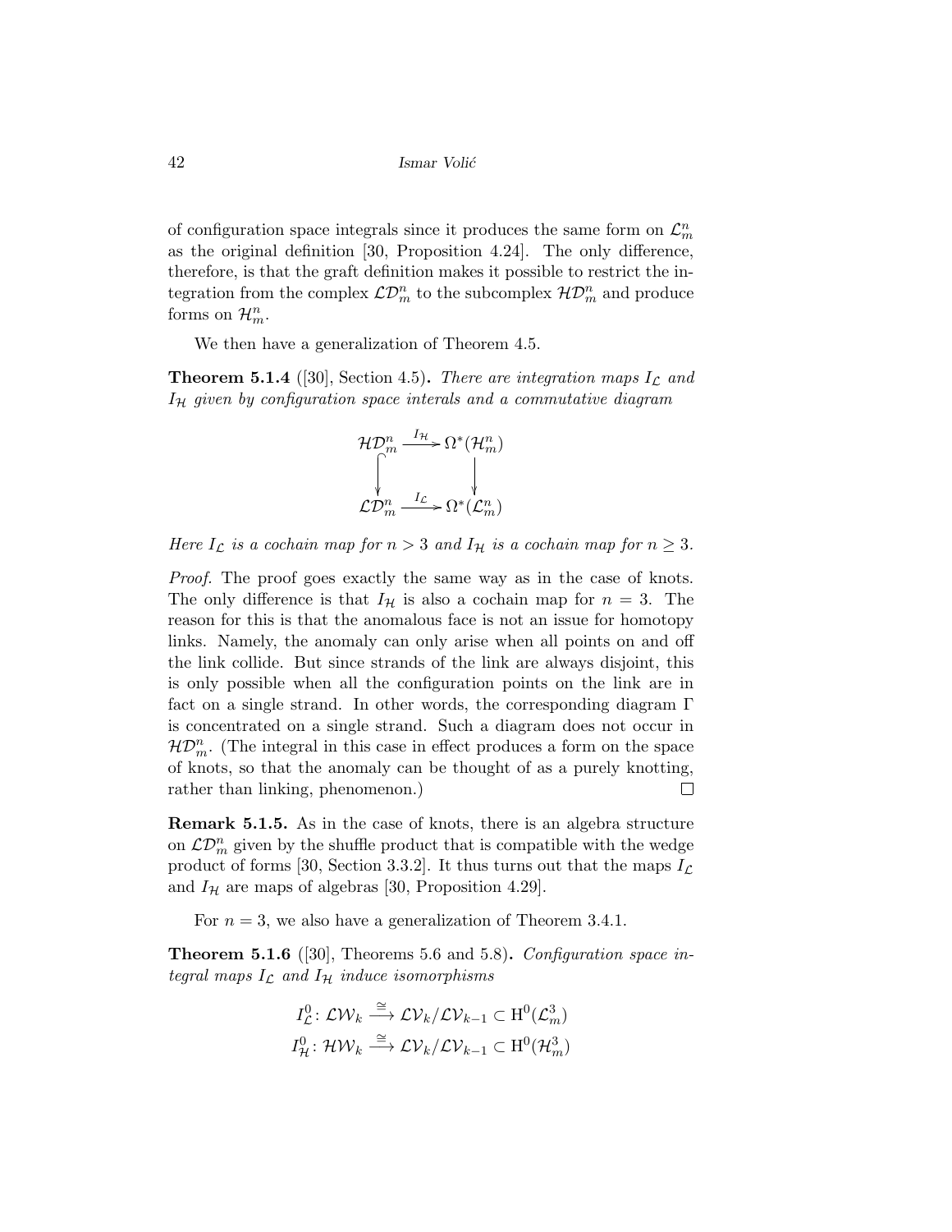of configuration space integrals since it produces the same form on $\mathcal{L}_m^n$ as the original definition [30, Proposition 4.24]. The only difference, therefore, is that the graft definition makes it possible to restrict the integration from the complex $\mathcal{LD}_m^n$ to the subcomplex $\mathcal{HD}_m^n$ and produce forms on $\mathcal{H}_m^n$.

We then have a generalization of Theorem 4.5.

**Theorem 5.1.4** ([30], Section 4.5)**.** *There are integration maps $I_{\mathcal{L}}$ and $I_{\mathcal{H}}$ given by configuration space interals and a commutative diagram*

$$
\begin{array}{ccc}
\mathcal{HD}_m^n & \xrightarrow{I_{\mathcal{H}}} & \Omega^*(\mathcal{H}_m^n) \\
\big\downarrow & & \big\downarrow \\
\mathcal{LD}_m^n & \xrightarrow{I_{\mathcal{L}}} & \Omega^*(\mathcal{L}_m^n)
\end{array}
$$

*Here $I_{\mathcal{L}}$ is a cochain map for $n > 3$ and $I_{\mathcal{H}}$ is a cochain map for $n \geq 3$.*

*Proof.* The proof goes exactly the same way as in the case of knots. The only difference is that $I_{\mathcal{H}}$ is also a cochain map for $n = 3$. The reason for this is that the anomalous face is not an issue for homotopy links. Namely, the anomaly can only arise when all points on and off the link collide. But since strands of the link are always disjoint, this is only possible when all the configuration points on the link are in fact on a single strand. In other words, the corresponding diagram $\Gamma$ is concentrated on a single strand. Such a diagram does not occur in $\mathcal{HD}_m^n$. (The integral in this case in effect produces a form on the space of knots, so that the anomaly can be thought of as a purely knotting, rather than linking, phenomenon.) □

**Remark 5.1.5.** As in the case of knots, there is an algebra structure on $\mathcal{LD}_m^n$ given by the shuffle product that is compatible with the wedge product of forms [30, Section 3.3.2]. It thus turns out that the maps $I_{\mathcal{L}}$ and $I_{\mathcal{H}}$ are maps of algebras [30, Proposition 4.29].

For $n = 3$, we also have a generalization of Theorem 3.4.1.

**Theorem 5.1.6** ([30], Theorems 5.6 and 5.8)**.** *Configuration space integral maps $I_{\mathcal{L}}$ and $I_{\mathcal{H}}$ induce isomorphisms*

$$
I_{\mathcal{L}}^0 \colon \mathcal{LW}_k \xrightarrow{\cong} \mathcal{LV}_k/\mathcal{LV}_{k-1} \subset \mathrm{H}^0(\mathcal{L}_m^3)
$$
$$
I_{\mathcal{H}}^0 \colon \mathcal{HW}_k \xrightarrow{\cong} \mathcal{LV}_k/\mathcal{LV}_{k-1} \subset \mathrm{H}^0(\mathcal{H}_m^3)
$$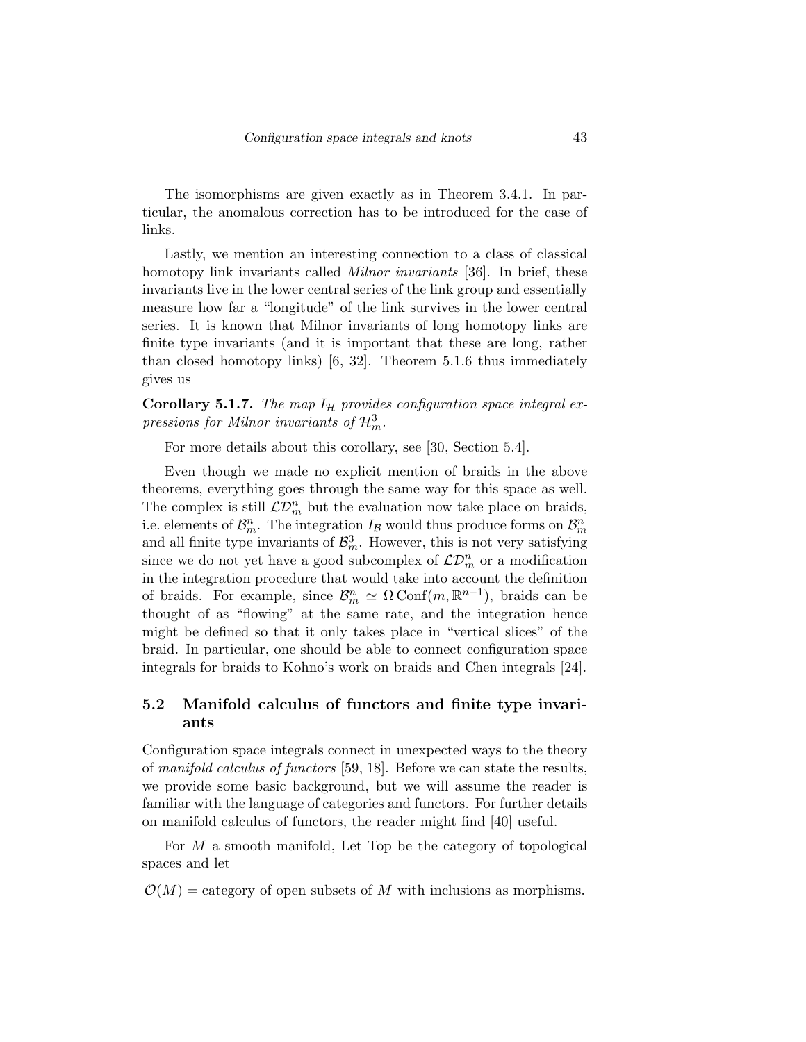The isomorphisms are given exactly as in Theorem 3.4.1. In particular, the anomalous correction has to be introduced for the case of links.

Lastly, we mention an interesting connection to a class of classical homotopy link invariants called *Milnor invariants* [36]. In brief, these invariants live in the lower central series of the link group and essentially measure how far a "longitude" of the link survives in the lower central series. It is known that Milnor invariants of long homotopy links are finite type invariants (and it is important that these are long, rather than closed homotopy links) [6, 32]. Theorem 5.1.6 thus immediately gives us

**Corollary 5.1.7.** *The map $I_{\mathcal{H}}$ provides configuration space integral expressions for Milnor invariants of $\mathcal{H}^3_m$.*

For more details about this corollary, see [30, Section 5.4].

Even though we made no explicit mention of braids in the above theorems, everything goes through the same way for this space as well. The complex is still $\mathcal{LD}^n_m$ but the evaluation now take place on braids, i.e. elements of $\mathcal{B}^n_m$. The integration $I_{\mathcal{B}}$ would thus produce forms on $\mathcal{B}^n_m$ and all finite type invariants of $\mathcal{B}^3_m$. However, this is not very satisfying since we do not yet have a good subcomplex of $\mathcal{LD}^n_m$ or a modification in the integration procedure that would take into account the definition of braids. For example, since $\mathcal{B}^n_m \simeq \Omega\,\mathrm{Conf}(m, \mathbb{R}^{n-1})$, braids can be thought of as "flowing" at the same rate, and the integration hence might be defined so that it only takes place in "vertical slices" of the braid. In particular, one should be able to connect configuration space integrals for braids to Kohno's work on braids and Chen integrals [24].

## 5.2 Manifold calculus of functors and finite type invariants

Configuration space integrals connect in unexpected ways to the theory of *manifold calculus of functors* [59, 18]. Before we can state the results, we provide some basic background, but we will assume the reader is familiar with the language of categories and functors. For further details on manifold calculus of functors, the reader might find [40] useful.

For $M$ a smooth manifold, Let Top be the category of topological spaces and let

$\mathcal{O}(M)$ = category of open subsets of $M$ with inclusions as morphisms.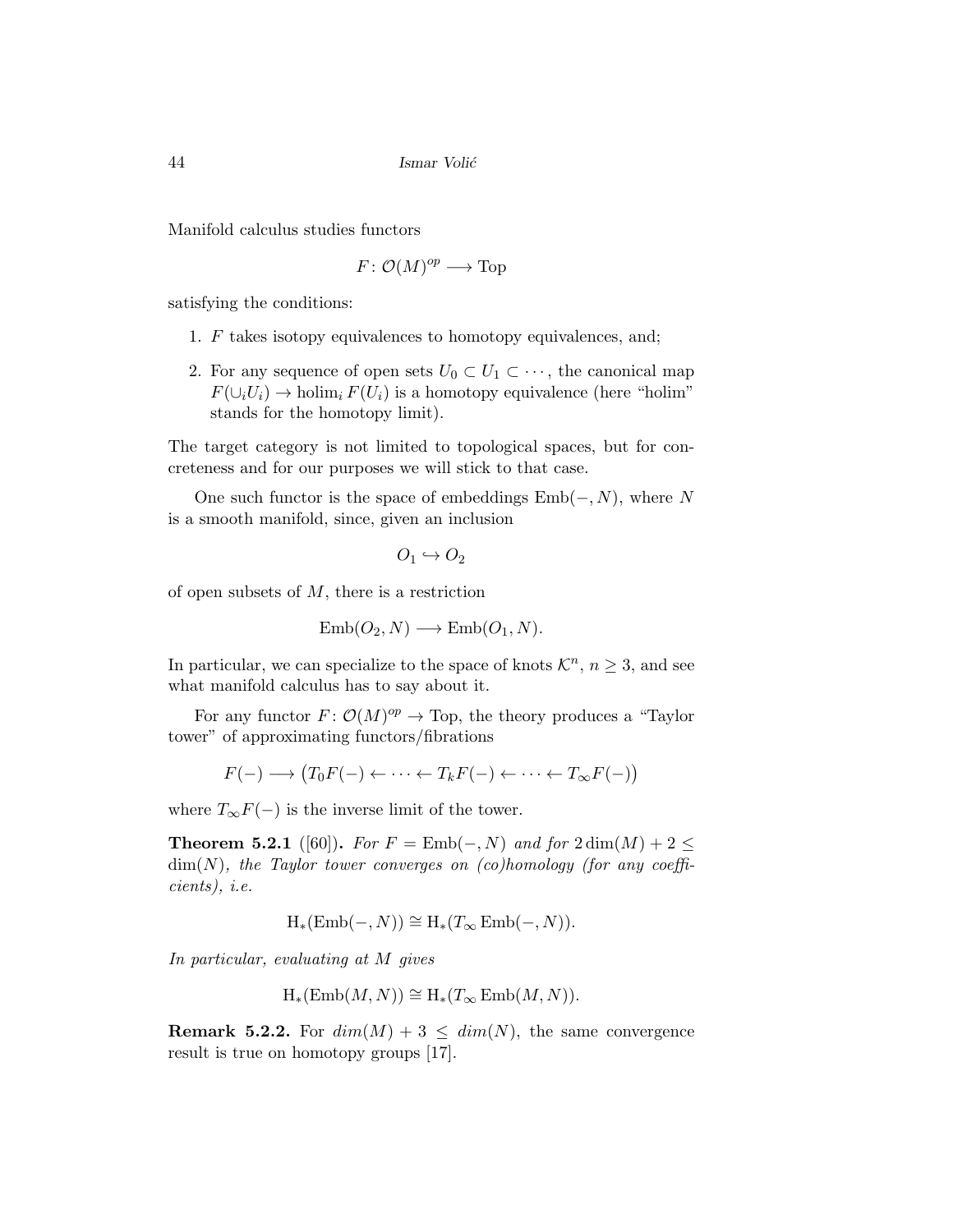Manifold calculus studies functors

$$F\colon \mathcal{O}(M)^{op} \longrightarrow \mathrm{Top}$$

satisfying the conditions:

1. $F$ takes isotopy equivalences to homotopy equivalences, and;
2. For any sequence of open sets $U_0 \subset U_1 \subset \cdots$, the canonical map $F(\cup_i U_i) \to \mathrm{holim}_i\, F(U_i)$ is a homotopy equivalence (here "holim" stands for the homotopy limit).

The target category is not limited to topological spaces, but for concreteness and for our purposes we will stick to that case.

One such functor is the space of embeddings $\mathrm{Emb}(-, N)$, where $N$ is a smooth manifold, since, given an inclusion

$$O_1 \hookrightarrow O_2$$

of open subsets of $M$, there is a restriction

$$\mathrm{Emb}(O_2, N) \longrightarrow \mathrm{Emb}(O_1, N).$$

In particular, we can specialize to the space of knots $\mathcal{K}^n$, $n \geq 3$, and see what manifold calculus has to say about it.

For any functor $F\colon \mathcal{O}(M)^{op} \to \mathrm{Top}$, the theory produces a "Taylor tower" of approximating functors/fibrations

$$F(-) \longrightarrow \big(T_0F(-) \leftarrow \cdots \leftarrow T_kF(-) \leftarrow \cdots \leftarrow T_\infty F(-)\big)$$

where $T_\infty F(-)$ is the inverse limit of the tower.

**Theorem 5.2.1** ([60])**.** *For $F = \mathrm{Emb}(-, N)$ and for $2\dim(M) + 2 \leq \dim(N)$, the Taylor tower converges on (co)homology (for any coefficients), i.e.*

$$\mathrm{H}_*(\mathrm{Emb}(-, N)) \cong \mathrm{H}_*(T_\infty \,\mathrm{Emb}(-, N)).$$

*In particular, evaluating at $M$ gives*

$$\mathrm{H}_*(\mathrm{Emb}(M, N)) \cong \mathrm{H}_*(T_\infty \,\mathrm{Emb}(M, N)).$$

**Remark 5.2.2.** For $dim(M) + 3 \leq dim(N)$, the same convergence result is true on homotopy groups [17].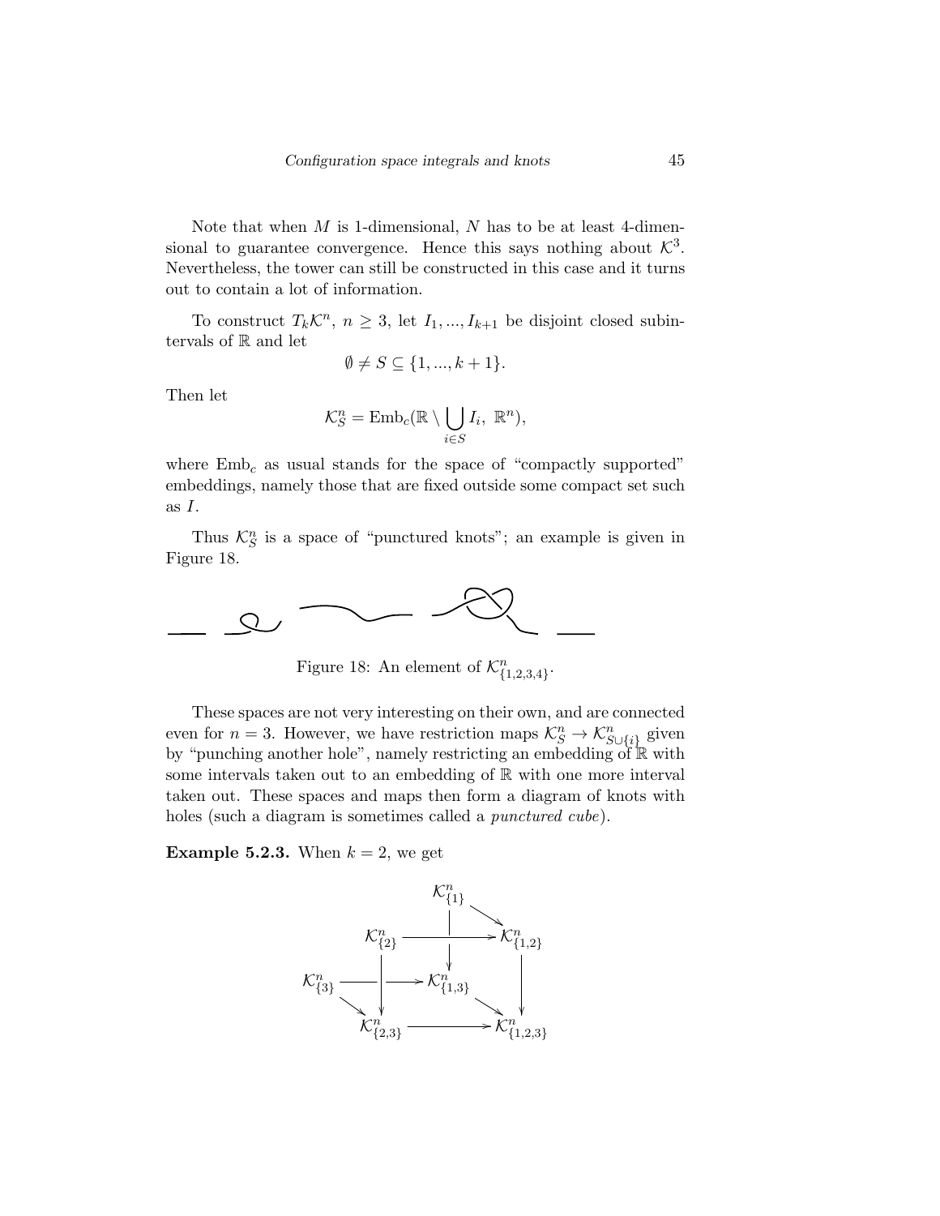Note that when $M$ is 1-dimensional, $N$ has to be at least 4-dimensional to guarantee convergence. Hence this says nothing about $\mathcal{K}^3$. Nevertheless, the tower can still be constructed in this case and it turns out to contain a lot of information.

To construct $T_k\mathcal{K}^n$, $n \geq 3$, let $I_1, ..., I_{k+1}$ be disjoint closed subintervals of $\mathbb{R}$ and let

$$\emptyset \neq S \subseteq \{1, ..., k+1\}.$$

Then let

$$\mathcal{K}^n_S = \mathrm{Emb}_c(\mathbb{R} \setminus \bigcup_{i \in S} I_i, \ \mathbb{R}^n),$$

where $\mathrm{Emb}_c$ as usual stands for the space of "compactly supported" embeddings, namely those that are fixed outside some compact set such as $I$.

Thus $\mathcal{K}^n_S$ is a space of "punctured knots"; an example is given in Figure 18.

Figure 18: An element of $\mathcal{K}^n_{\{1,2,3,4\}}$.

These spaces are not very interesting on their own, and are connected even for $n = 3$. However, we have restriction maps $\mathcal{K}^n_S \to \mathcal{K}^n_{S \cup \{i\}}$ given by "punching another hole", namely restricting an embedding of $\mathbb{R}$ with some intervals taken out to an embedding of $\mathbb{R}$ with one more interval taken out. These spaces and maps then form a diagram of knots with holes (such a diagram is sometimes called a *punctured cube*).

**Example 5.2.3.** When $k = 2$, we get

$$\begin{array}{ccccc}
 & & \mathcal{K}^n_{\{1\}} & & \\
 & \mathcal{K}^n_{\{2\}} & \longrightarrow & \mathcal{K}^n_{\{1,2\}} & \\
\mathcal{K}^n_{\{3\}} & \longrightarrow & \mathcal{K}^n_{\{1,3\}} & & \\
 & \mathcal{K}^n_{\{2,3\}} & \longrightarrow & \mathcal{K}^n_{\{1,2,3\}} &
\end{array}$$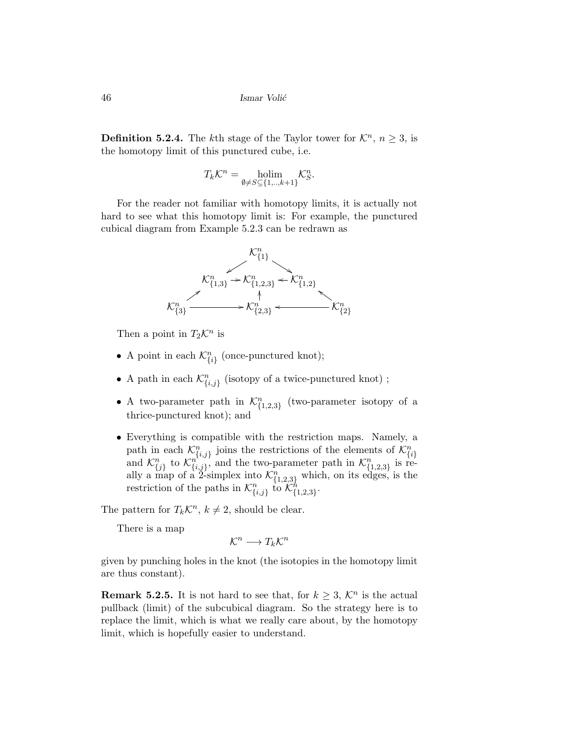**Definition 5.2.4.** The $k$th stage of the Taylor tower for $\mathcal{K}^n$, $n \geq 3$, is the homotopy limit of this punctured cube, i.e.

$$T_k\mathcal{K}^n = \operatorname*{holim}_{\emptyset \neq S \subseteq \{1,..,k+1\}} \mathcal{K}^n_S.$$

For the reader not familiar with homotopy limits, it is actually not hard to see what this homotopy limit is: For example, the punctured cubical diagram from Example 5.2.3 can be redrawn as

$$\begin{array}{ccccc} & & \mathcal{K}^n_{\{1\}} & & \\ & \swarrow & & \searrow & \\ & \mathcal{K}^n_{\{1,3\}} \to & \mathcal{K}^n_{\{1,2,3\}} & \leftarrow \mathcal{K}^n_{\{1,2\}} & \\ \nearrow & & \uparrow & & \nwarrow \\ \mathcal{K}^n_{\{3\}} & \longrightarrow & \mathcal{K}^n_{\{2,3\}} & \longleftarrow & \mathcal{K}^n_{\{2\}} \end{array}$$

Then a point in $T_2\mathcal{K}^n$ is

- A point in each $\mathcal{K}^n_{\{i\}}$ (once-punctured knot);
- A path in each $\mathcal{K}^n_{\{i,j\}}$ (isotopy of a twice-punctured knot) ;
- A two-parameter path in $\mathcal{K}^n_{\{1,2,3\}}$ (two-parameter isotopy of a thrice-punctured knot); and
- Everything is compatible with the restriction maps. Namely, a path in each $\mathcal{K}^n_{\{i,j\}}$ joins the restrictions of the elements of $\mathcal{K}^n_{\{i\}}$ and $\mathcal{K}^n_{\{j\}}$ to $\mathcal{K}^n_{\{i,j\}}$, and the two-parameter path in $\mathcal{K}^n_{\{1,2,3\}}$ is really a map of a 2-simplex into $\mathcal{K}^n_{\{1,2,3\}}$ which, on its edges, is the restriction of the paths in $\mathcal{K}^n_{\{i,j\}}$ to $\mathcal{K}^n_{\{1,2,3\}}$.

The pattern for $T_k\mathcal{K}^n$, $k \neq 2$, should be clear.

There is a map

$$\mathcal{K}^n \longrightarrow T_k\mathcal{K}^n$$

given by punching holes in the knot (the isotopies in the homotopy limit are thus constant).

**Remark 5.2.5.** It is not hard to see that, for $k \geq 3$, $\mathcal{K}^n$ is the actual pullback (limit) of the subcubical diagram. So the strategy here is to replace the limit, which is what we really care about, by the homotopy limit, which is hopefully easier to understand.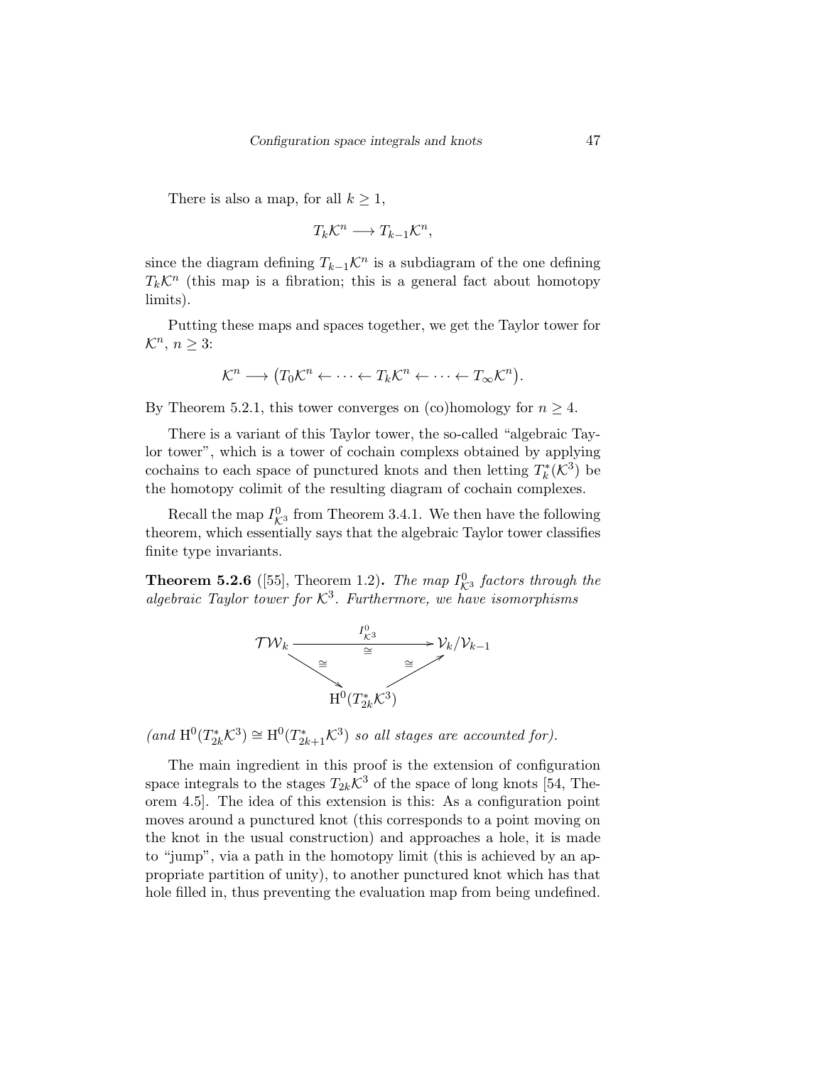There is also a map, for all $k \geq 1$,

$$T_k\mathcal{K}^n \longrightarrow T_{k-1}\mathcal{K}^n,$$

since the diagram defining $T_{k-1}\mathcal{K}^n$ is a subdiagram of the one defining $T_k\mathcal{K}^n$ (this map is a fibration; this is a general fact about homotopy limits).

Putting these maps and spaces together, we get the Taylor tower for $\mathcal{K}^n$, $n \geq 3$:

$$\mathcal{K}^n \longrightarrow \big(T_0\mathcal{K}^n \leftarrow \cdots \leftarrow T_k\mathcal{K}^n \leftarrow \cdots \leftarrow T_\infty\mathcal{K}^n\big).$$

By Theorem 5.2.1, this tower converges on (co)homology for $n \geq 4$.

There is a variant of this Taylor tower, the so-called "algebraic Taylor tower", which is a tower of cochain complexs obtained by applying cochains to each space of punctured knots and then letting $T_k^*(\mathcal{K}^3)$ be the homotopy colimit of the resulting diagram of cochain complexes.

Recall the map $I^0_{\mathcal{K}^3}$ from Theorem 3.4.1. We then have the following theorem, which essentially says that the algebraic Taylor tower classifies finite type invariants.

**Theorem 5.2.6** ([55], Theorem 1.2)**.** *The map $I^0_{\mathcal{K}^3}$ factors through the algebraic Taylor tower for $\mathcal{K}^3$. Furthermore, we have isomorphisms*

$$\begin{array}{ccc}
\mathcal{TW}_k & \xrightarrow[\cong]{\;I^0_{\mathcal{K}^3}\;} & \mathcal{V}_k/\mathcal{V}_{k-1} \\
& {\searrow}^{\cong} \quad {\nearrow}_{\cong} & \\
& \mathrm{H}^0(T^*_{2k}\mathcal{K}^3) &
\end{array}$$

*(and $\mathrm{H}^0(T^*_{2k}\mathcal{K}^3) \cong \mathrm{H}^0(T^*_{2k+1}\mathcal{K}^3)$ so all stages are accounted for).*

The main ingredient in this proof is the extension of configuration space integrals to the stages $T_{2k}\mathcal{K}^3$ of the space of long knots [54, Theorem 4.5]. The idea of this extension is this: As a configuration point moves around a punctured knot (this corresponds to a point moving on the knot in the usual construction) and approaches a hole, it is made to "jump", via a path in the homotopy limit (this is achieved by an appropriate partition of unity), to another punctured knot which has that hole filled in, thus preventing the evaluation map from being undefined.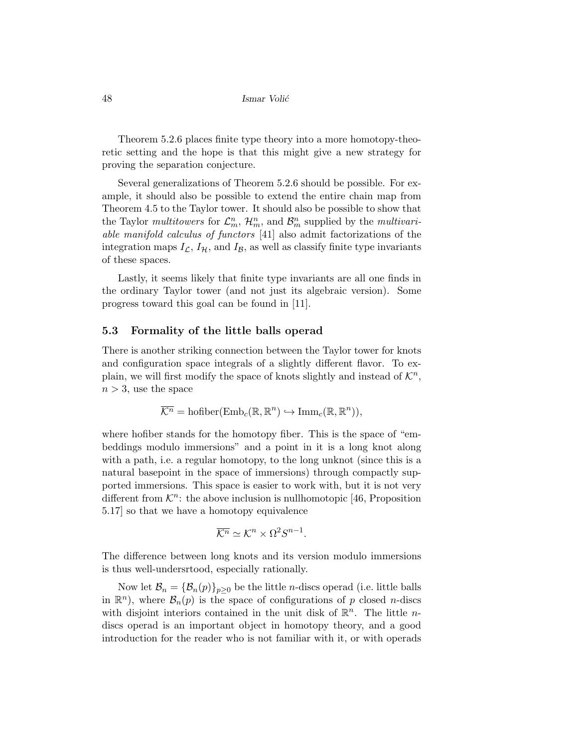Theorem 5.2.6 places finite type theory into a more homotopy-theoretic setting and the hope is that this might give a new strategy for proving the separation conjecture.

Several generalizations of Theorem 5.2.6 should be possible. For example, it should also be possible to extend the entire chain map from Theorem 4.5 to the Taylor tower. It should also be possible to show that the Taylor *multitowers* for $\mathcal{L}_m^n$, $\mathcal{H}_m^n$, and $\mathcal{B}_m^n$ supplied by the *multivariable manifold calculus of functors* [41] also admit factorizations of the integration maps $I_{\mathcal{L}}$, $I_{\mathcal{H}}$, and $I_{\mathcal{B}}$, as well as classify finite type invariants of these spaces.

Lastly, it seems likely that finite type invariants are all one finds in the ordinary Taylor tower (and not just its algebraic version). Some progress toward this goal can be found in [11].

### 5.3 Formality of the little balls operad

There is another striking connection between the Taylor tower for knots and configuration space integrals of a slightly different flavor. To explain, we will first modify the space of knots slightly and instead of $\mathcal{K}^n$, $n > 3$, use the space

$$\overline{\mathcal{K}^n} = \text{hofiber}(\text{Emb}_c(\mathbb{R}, \mathbb{R}^n) \hookrightarrow \text{Imm}_c(\mathbb{R}, \mathbb{R}^n)),$$

where hofiber stands for the homotopy fiber. This is the space of "embeddings modulo immersions" and a point in it is a long knot along with a path, i.e. a regular homotopy, to the long unknot (since this is a natural basepoint in the space of immersions) through compactly supported immersions. This space is easier to work with, but it is not very different from $\mathcal{K}^n$: the above inclusion is nullhomotopic [46, Proposition 5.17] so that we have a homotopy equivalence

$$\overline{\mathcal{K}^n} \simeq \mathcal{K}^n \times \Omega^2 S^{n-1}.$$

The difference between long knots and its version modulo immersions is thus well-undersrtood, especially rationally.

Now let $\mathcal{B}_n = \{\mathcal{B}_n(p)\}_{p\geq 0}$ be the little $n$-discs operad (i.e. little balls in $\mathbb{R}^n$), where $\mathcal{B}_n(p)$ is the space of configurations of $p$ closed $n$-discs with disjoint interiors contained in the unit disk of $\mathbb{R}^n$. The little $n$-discs operad is an important object in homotopy theory, and a good introduction for the reader who is not familiar with it, or with operads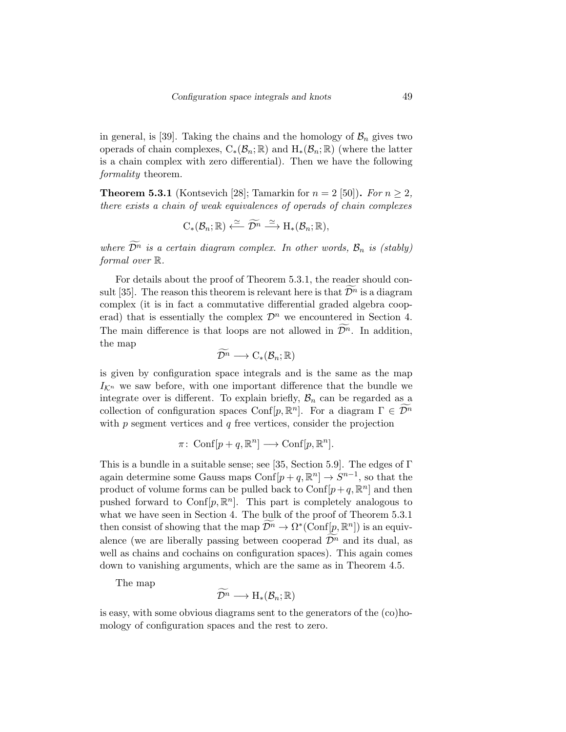in general, is [39]. Taking the chains and the homology of $\mathcal{B}_n$ gives two operads of chain complexes, $\mathrm{C}_*(\mathcal{B}_n;\mathbb{R})$ and $\mathrm{H}_*(\mathcal{B}_n;\mathbb{R})$ (where the latter is a chain complex with zero differential). Then we have the following *formality* theorem.

**Theorem 5.3.1** (Kontsevich [28]; Tamarkin for $n = 2$ [50])**.** *For $n \geq 2$, there exists a chain of weak equivalences of operads of chain complexes*

$$\mathrm{C}_*(\mathcal{B}_n;\mathbb{R}) \xleftarrow{\simeq} \widetilde{\mathcal{D}^n} \xrightarrow{\simeq} \mathrm{H}_*(\mathcal{B}_n;\mathbb{R}),$$

*where $\widetilde{\mathcal{D}^n}$ is a certain diagram complex. In other words, $\mathcal{B}_n$ is (stably) formal over $\mathbb{R}$.*

For details about the proof of Theorem 5.3.1, the reader should consult [35]. The reason this theorem is relevant here is that $\widetilde{\mathcal{D}^n}$ is a diagram complex (it is in fact a commutative differential graded algebra cooperad) that is essentially the complex $\mathcal{D}^n$ we encountered in Section 4. The main difference is that loops are not allowed in $\widetilde{\mathcal{D}^n}$. In addition, the map

$$\widetilde{\mathcal{D}^n} \longrightarrow \mathrm{C}_*(\mathcal{B}_n;\mathbb{R})$$

is given by configuration space integrals and is the same as the map $I_{\mathcal{K}^n}$ we saw before, with one important difference that the bundle we integrate over is different. To explain briefly, $\mathcal{B}_n$ can be regarded as a collection of configuration spaces $\mathrm{Conf}[p,\mathbb{R}^n]$. For a diagram $\Gamma \in \widetilde{\mathcal{D}^n}$ with $p$ segment vertices and $q$ free vertices, consider the projection

$$\pi\colon\ \mathrm{Conf}[p+q,\mathbb{R}^n] \longrightarrow \mathrm{Conf}[p,\mathbb{R}^n].$$

This is a bundle in a suitable sense; see [35, Section 5.9]. The edges of $\Gamma$ again determine some Gauss maps $\mathrm{Conf}[p+q,\mathbb{R}^n] \to S^{n-1}$, so that the product of volume forms can be pulled back to $\mathrm{Conf}[p+q,\mathbb{R}^n]$ and then pushed forward to $\mathrm{Conf}[p,\mathbb{R}^n]$. This part is completely analogous to what we have seen in Section 4. The bulk of the proof of Theorem 5.3.1 then consist of showing that the map $\widetilde{\mathcal{D}^n} \to \Omega^*(\mathrm{Conf}[p,\mathbb{R}^n])$ is an equivalence (we are liberally passing between cooperad $\widetilde{\mathcal{D}^n}$ and its dual, as well as chains and cochains on configuration spaces). This again comes down to vanishing arguments, which are the same as in Theorem 4.5.

The map

$$\widetilde{\mathcal{D}^n} \longrightarrow \mathrm{H}_*(\mathcal{B}_n;\mathbb{R})$$

is easy, with some obvious diagrams sent to the generators of the (co)homology of configuration spaces and the rest to zero.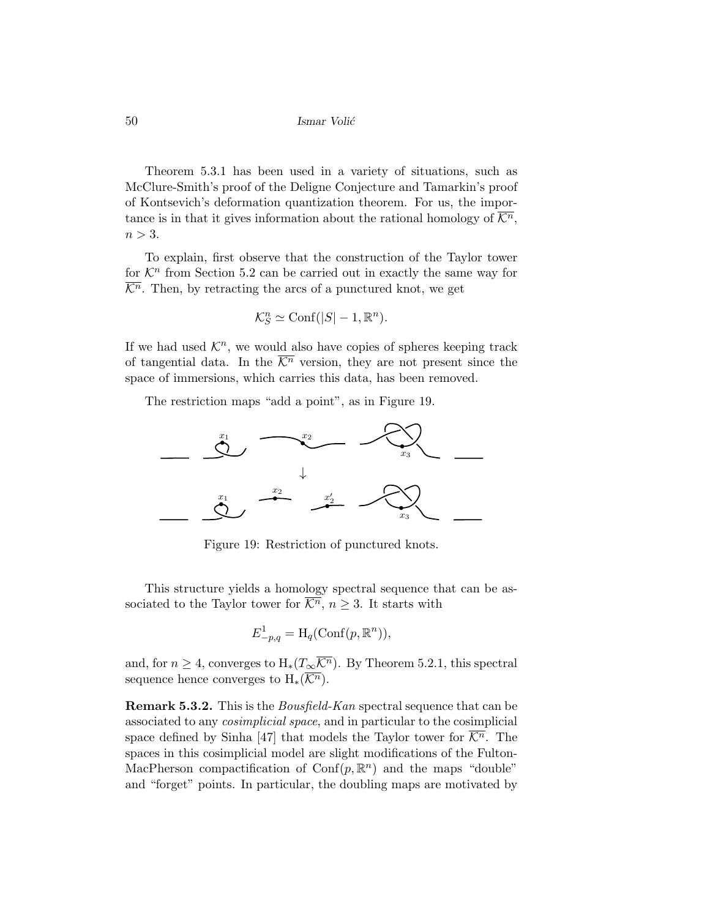Theorem 5.3.1 has been used in a variety of situations, such as McClure-Smith's proof of the Deligne Conjecture and Tamarkin's proof of Kontsevich's deformation quantization theorem. For us, the importance is in that it gives information about the rational homology of $\overline{\mathcal{K}^n}$, $n > 3$.

To explain, first observe that the construction of the Taylor tower for $\mathcal{K}^n$ from Section 5.2 can be carried out in exactly the same way for $\overline{\mathcal{K}^n}$. Then, by retracting the arcs of a punctured knot, we get

$$\mathcal{K}^n_S \simeq \mathrm{Conf}(|S| - 1, \mathbb{R}^n).$$

If we had used $\mathcal{K}^n$, we would also have copies of spheres keeping track of tangential data. In the $\overline{\mathcal{K}^n}$ version, they are not present since the space of immersions, which carries this data, has been removed.

The restriction maps "add a point", as in Figure 19.

Figure 19: Restriction of punctured knots.

This structure yields a homology spectral sequence that can be associated to the Taylor tower for $\overline{\mathcal{K}^n}$, $n \geq 3$. It starts with

$$E^1_{-p,q} = \mathrm{H}_q(\mathrm{Conf}(p, \mathbb{R}^n)),$$

and, for $n \geq 4$, converges to $\mathrm{H}_*(T_\infty \overline{\mathcal{K}^n})$. By Theorem 5.2.1, this spectral sequence hence converges to $\mathrm{H}_*(\overline{\mathcal{K}^n})$.

**Remark 5.3.2.** This is the *Bousfield-Kan* spectral sequence that can be associated to any *cosimplicial space*, and in particular to the cosimplicial space defined by Sinha [47] that models the Taylor tower for $\overline{\mathcal{K}^n}$. The spaces in this cosimplicial model are slight modifications of the Fulton-MacPherson compactification of $\mathrm{Conf}(p, \mathbb{R}^n)$ and the maps "double" and "forget" points. In particular, the doubling maps are motivated by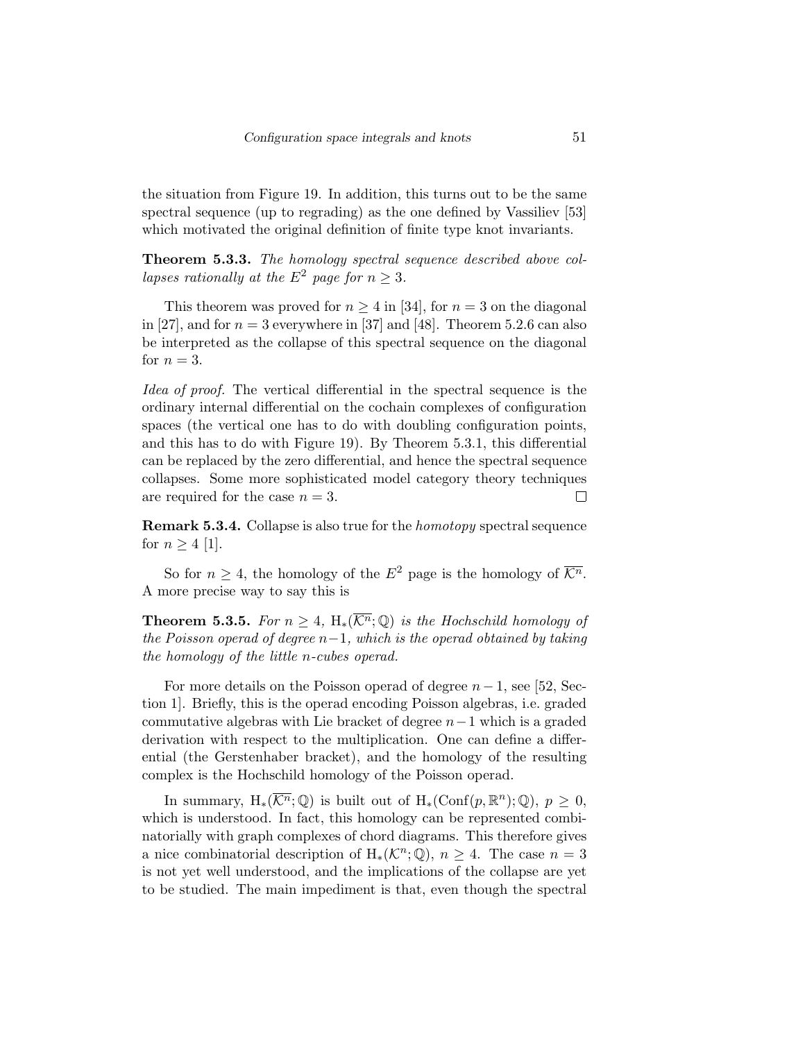the situation from Figure 19. In addition, this turns out to be the same spectral sequence (up to regrading) as the one defined by Vassiliev [53] which motivated the original definition of finite type knot invariants.

**Theorem 5.3.3.** *The homology spectral sequence described above collapses rationally at the $E^2$ page for $n \geq 3$.*

This theorem was proved for $n \geq 4$ in [34], for $n = 3$ on the diagonal in [27], and for $n = 3$ everywhere in [37] and [48]. Theorem 5.2.6 can also be interpreted as the collapse of this spectral sequence on the diagonal for $n = 3$.

*Idea of proof.* The vertical differential in the spectral sequence is the ordinary internal differential on the cochain complexes of configuration spaces (the vertical one has to do with doubling configuration points, and this has to do with Figure 19). By Theorem 5.3.1, this differential can be replaced by the zero differential, and hence the spectral sequence collapses. Some more sophisticated model category theory techniques are required for the case $n = 3$. □

**Remark 5.3.4.** Collapse is also true for the *homotopy* spectral sequence for $n \geq 4$ [1].

So for $n \geq 4$, the homology of the $E^2$ page is the homology of $\overline{\mathcal{K}^n}$. A more precise way to say this is

**Theorem 5.3.5.** *For $n \geq 4$, $\mathrm{H}_*(\overline{\mathcal{K}^n}; \mathbb{Q})$ is the Hochschild homology of the Poisson operad of degree $n-1$, which is the operad obtained by taking the homology of the little $n$-cubes operad.*

For more details on the Poisson operad of degree $n-1$, see [52, Section 1]. Briefly, this is the operad encoding Poisson algebras, i.e. graded commutative algebras with Lie bracket of degree $n-1$ which is a graded derivation with respect to the multiplication. One can define a differential (the Gerstenhaber bracket), and the homology of the resulting complex is the Hochschild homology of the Poisson operad.

In summary, $\mathrm{H}_*(\overline{\mathcal{K}^n}; \mathbb{Q})$ is built out of $\mathrm{H}_*(\mathrm{Conf}(p, \mathbb{R}^n); \mathbb{Q})$, $p \geq 0$, which is understood. In fact, this homology can be represented combinatorially with graph complexes of chord diagrams. This therefore gives a nice combinatorial description of $\mathrm{H}_*(\mathcal{K}^n; \mathbb{Q})$, $n \geq 4$. The case $n = 3$ is not yet well understood, and the implications of the collapse are yet to be studied. The main impediment is that, even though the spectral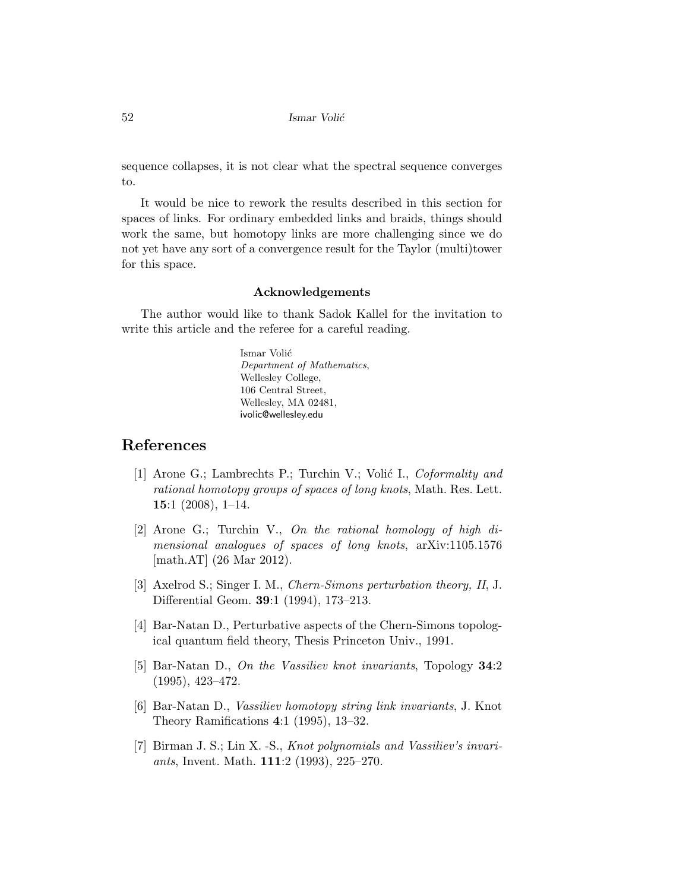sequence collapses, it is not clear what the spectral sequence converges to.

It would be nice to rework the results described in this section for spaces of links. For ordinary embedded links and braids, things should work the same, but homotopy links are more challenging since we do not yet have any sort of a convergence result for the Taylor (multi)tower for this space.

### Acknowledgements

The author would like to thank Sadok Kallel for the invitation to write this article and the referee for a careful reading.

Ismar Volić
*Department of Mathematics*,
Wellesley College,
106 Central Street,
Wellesley, MA 02481,
ivolic@wellesley.edu

## References

[1] Arone G.; Lambrechts P.; Turchin V.; Volić I., *Coformality and rational homotopy groups of spaces of long knots*, Math. Res. Lett. **15**:1 (2008), 1–14.

[2] Arone G.; Turchin V., *On the rational homology of high dimensional analogues of spaces of long knots*, arXiv:1105.1576 [math.AT] (26 Mar 2012).

[3] Axelrod S.; Singer I. M., *Chern-Simons perturbation theory, II*, J. Differential Geom. **39**:1 (1994), 173–213.

[4] Bar-Natan D., Perturbative aspects of the Chern-Simons topological quantum field theory, Thesis Princeton Univ., 1991.

[5] Bar-Natan D., *On the Vassiliev knot invariants*, Topology **34**:2 (1995), 423–472.

[6] Bar-Natan D., *Vassiliev homotopy string link invariants*, J. Knot Theory Ramifications **4**:1 (1995), 13–32.

[7] Birman J. S.; Lin X. -S., *Knot polynomials and Vassiliev's invariants*, Invent. Math. **111**:2 (1993), 225–270.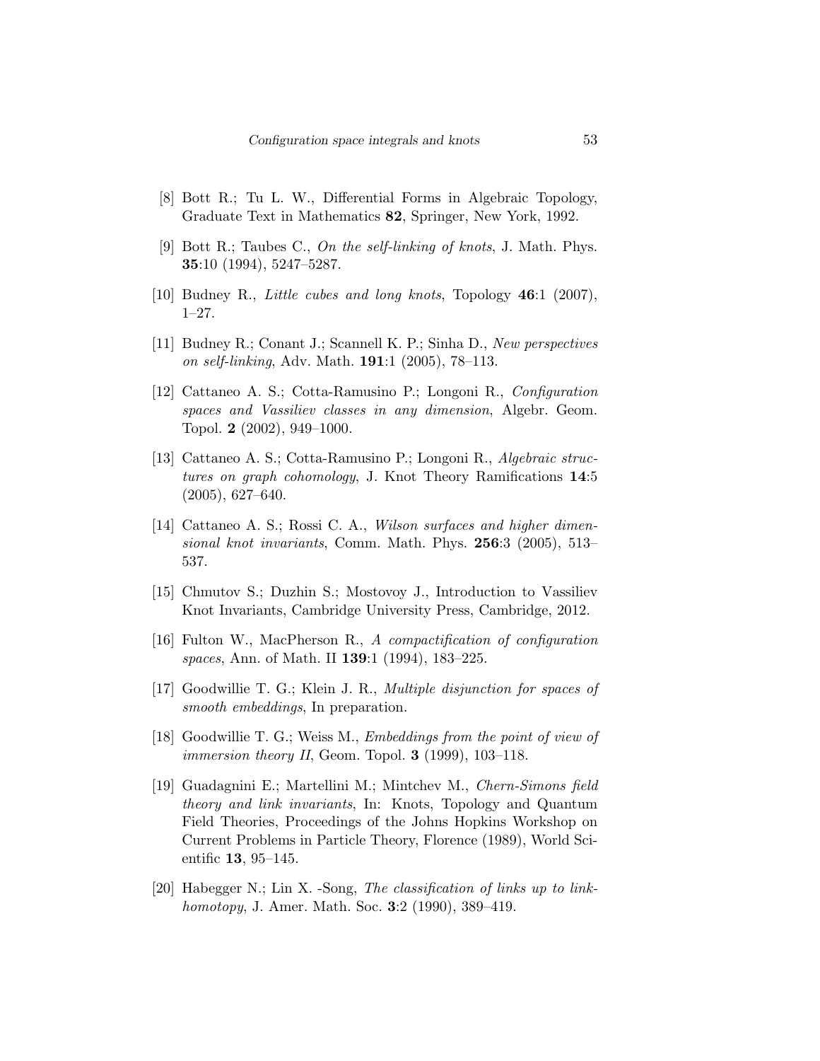[8] Bott R.; Tu L. W., Differential Forms in Algebraic Topology, Graduate Text in Mathematics **82**, Springer, New York, 1992.

[9] Bott R.; Taubes C., *On the self-linking of knots*, J. Math. Phys. **35**:10 (1994), 5247–5287.

[10] Budney R., *Little cubes and long knots*, Topology **46**:1 (2007), 1–27.

[11] Budney R.; Conant J.; Scannell K. P.; Sinha D., *New perspectives on self-linking*, Adv. Math. **191**:1 (2005), 78–113.

[12] Cattaneo A. S.; Cotta-Ramusino P.; Longoni R., *Configuration spaces and Vassiliev classes in any dimension*, Algebr. Geom. Topol. **2** (2002), 949–1000.

[13] Cattaneo A. S.; Cotta-Ramusino P.; Longoni R., *Algebraic structures on graph cohomology*, J. Knot Theory Ramifications **14**:5 (2005), 627–640.

[14] Cattaneo A. S.; Rossi C. A., *Wilson surfaces and higher dimensional knot invariants*, Comm. Math. Phys. **256**:3 (2005), 513–537.

[15] Chmutov S.; Duzhin S.; Mostovoy J., Introduction to Vassiliev Knot Invariants, Cambridge University Press, Cambridge, 2012.

[16] Fulton W., MacPherson R., *A compactification of configuration spaces*, Ann. of Math. II **139**:1 (1994), 183–225.

[17] Goodwillie T. G.; Klein J. R., *Multiple disjunction for spaces of smooth embeddings*, In preparation.

[18] Goodwillie T. G.; Weiss M., *Embeddings from the point of view of immersion theory II*, Geom. Topol. **3** (1999), 103–118.

[19] Guadagnini E.; Martellini M.; Mintchev M., *Chern-Simons field theory and link invariants*, In: Knots, Topology and Quantum Field Theories, Proceedings of the Johns Hopkins Workshop on Current Problems in Particle Theory, Florence (1989), World Scientific **13**, 95–145.

[20] Habegger N.; Lin X. -Song, *The classification of links up to link-homotopy*, J. Amer. Math. Soc. **3**:2 (1990), 389–419.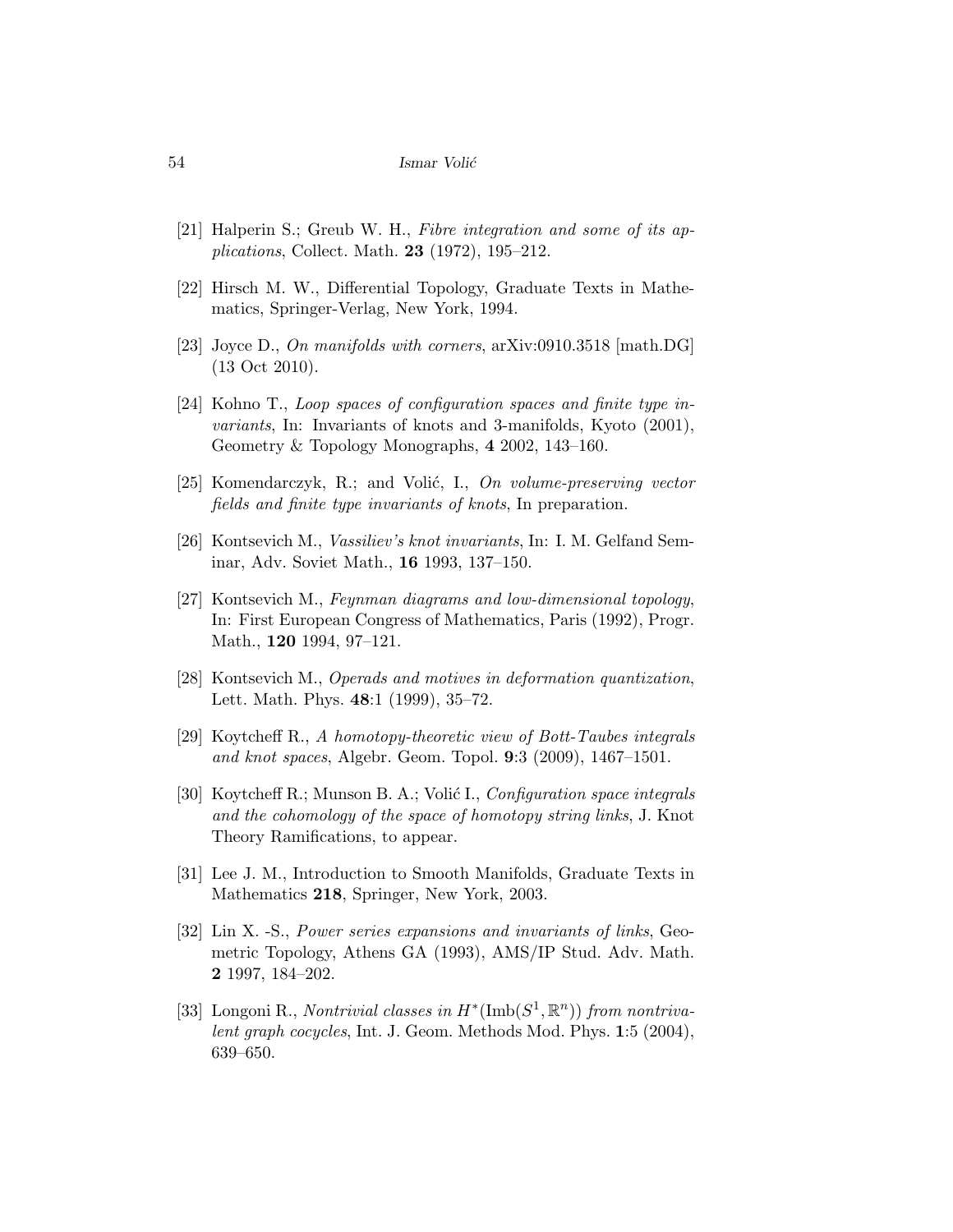[21] Halperin S.; Greub W. H., *Fibre integration and some of its applications*, Collect. Math. **23** (1972), 195–212.

[22] Hirsch M. W., Differential Topology, Graduate Texts in Mathematics, Springer-Verlag, New York, 1994.

[23] Joyce D., *On manifolds with corners*, arXiv:0910.3518 [math.DG] (13 Oct 2010).

[24] Kohno T., *Loop spaces of configuration spaces and finite type invariants*, In: Invariants of knots and 3-manifolds, Kyoto (2001), Geometry & Topology Monographs, **4** 2002, 143–160.

[25] Komendarczyk, R.; and Volić, I., *On volume-preserving vector fields and finite type invariants of knots*, In preparation.

[26] Kontsevich M., *Vassiliev's knot invariants*, In: I. M. Gelfand Seminar, Adv. Soviet Math., **16** 1993, 137–150.

[27] Kontsevich M., *Feynman diagrams and low-dimensional topology*, In: First European Congress of Mathematics, Paris (1992), Progr. Math., **120** 1994, 97–121.

[28] Kontsevich M., *Operads and motives in deformation quantization*, Lett. Math. Phys. **48**:1 (1999), 35–72.

[29] Koytcheff R., *A homotopy-theoretic view of Bott-Taubes integrals and knot spaces*, Algebr. Geom. Topol. **9**:3 (2009), 1467–1501.

[30] Koytcheff R.; Munson B. A.; Volić I., *Configuration space integrals and the cohomology of the space of homotopy string links*, J. Knot Theory Ramifications, to appear.

[31] Lee J. M., Introduction to Smooth Manifolds, Graduate Texts in Mathematics **218**, Springer, New York, 2003.

[32] Lin X. -S., *Power series expansions and invariants of links*, Geometric Topology, Athens GA (1993), AMS/IP Stud. Adv. Math. **2** 1997, 184–202.

[33] Longoni R., *Nontrivial classes in $H^*(\mathrm{Imb}(S^1, \mathbb{R}^n))$ from nontrivalent graph cocycles*, Int. J. Geom. Methods Mod. Phys. **1**:5 (2004), 639–650.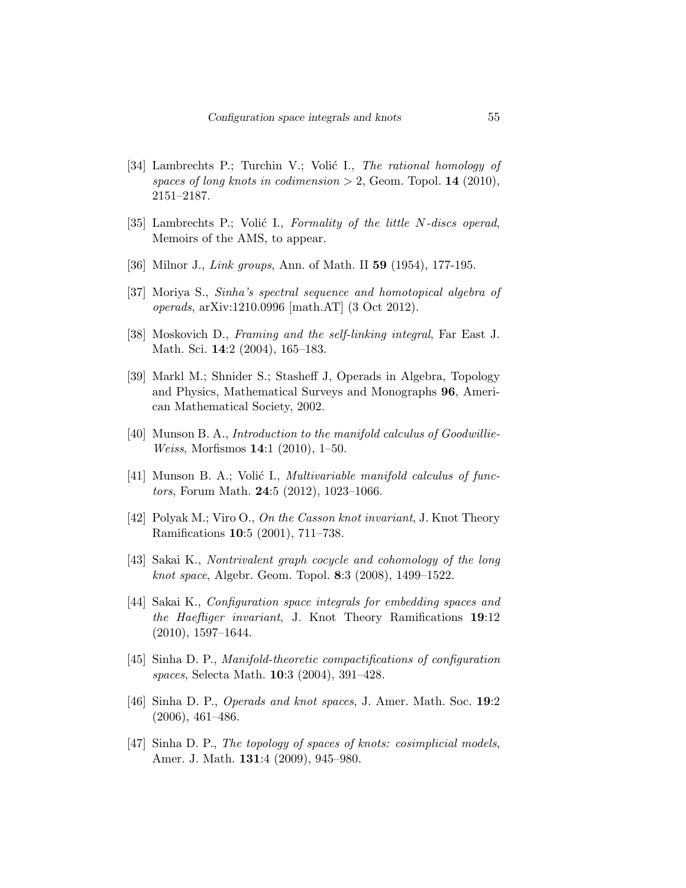[34] Lambrechts P.; Turchin V.; Volić I., *The rational homology of spaces of long knots in codimension* $> 2$, Geom. Topol. **14** (2010), 2151–2187.

[35] Lambrechts P.; Volić I., *Formality of the little N-discs operad*, Memoirs of the AMS, to appear.

[36] Milnor J., *Link groups*, Ann. of Math. II **59** (1954), 177-195.

[37] Moriya S., *Sinha's spectral sequence and homotopical algebra of operads*, arXiv:1210.0996 [math.AT] (3 Oct 2012).

[38] Moskovich D., *Framing and the self-linking integral*, Far East J. Math. Sci. **14**:2 (2004), 165–183.

[39] Markl M.; Shnider S.; Stasheff J, Operads in Algebra, Topology and Physics, Mathematical Surveys and Monographs **96**, American Mathematical Society, 2002.

[40] Munson B. A., *Introduction to the manifold calculus of Goodwillie-Weiss*, Morfismos **14**:1 (2010), 1–50.

[41] Munson B. A.; Volić I., *Multivariable manifold calculus of functors*, Forum Math. **24**:5 (2012), 1023–1066.

[42] Polyak M.; Viro O., *On the Casson knot invariant*, J. Knot Theory Ramifications **10**:5 (2001), 711–738.

[43] Sakai K., *Nontrivalent graph cocycle and cohomology of the long knot space*, Algebr. Geom. Topol. **8**:3 (2008), 1499–1522.

[44] Sakai K., *Configuration space integrals for embedding spaces and the Haefliger invariant*, J. Knot Theory Ramifications **19**:12 (2010), 1597–1644.

[45] Sinha D. P., *Manifold-theoretic compactifications of configuration spaces*, Selecta Math. **10**:3 (2004), 391–428.

[46] Sinha D. P., *Operads and knot spaces*, J. Amer. Math. Soc. **19**:2 (2006), 461–486.

[47] Sinha D. P., *The topology of spaces of knots: cosimplicial models*, Amer. J. Math. **131**:4 (2009), 945–980.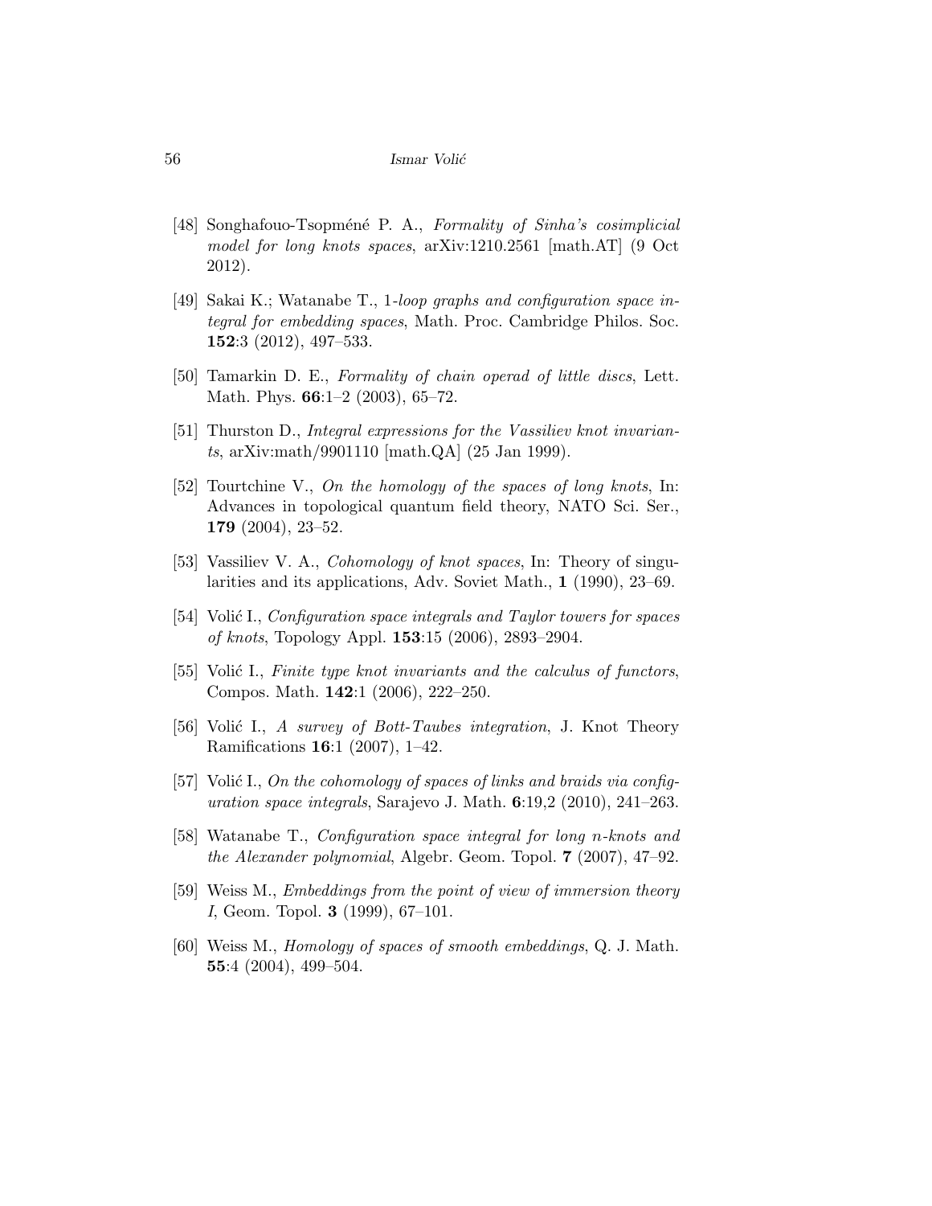[48] Songhafouo-Tsopméné P. A., *Formality of Sinha's cosimplicial model for long knots spaces*, arXiv:1210.2561 [math.AT] (9 Oct 2012).

[49] Sakai K.; Watanabe T., *1-loop graphs and configuration space integral for embedding spaces*, Math. Proc. Cambridge Philos. Soc. **152**:3 (2012), 497–533.

[50] Tamarkin D. E., *Formality of chain operad of little discs*, Lett. Math. Phys. **66**:1–2 (2003), 65–72.

[51] Thurston D., *Integral expressions for the Vassiliev knot invariants*, arXiv:math/9901110 [math.QA] (25 Jan 1999).

[52] Tourtchine V., *On the homology of the spaces of long knots*, In: Advances in topological quantum field theory, NATO Sci. Ser., **179** (2004), 23–52.

[53] Vassiliev V. A., *Cohomology of knot spaces*, In: Theory of singularities and its applications, Adv. Soviet Math., **1** (1990), 23–69.

[54] Volić I., *Configuration space integrals and Taylor towers for spaces of knots*, Topology Appl. **153**:15 (2006), 2893–2904.

[55] Volić I., *Finite type knot invariants and the calculus of functors*, Compos. Math. **142**:1 (2006), 222–250.

[56] Volić I., *A survey of Bott-Taubes integration*, J. Knot Theory Ramifications **16**:1 (2007), 1–42.

[57] Volić I., *On the cohomology of spaces of links and braids via configuration space integrals*, Sarajevo J. Math. **6**:19,2 (2010), 241–263.

[58] Watanabe T., *Configuration space integral for long n-knots and the Alexander polynomial*, Algebr. Geom. Topol. **7** (2007), 47–92.

[59] Weiss M., *Embeddings from the point of view of immersion theory I*, Geom. Topol. **3** (1999), 67–101.

[60] Weiss M., *Homology of spaces of smooth embeddings*, Q. J. Math. **55**:4 (2004), 499–504.